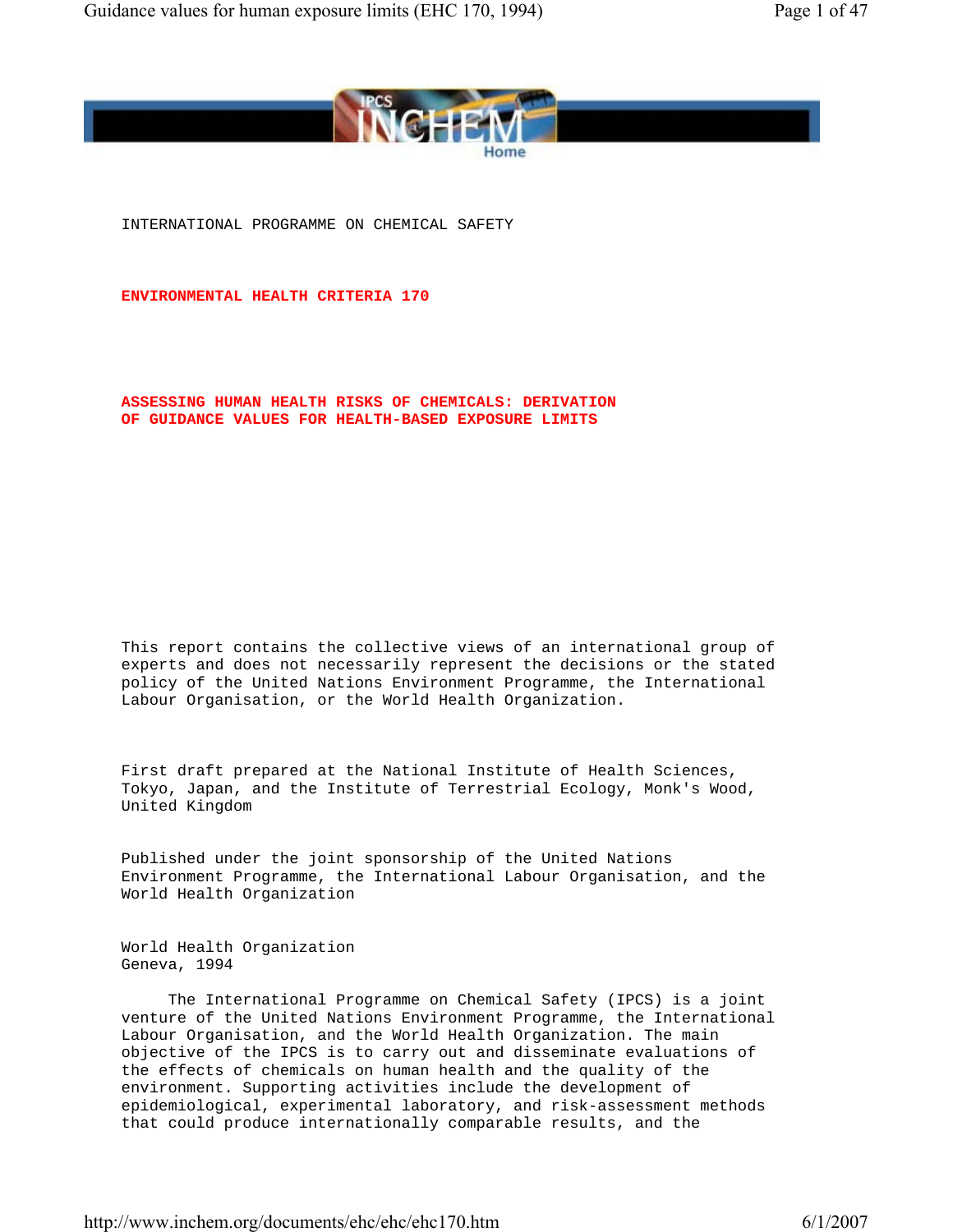INTERNATIONAL PROGRAMME ON CHEMICAL SAFETY

# ENVIRONMENTAL HEALTH CRITERIA 170

# ASSESSING HUMAN HEALTH RISKS OF CHEMICALS: DERIVATION OF GUIDANCE VALUES FOR HEALTH-BASED EXPOSURE LIMITS

This report contains the collective views of an international group of experts and does not necessarily represent the decisions or the stated policy of the United Nations Environment Programme, the International Labour Organisation, or the World Health Organization.

First draft prepared at the National Institute of Health Sciences, Tokyo, Japan, and the Institute of Terrestrial Ecology, Monk's Wood, United Kingdom

Published under the joint sponsorship of the United Nations Environment Programme, the International Labour Organisation, and the World Health Organization

World Health Organization
Geneva, 1994

The International Programme on Chemical Safety (IPCS) is a joint venture of the United Nations Environment Programme, the International Labour Organisation, and the World Health Organization. The main objective of the IPCS is to carry out and disseminate evaluations of the effects of chemicals on human health and the quality of the environment. Supporting activities include the development of epidemiological, experimental laboratory, and risk-assessment methods that could produce internationally comparable results, and the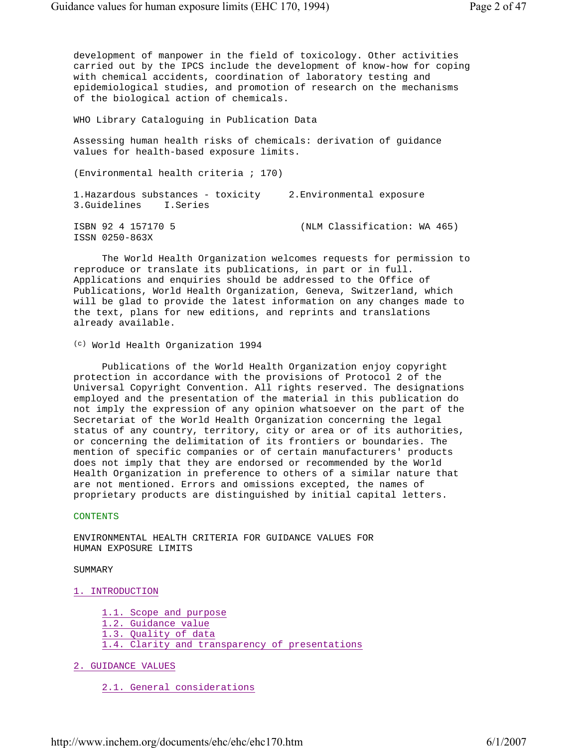development of manpower in the field of toxicology. Other activities carried out by the IPCS include the development of know-how for coping with chemical accidents, coordination of laboratory testing and epidemiological studies, and promotion of research on the mechanisms of the biological action of chemicals.

WHO Library Cataloguing in Publication Data

Assessing human health risks of chemicals: derivation of guidance values for health-based exposure limits.

(Environmental health criteria ; 170)

1.Hazardous substances - toxicity    2.Environmental exposure
3.Guidelines    I.Series

ISBN 92 4 157170 5    (NLM Classification: WA 465)
ISSN 0250-863X

The World Health Organization welcomes requests for permission to reproduce or translate its publications, in part or in full. Applications and enquiries should be addressed to the Office of Publications, World Health Organization, Geneva, Switzerland, which will be glad to provide the latest information on any changes made to the text, plans for new editions, and reprints and translations already available.

(c) World Health Organization 1994

Publications of the World Health Organization enjoy copyright protection in accordance with the provisions of Protocol 2 of the Universal Copyright Convention. All rights reserved. The designations employed and the presentation of the material in this publication do not imply the expression of any opinion whatsoever on the part of the Secretariat of the World Health Organization concerning the legal status of any country, territory, city or area or of its authorities, or concerning the delimitation of its frontiers or boundaries. The mention of specific companies or of certain manufacturers' products does not imply that they are endorsed or recommended by the World Health Organization in preference to others of a similar nature that are not mentioned. Errors and omissions excepted, the names of proprietary products are distinguished by initial capital letters.

## CONTENTS

ENVIRONMENTAL HEALTH CRITERIA FOR GUIDANCE VALUES FOR HUMAN EXPOSURE LIMITS

SUMMARY

1. INTRODUCTION
    - 1.1. Scope and purpose
    - 1.2. Guidance value
    - 1.3. Quality of data
    - 1.4. Clarity and transparency of presentations

2. GUIDANCE VALUES
    - 2.1. General considerations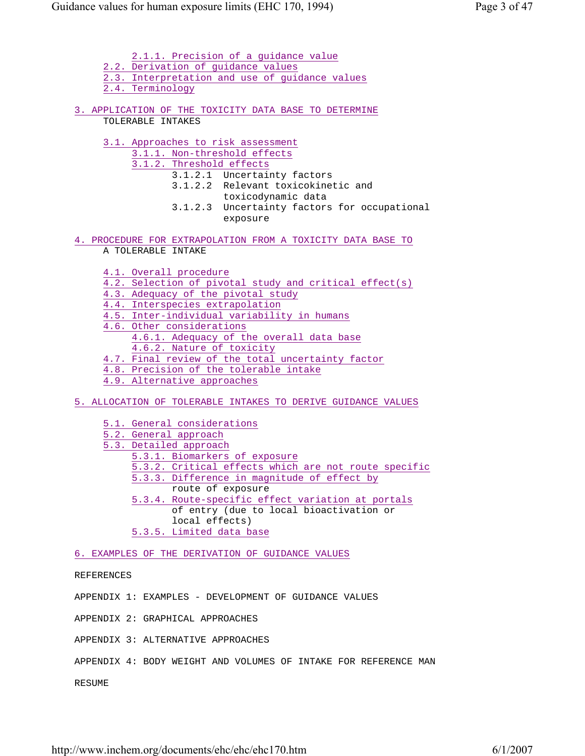- 2.1.1. Precision of a guidance value
- 2.2. Derivation of guidance values
- 2.3. Interpretation and use of guidance values
- 2.4. Terminology

3. APPLICATION OF THE TOXICITY DATA BASE TO DETERMINE TOLERABLE INTAKES

- 3.1. Approaches to risk assessment
  - 3.1.1. Non-threshold effects
  - 3.1.2. Threshold effects
    - 3.1.2.1 Uncertainty factors
    - 3.1.2.2 Relevant toxicokinetic and toxicodynamic data
    - 3.1.2.3 Uncertainty factors for occupational exposure

4. PROCEDURE FOR EXTRAPOLATION FROM A TOXICITY DATA BASE TO A TOLERABLE INTAKE

- 4.1. Overall procedure
- 4.2. Selection of pivotal study and critical effect(s)
- 4.3. Adequacy of the pivotal study
- 4.4. Interspecies extrapolation
- 4.5. Inter-individual variability in humans
- 4.6. Other considerations
  - 4.6.1. Adequacy of the overall data base
  - 4.6.2. Nature of toxicity
- 4.7. Final review of the total uncertainty factor
- 4.8. Precision of the tolerable intake
- 4.9. Alternative approaches

5. ALLOCATION OF TOLERABLE INTAKES TO DERIVE GUIDANCE VALUES

- 5.1. General considerations
- 5.2. General approach
- 5.3. Detailed approach
  - 5.3.1. Biomarkers of exposure
  - 5.3.2. Critical effects which are not route specific
  - 5.3.3. Difference in magnitude of effect by route of exposure
  - 5.3.4. Route-specific effect variation at portals of entry (due to local bioactivation or local effects)
  - 5.3.5. Limited data base

6. EXAMPLES OF THE DERIVATION OF GUIDANCE VALUES

REFERENCES

APPENDIX 1: EXAMPLES - DEVELOPMENT OF GUIDANCE VALUES

APPENDIX 2: GRAPHICAL APPROACHES

APPENDIX 3: ALTERNATIVE APPROACHES

APPENDIX 4: BODY WEIGHT AND VOLUMES OF INTAKE FOR REFERENCE MAN

RESUME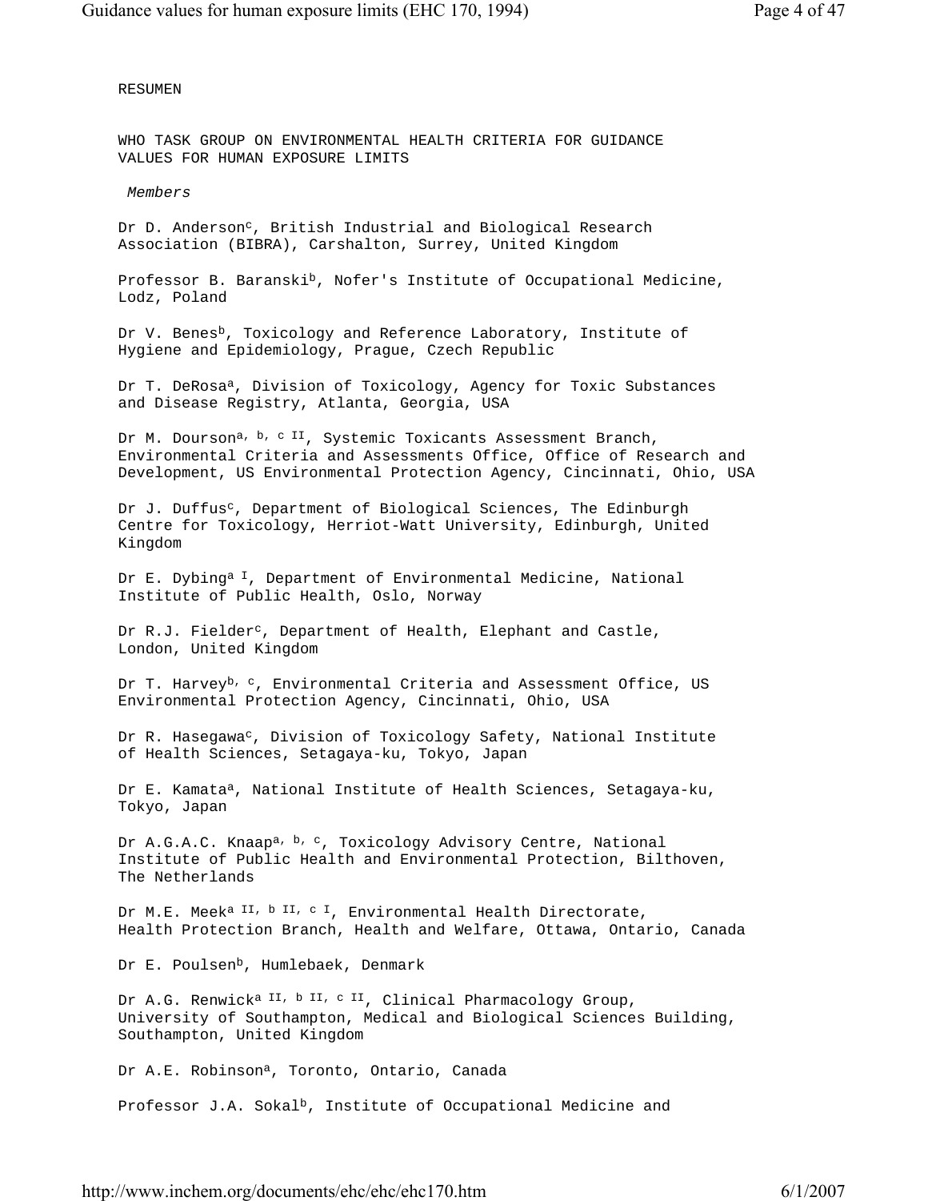RESUMEN

WHO TASK GROUP ON ENVIRONMENTAL HEALTH CRITERIA FOR GUIDANCE VALUES FOR HUMAN EXPOSURE LIMITS

*Members*

Dr D. Anderson[c], British Industrial and Biological Research Association (BIBRA), Carshalton, Surrey, United Kingdom

Professor B. Baranski[b], Nofer's Institute of Occupational Medicine, Lodz, Poland

Dr V. Benes[b], Toxicology and Reference Laboratory, Institute of Hygiene and Epidemiology, Prague, Czech Republic

Dr T. DeRosa[a], Division of Toxicology, Agency for Toxic Substances and Disease Registry, Atlanta, Georgia, USA

Dr M. Dourson[a, b, c II], Systemic Toxicants Assessment Branch, Environmental Criteria and Assessments Office, Office of Research and Development, US Environmental Protection Agency, Cincinnati, Ohio, USA

Dr J. Duffus[c], Department of Biological Sciences, The Edinburgh Centre for Toxicology, Herriot-Watt University, Edinburgh, United Kingdom

Dr E. Dybing[a I], Department of Environmental Medicine, National Institute of Public Health, Oslo, Norway

Dr R.J. Fielder[c], Department of Health, Elephant and Castle, London, United Kingdom

Dr T. Harvey[b, c], Environmental Criteria and Assessment Office, US Environmental Protection Agency, Cincinnati, Ohio, USA

Dr R. Hasegawa[c], Division of Toxicology Safety, National Institute of Health Sciences, Setagaya-ku, Tokyo, Japan

Dr E. Kamata[a], National Institute of Health Sciences, Setagaya-ku, Tokyo, Japan

Dr A.G.A.C. Knaap[a, b, c], Toxicology Advisory Centre, National Institute of Public Health and Environmental Protection, Bilthoven, The Netherlands

Dr M.E. Meek[a II, b II, c I], Environmental Health Directorate, Health Protection Branch, Health and Welfare, Ottawa, Ontario, Canada

Dr E. Poulsen[b], Humlebaek, Denmark

Dr A.G. Renwick[a II, b II, c II], Clinical Pharmacology Group, University of Southampton, Medical and Biological Sciences Building, Southampton, United Kingdom

Dr A.E. Robinson[a], Toronto, Ontario, Canada

Professor J.A. Sokal[b], Institute of Occupational Medicine and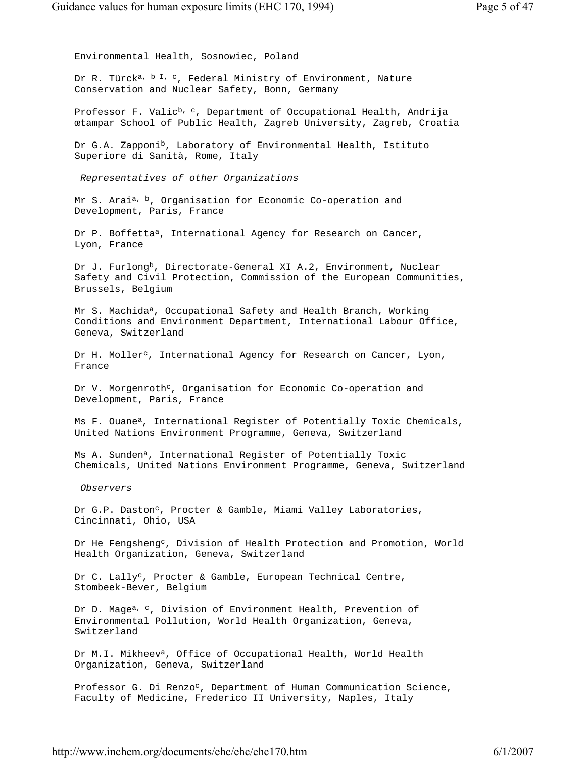Environmental Health, Sosnowiec, Poland

Dr R. Türck[a, b I, c], Federal Ministry of Environment, Nature Conservation and Nuclear Safety, Bonn, Germany

Professor F. Valic[b, c], Department of Occupational Health, Andrija œtampar School of Public Health, Zagreb University, Zagreb, Croatia

Dr G.A. Zapponi[b], Laboratory of Environmental Health, Istituto Superiore di Sanità, Rome, Italy

*Representatives of other Organizations*

Mr S. Arai[a, b], Organisation for Economic Co-operation and Development, Paris, France

Dr P. Boffetta[a], International Agency for Research on Cancer, Lyon, France

Dr J. Furlong[b], Directorate-General XI A.2, Environment, Nuclear Safety and Civil Protection, Commission of the European Communities, Brussels, Belgium

Mr S. Machida[a], Occupational Safety and Health Branch, Working Conditions and Environment Department, International Labour Office, Geneva, Switzerland

Dr H. Moller[c], International Agency for Research on Cancer, Lyon, France

Dr V. Morgenroth[c], Organisation for Economic Co-operation and Development, Paris, France

Ms F. Ouane[a], International Register of Potentially Toxic Chemicals, United Nations Environment Programme, Geneva, Switzerland

Ms A. Sunden[a], International Register of Potentially Toxic Chemicals, United Nations Environment Programme, Geneva, Switzerland

*Observers*

Dr G.P. Daston[c], Procter & Gamble, Miami Valley Laboratories, Cincinnati, Ohio, USA

Dr He Fengsheng[c], Division of Health Protection and Promotion, World Health Organization, Geneva, Switzerland

Dr C. Lally[c], Procter & Gamble, European Technical Centre, Stombeek-Bever, Belgium

Dr D. Mage[a, c], Division of Environment Health, Prevention of Environmental Pollution, World Health Organization, Geneva, Switzerland

Dr M.I. Mikheev[a], Office of Occupational Health, World Health Organization, Geneva, Switzerland

Professor G. Di Renzo[c], Department of Human Communication Science, Faculty of Medicine, Frederico II University, Naples, Italy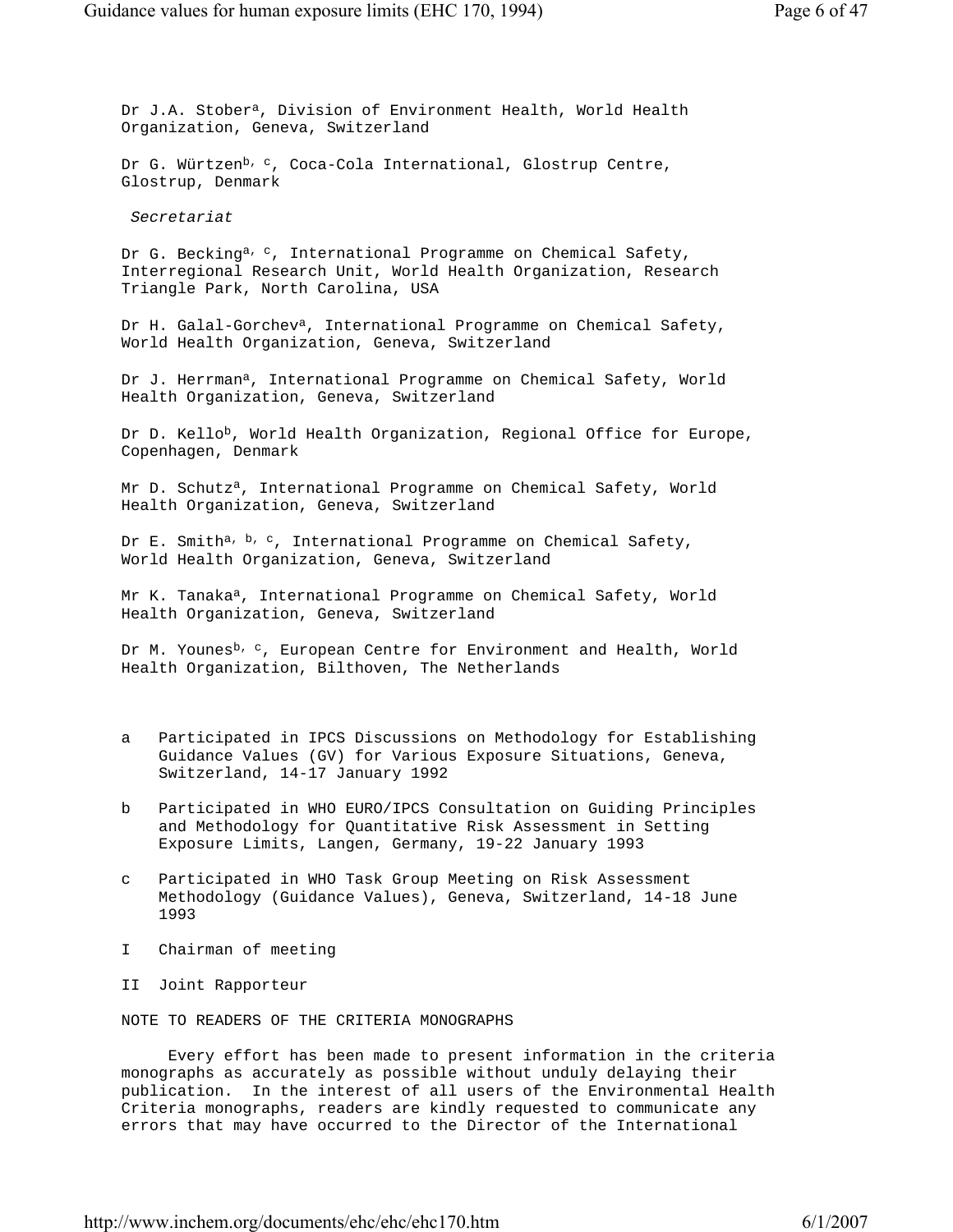Dr J.A. Stober[a], Division of Environment Health, World Health Organization, Geneva, Switzerland

Dr G. Würtzen[b, c], Coca-Cola International, Glostrup Centre, Glostrup, Denmark

*Secretariat*

Dr G. Becking[a, c], International Programme on Chemical Safety, Interregional Research Unit, World Health Organization, Research Triangle Park, North Carolina, USA

Dr H. Galal-Gorchev[a], International Programme on Chemical Safety, World Health Organization, Geneva, Switzerland

Dr J. Herrman[a], International Programme on Chemical Safety, World Health Organization, Geneva, Switzerland

Dr D. Kello[b], World Health Organization, Regional Office for Europe, Copenhagen, Denmark

Mr D. Schutz[a], International Programme on Chemical Safety, World Health Organization, Geneva, Switzerland

Dr E. Smith[a, b, c], International Programme on Chemical Safety, World Health Organization, Geneva, Switzerland

Mr K. Tanaka[a], International Programme on Chemical Safety, World Health Organization, Geneva, Switzerland

Dr M. Younes[b, c], European Centre for Environment and Health, World Health Organization, Bilthoven, The Netherlands

a Participated in IPCS Discussions on Methodology for Establishing Guidance Values (GV) for Various Exposure Situations, Geneva, Switzerland, 14-17 January 1992

b Participated in WHO EURO/IPCS Consultation on Guiding Principles and Methodology for Quantitative Risk Assessment in Setting Exposure Limits, Langen, Germany, 19-22 January 1993

c Participated in WHO Task Group Meeting on Risk Assessment Methodology (Guidance Values), Geneva, Switzerland, 14-18 June 1993

I Chairman of meeting

II Joint Rapporteur

NOTE TO READERS OF THE CRITERIA MONOGRAPHS

Every effort has been made to present information in the criteria monographs as accurately as possible without unduly delaying their publication. In the interest of all users of the Environmental Health Criteria monographs, readers are kindly requested to communicate any errors that may have occurred to the Director of the International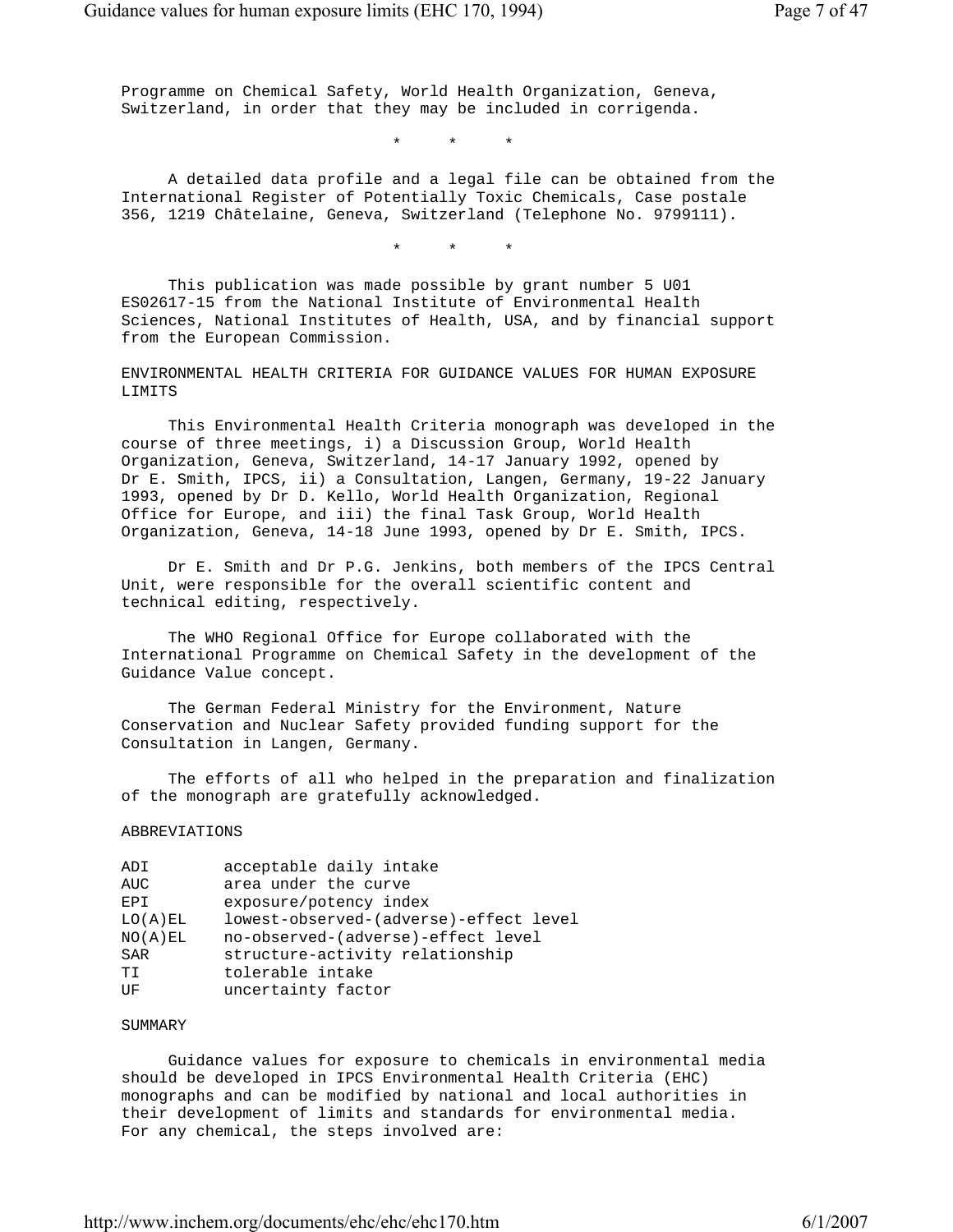Programme on Chemical Safety, World Health Organization, Geneva, Switzerland, in order that they may be included in corrigenda.

\* \* \*

A detailed data profile and a legal file can be obtained from the International Register of Potentially Toxic Chemicals, Case postale 356, 1219 Châtelaine, Geneva, Switzerland (Telephone No. 9799111).

\* \* \*

This publication was made possible by grant number 5 U01 ES02617-15 from the National Institute of Environmental Health Sciences, National Institutes of Health, USA, and by financial support from the European Commission.

## ENVIRONMENTAL HEALTH CRITERIA FOR GUIDANCE VALUES FOR HUMAN EXPOSURE LIMITS

This Environmental Health Criteria monograph was developed in the course of three meetings, i) a Discussion Group, World Health Organization, Geneva, Switzerland, 14-17 January 1992, opened by Dr E. Smith, IPCS, ii) a Consultation, Langen, Germany, 19-22 January 1993, opened by Dr D. Kello, World Health Organization, Regional Office for Europe, and iii) the final Task Group, World Health Organization, Geneva, 14-18 June 1993, opened by Dr E. Smith, IPCS.

Dr E. Smith and Dr P.G. Jenkins, both members of the IPCS Central Unit, were responsible for the overall scientific content and technical editing, respectively.

The WHO Regional Office for Europe collaborated with the International Programme on Chemical Safety in the development of the Guidance Value concept.

The German Federal Ministry for the Environment, Nature Conservation and Nuclear Safety provided funding support for the Consultation in Langen, Germany.

The efforts of all who helped in the preparation and finalization of the monograph are gratefully acknowledged.

## ABBREVIATIONS

| | |
|---|---|
| ADI | acceptable daily intake |
| AUC | area under the curve |
| EPI | exposure/potency index |
| LO(A)EL | lowest-observed-(adverse)-effect level |
| NO(A)EL | no-observed-(adverse)-effect level |
| SAR | structure-activity relationship |
| TI | tolerable intake |
| UF | uncertainty factor |

## SUMMARY

Guidance values for exposure to chemicals in environmental media should be developed in IPCS Environmental Health Criteria (EHC) monographs and can be modified by national and local authorities in their development of limits and standards for environmental media. For any chemical, the steps involved are: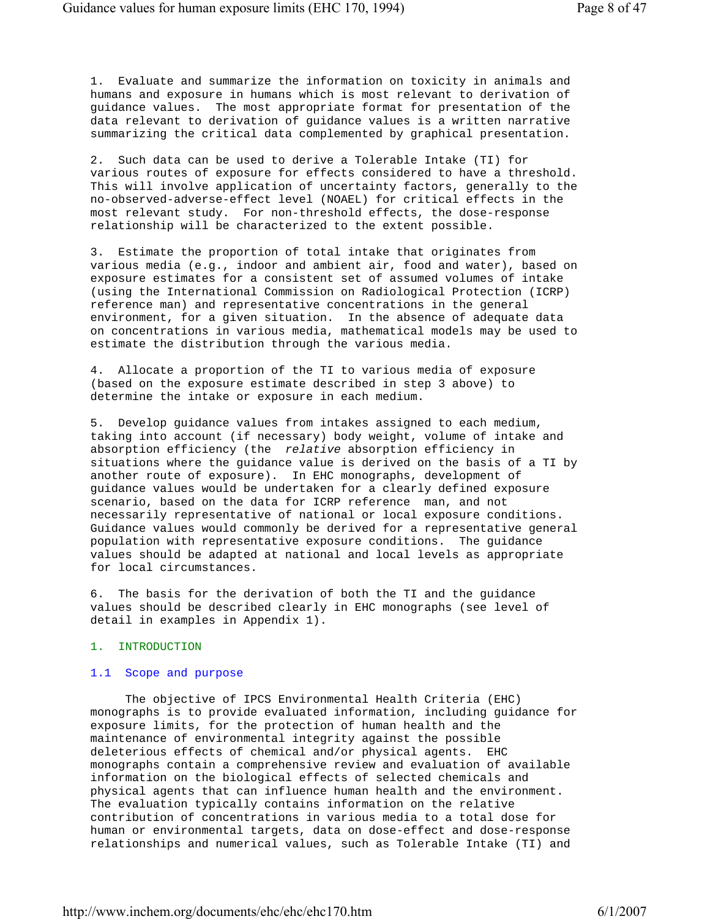1. Evaluate and summarize the information on toxicity in animals and humans and exposure in humans which is most relevant to derivation of guidance values. The most appropriate format for presentation of the data relevant to derivation of guidance values is a written narrative summarizing the critical data complemented by graphical presentation.

2. Such data can be used to derive a Tolerable Intake (TI) for various routes of exposure for effects considered to have a threshold. This will involve application of uncertainty factors, generally to the no-observed-adverse-effect level (NOAEL) for critical effects in the most relevant study. For non-threshold effects, the dose-response relationship will be characterized to the extent possible.

3. Estimate the proportion of total intake that originates from various media (e.g., indoor and ambient air, food and water), based on exposure estimates for a consistent set of assumed volumes of intake (using the International Commission on Radiological Protection (ICRP) reference man) and representative concentrations in the general environment, for a given situation. In the absence of adequate data on concentrations in various media, mathematical models may be used to estimate the distribution through the various media.

4. Allocate a proportion of the TI to various media of exposure (based on the exposure estimate described in step 3 above) to determine the intake or exposure in each medium.

5. Develop guidance values from intakes assigned to each medium, taking into account (if necessary) body weight, volume of intake and absorption efficiency (the *relative* absorption efficiency in situations where the guidance value is derived on the basis of a TI by another route of exposure). In EHC monographs, development of guidance values would be undertaken for a clearly defined exposure scenario, based on the data for ICRP reference man, and not necessarily representative of national or local exposure conditions. Guidance values would commonly be derived for a representative general population with representative exposure conditions. The guidance values should be adapted at national and local levels as appropriate for local circumstances.

6. The basis for the derivation of both the TI and the guidance values should be described clearly in EHC monographs (see level of detail in examples in Appendix 1).

# 1. INTRODUCTION

## 1.1 Scope and purpose

The objective of IPCS Environmental Health Criteria (EHC) monographs is to provide evaluated information, including guidance for exposure limits, for the protection of human health and the maintenance of environmental integrity against the possible deleterious effects of chemical and/or physical agents. EHC monographs contain a comprehensive review and evaluation of available information on the biological effects of selected chemicals and physical agents that can influence human health and the environment. The evaluation typically contains information on the relative contribution of concentrations in various media to a total dose for human or environmental targets, data on dose-effect and dose-response relationships and numerical values, such as Tolerable Intake (TI) and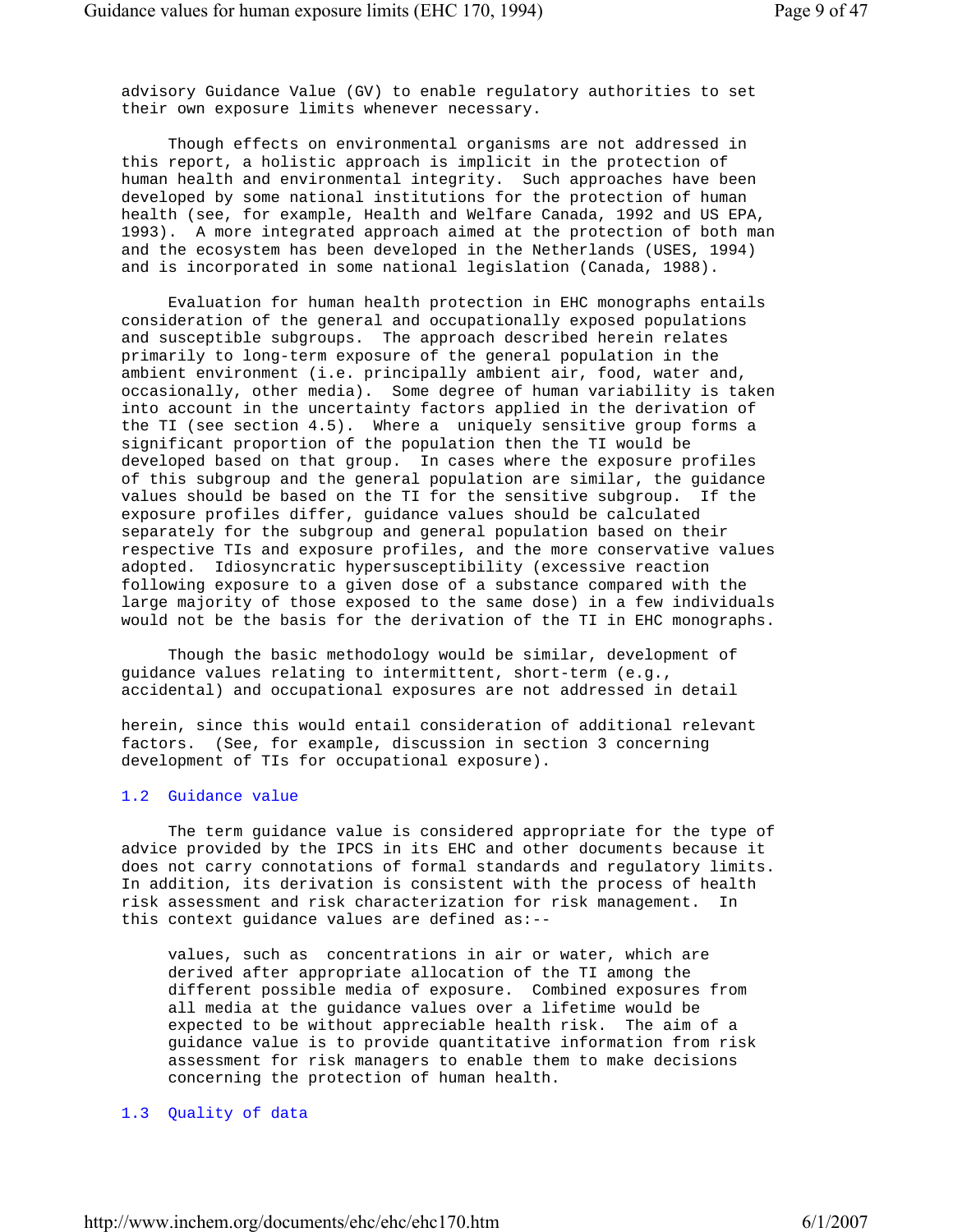advisory Guidance Value (GV) to enable regulatory authorities to set their own exposure limits whenever necessary.

Though effects on environmental organisms are not addressed in this report, a holistic approach is implicit in the protection of human health and environmental integrity. Such approaches have been developed by some national institutions for the protection of human health (see, for example, Health and Welfare Canada, 1992 and US EPA, 1993). A more integrated approach aimed at the protection of both man and the ecosystem has been developed in the Netherlands (USES, 1994) and is incorporated in some national legislation (Canada, 1988).

Evaluation for human health protection in EHC monographs entails consideration of the general and occupationally exposed populations and susceptible subgroups. The approach described herein relates primarily to long-term exposure of the general population in the ambient environment (i.e. principally ambient air, food, water and, occasionally, other media). Some degree of human variability is taken into account in the uncertainty factors applied in the derivation of the TI (see section 4.5). Where a uniquely sensitive group forms a significant proportion of the population then the TI would be developed based on that group. In cases where the exposure profiles of this subgroup and the general population are similar, the guidance values should be based on the TI for the sensitive subgroup. If the exposure profiles differ, guidance values should be calculated separately for the subgroup and general population based on their respective TIs and exposure profiles, and the more conservative values adopted. Idiosyncratic hypersusceptibility (excessive reaction following exposure to a given dose of a substance compared with the large majority of those exposed to the same dose) in a few individuals would not be the basis for the derivation of the TI in EHC monographs.

Though the basic methodology would be similar, development of guidance values relating to intermittent, short-term (e.g., accidental) and occupational exposures are not addressed in detail herein, since this would entail consideration of additional relevant factors. (See, for example, discussion in section 3 concerning development of TIs for occupational exposure).

## 1.2 Guidance value

The term guidance value is considered appropriate for the type of advice provided by the IPCS in its EHC and other documents because it does not carry connotations of formal standards and regulatory limits. In addition, its derivation is consistent with the process of health risk assessment and risk characterization for risk management. In this context guidance values are defined as:--

> values, such as concentrations in air or water, which are derived after appropriate allocation of the TI among the different possible media of exposure. Combined exposures from all media at the guidance values over a lifetime would be expected to be without appreciable health risk. The aim of a guidance value is to provide quantitative information from risk assessment for risk managers to enable them to make decisions concerning the protection of human health.

## 1.3 Quality of data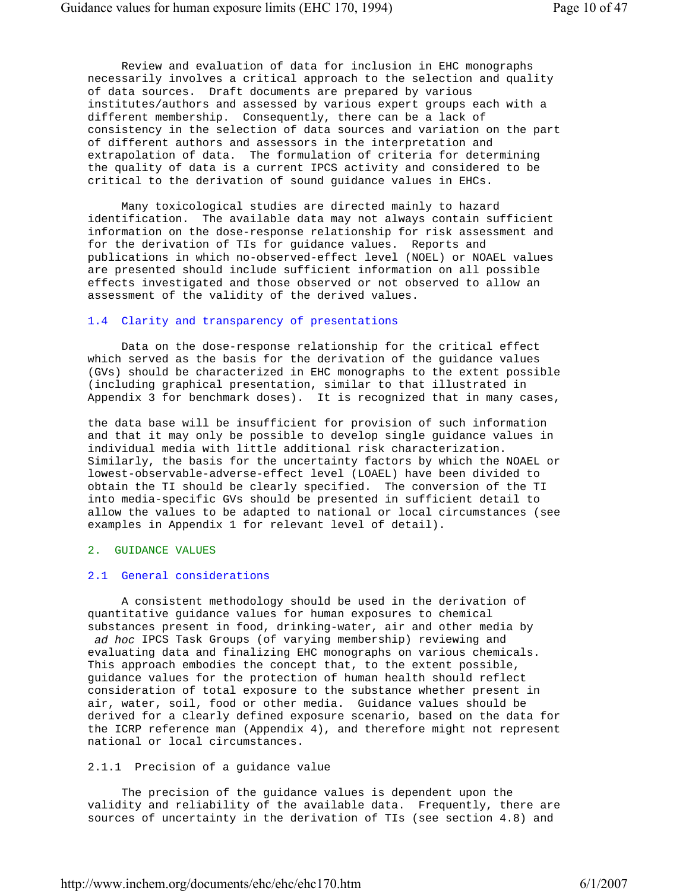Review and evaluation of data for inclusion in EHC monographs necessarily involves a critical approach to the selection and quality of data sources. Draft documents are prepared by various institutes/authors and assessed by various expert groups each with a different membership. Consequently, there can be a lack of consistency in the selection of data sources and variation on the part of different authors and assessors in the interpretation and extrapolation of data. The formulation of criteria for determining the quality of data is a current IPCS activity and considered to be critical to the derivation of sound guidance values in EHCs.

Many toxicological studies are directed mainly to hazard identification. The available data may not always contain sufficient information on the dose-response relationship for risk assessment and for the derivation of TIs for guidance values. Reports and publications in which no-observed-effect level (NOEL) or NOAEL values are presented should include sufficient information on all possible effects investigated and those observed or not observed to allow an assessment of the validity of the derived values.

### 1.4 Clarity and transparency of presentations

Data on the dose-response relationship for the critical effect which served as the basis for the derivation of the guidance values (GVs) should be characterized in EHC monographs to the extent possible (including graphical presentation, similar to that illustrated in Appendix 3 for benchmark doses). It is recognized that in many cases, the data base will be insufficient for provision of such information and that it may only be possible to develop single guidance values in individual media with little additional risk characterization. Similarly, the basis for the uncertainty factors by which the NOAEL or lowest-observable-adverse-effect level (LOAEL) have been divided to obtain the TI should be clearly specified. The conversion of the TI into media-specific GVs should be presented in sufficient detail to allow the values to be adapted to national or local circumstances (see examples in Appendix 1 for relevant level of detail).

## 2. GUIDANCE VALUES

### 2.1 General considerations

A consistent methodology should be used in the derivation of quantitative guidance values for human exposures to chemical substances present in food, drinking-water, air and other media by *ad hoc* IPCS Task Groups (of varying membership) reviewing and evaluating data and finalizing EHC monographs on various chemicals. This approach embodies the concept that, to the extent possible, guidance values for the protection of human health should reflect consideration of total exposure to the substance whether present in air, water, soil, food or other media. Guidance values should be derived for a clearly defined exposure scenario, based on the data for the ICRP reference man (Appendix 4), and therefore might not represent national or local circumstances.

#### 2.1.1 Precision of a guidance value

The precision of the guidance values is dependent upon the validity and reliability of the available data. Frequently, there are sources of uncertainty in the derivation of TIs (see section 4.8) and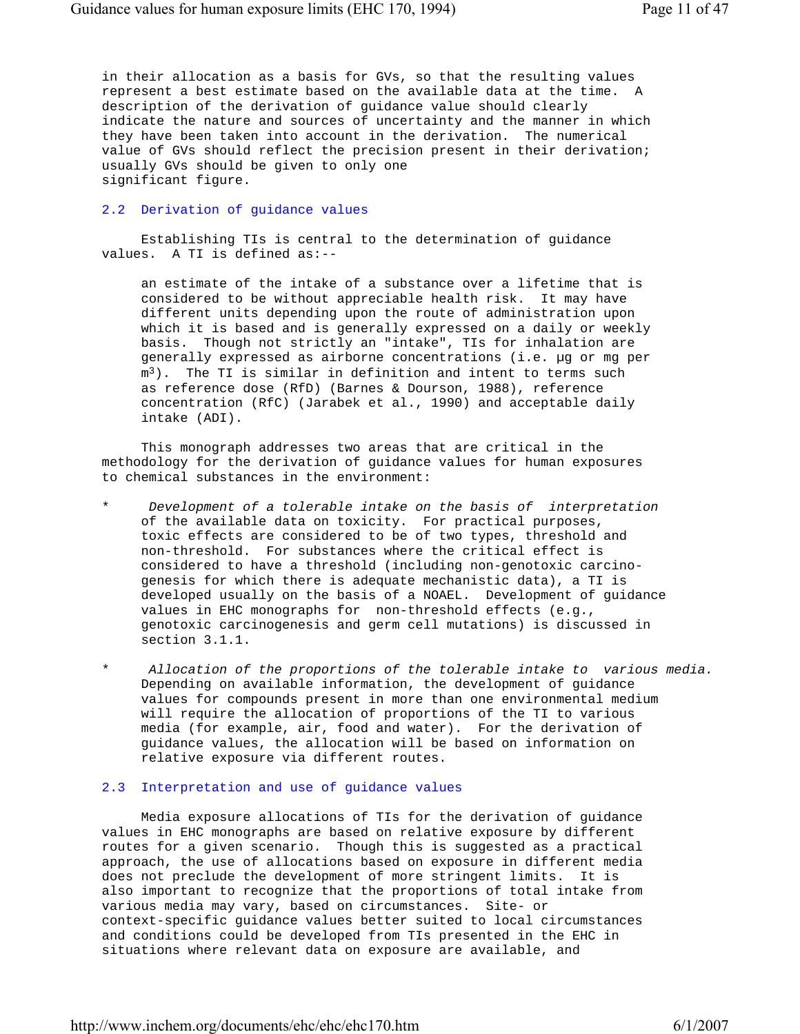in their allocation as a basis for GVs, so that the resulting values represent a best estimate based on the available data at the time. A description of the derivation of guidance value should clearly indicate the nature and sources of uncertainty and the manner in which they have been taken into account in the derivation. The numerical value of GVs should reflect the precision present in their derivation; usually GVs should be given to only one significant figure.

## 2.2 Derivation of guidance values

Establishing TIs is central to the determination of guidance values. A TI is defined as:--

> an estimate of the intake of a substance over a lifetime that is considered to be without appreciable health risk. It may have different units depending upon the route of administration upon which it is based and is generally expressed on a daily or weekly basis. Though not strictly an "intake", TIs for inhalation are generally expressed as airborne concentrations (i.e. µg or mg per $m^3$). The TI is similar in definition and intent to terms such as reference dose (RfD) (Barnes & Dourson, 1988), reference concentration (RfC) (Jarabek et al., 1990) and acceptable daily intake (ADI).

This monograph addresses two areas that are critical in the methodology for the derivation of guidance values for human exposures to chemical substances in the environment:

* *Development of a tolerable intake on the basis of interpretation* of the available data on toxicity. For practical purposes, toxic effects are considered to be of two types, threshold and non-threshold. For substances where the critical effect is considered to have a threshold (including non-genotoxic carcinogenesis for which there is adequate mechanistic data), a TI is developed usually on the basis of a NOAEL. Development of guidance values in EHC monographs for non-threshold effects (e.g., genotoxic carcinogenesis and germ cell mutations) is discussed in section 3.1.1.

* *Allocation of the proportions of the tolerable intake to various media.* Depending on available information, the development of guidance values for compounds present in more than one environmental medium will require the allocation of proportions of the TI to various media (for example, air, food and water). For the derivation of guidance values, the allocation will be based on information on relative exposure via different routes.

## 2.3 Interpretation and use of guidance values

Media exposure allocations of TIs for the derivation of guidance values in EHC monographs are based on relative exposure by different routes for a given scenario. Though this is suggested as a practical approach, the use of allocations based on exposure in different media does not preclude the development of more stringent limits. It is also important to recognize that the proportions of total intake from various media may vary, based on circumstances. Site- or context-specific guidance values better suited to local circumstances and conditions could be developed from TIs presented in the EHC in situations where relevant data on exposure are available, and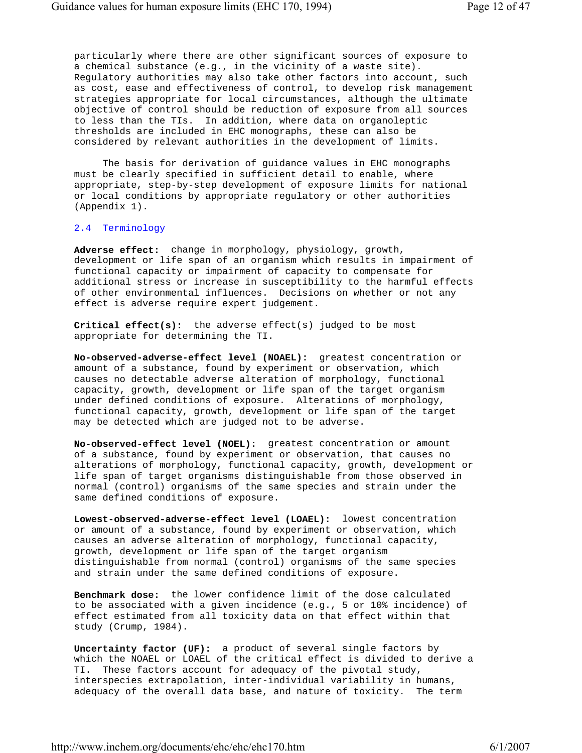particularly where there are other significant sources of exposure to a chemical substance (e.g., in the vicinity of a waste site). Regulatory authorities may also take other factors into account, such as cost, ease and effectiveness of control, to develop risk management strategies appropriate for local circumstances, although the ultimate objective of control should be reduction of exposure from all sources to less than the TIs. In addition, where data on organoleptic thresholds are included in EHC monographs, these can also be considered by relevant authorities in the development of limits.

The basis for derivation of guidance values in EHC monographs must be clearly specified in sufficient detail to enable, where appropriate, step-by-step development of exposure limits for national or local conditions by appropriate regulatory or other authorities (Appendix 1).

## 2.4 Terminology

**Adverse effect:** change in morphology, physiology, growth, development or life span of an organism which results in impairment of functional capacity or impairment of capacity to compensate for additional stress or increase in susceptibility to the harmful effects of other environmental influences. Decisions on whether or not any effect is adverse require expert judgement.

**Critical effect(s):** the adverse effect(s) judged to be most appropriate for determining the TI.

**No-observed-adverse-effect level (NOAEL):** greatest concentration or amount of a substance, found by experiment or observation, which causes no detectable adverse alteration of morphology, functional capacity, growth, development or life span of the target organism under defined conditions of exposure. Alterations of morphology, functional capacity, growth, development or life span of the target may be detected which are judged not to be adverse.

**No-observed-effect level (NOEL):** greatest concentration or amount of a substance, found by experiment or observation, that causes no alterations of morphology, functional capacity, growth, development or life span of target organisms distinguishable from those observed in normal (control) organisms of the same species and strain under the same defined conditions of exposure.

**Lowest-observed-adverse-effect level (LOAEL):** lowest concentration or amount of a substance, found by experiment or observation, which causes an adverse alteration of morphology, functional capacity, growth, development or life span of the target organism distinguishable from normal (control) organisms of the same species and strain under the same defined conditions of exposure.

**Benchmark dose:** the lower confidence limit of the dose calculated to be associated with a given incidence (e.g., 5 or 10% incidence) of effect estimated from all toxicity data on that effect within that study (Crump, 1984).

**Uncertainty factor (UF):** a product of several single factors by which the NOAEL or LOAEL of the critical effect is divided to derive a TI. These factors account for adequacy of the pivotal study, interspecies extrapolation, inter-individual variability in humans, adequacy of the overall data base, and nature of toxicity. The term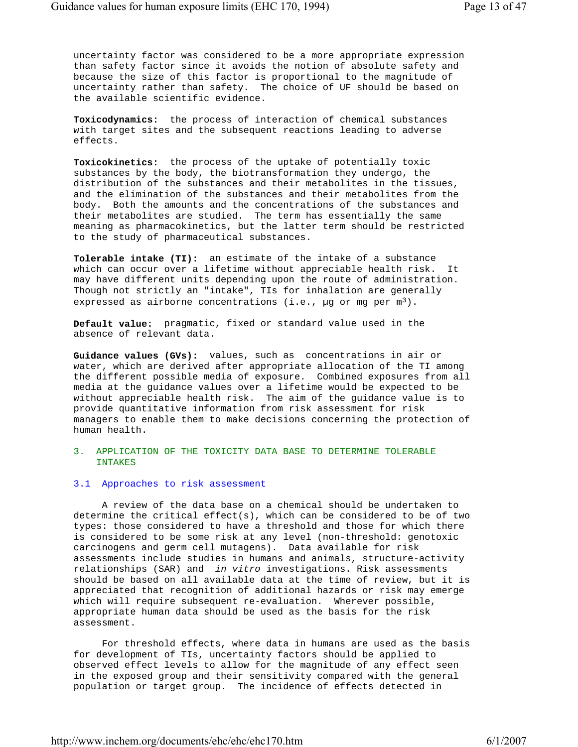uncertainty factor was considered to be a more appropriate expression than safety factor since it avoids the notion of absolute safety and because the size of this factor is proportional to the magnitude of uncertainty rather than safety. The choice of UF should be based on the available scientific evidence.

**Toxicodynamics:** the process of interaction of chemical substances with target sites and the subsequent reactions leading to adverse effects.

**Toxicokinetics:** the process of the uptake of potentially toxic substances by the body, the biotransformation they undergo, the distribution of the substances and their metabolites in the tissues, and the elimination of the substances and their metabolites from the body. Both the amounts and the concentrations of the substances and their metabolites are studied. The term has essentially the same meaning as pharmacokinetics, but the latter term should be restricted to the study of pharmaceutical substances.

**Tolerable intake (TI):** an estimate of the intake of a substance which can occur over a lifetime without appreciable health risk. It may have different units depending upon the route of administration. Though not strictly an "intake", TIs for inhalation are generally expressed as airborne concentrations (i.e., µg or mg per $m^3$).

**Default value:** pragmatic, fixed or standard value used in the absence of relevant data.

**Guidance values (GVs):** values, such as concentrations in air or water, which are derived after appropriate allocation of the TI among the different possible media of exposure. Combined exposures from all media at the guidance values over a lifetime would be expected to be without appreciable health risk. The aim of the guidance value is to provide quantitative information from risk assessment for risk managers to enable them to make decisions concerning the protection of human health.

## 3. APPLICATION OF THE TOXICITY DATA BASE TO DETERMINE TOLERABLE INTAKES

### 3.1 Approaches to risk assessment

A review of the data base on a chemical should be undertaken to determine the critical effect(s), which can be considered to be of two types: those considered to have a threshold and those for which there is considered to be some risk at any level (non-threshold: genotoxic carcinogens and germ cell mutagens). Data available for risk assessments include studies in humans and animals, structure-activity relationships (SAR) and *in vitro* investigations. Risk assessments should be based on all available data at the time of review, but it is appreciated that recognition of additional hazards or risk may emerge which will require subsequent re-evaluation. Wherever possible, appropriate human data should be used as the basis for the risk assessment.

For threshold effects, where data in humans are used as the basis for development of TIs, uncertainty factors should be applied to observed effect levels to allow for the magnitude of any effect seen in the exposed group and their sensitivity compared with the general population or target group. The incidence of effects detected in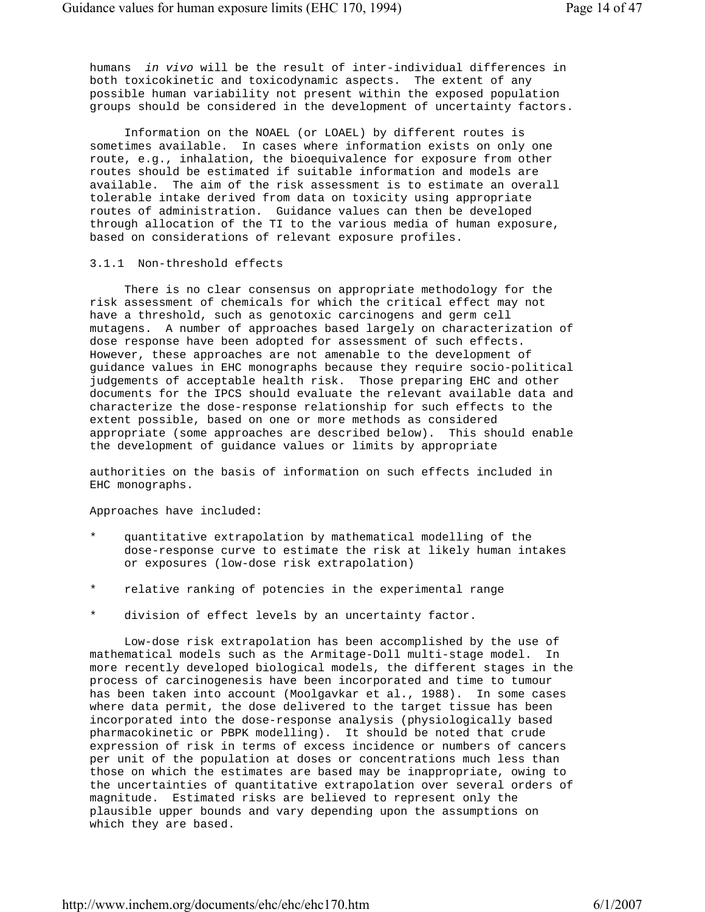humans *in vivo* will be the result of inter-individual differences in both toxicokinetic and toxicodynamic aspects. The extent of any possible human variability not present within the exposed population groups should be considered in the development of uncertainty factors.

Information on the NOAEL (or LOAEL) by different routes is sometimes available. In cases where information exists on only one route, e.g., inhalation, the bioequivalence for exposure from other routes should be estimated if suitable information and models are available. The aim of the risk assessment is to estimate an overall tolerable intake derived from data on toxicity using appropriate routes of administration. Guidance values can then be developed through allocation of the TI to the various media of human exposure, based on considerations of relevant exposure profiles.

### 3.1.1 Non-threshold effects

There is no clear consensus on appropriate methodology for the risk assessment of chemicals for which the critical effect may not have a threshold, such as genotoxic carcinogens and germ cell mutagens. A number of approaches based largely on characterization of dose response have been adopted for assessment of such effects. However, these approaches are not amenable to the development of guidance values in EHC monographs because they require socio-political judgements of acceptable health risk. Those preparing EHC and other documents for the IPCS should evaluate the relevant available data and characterize the dose-response relationship for such effects to the extent possible, based on one or more methods as considered appropriate (some approaches are described below). This should enable the development of guidance values or limits by appropriate authorities on the basis of information on such effects included in EHC monographs.

Approaches have included:

* quantitative extrapolation by mathematical modelling of the dose-response curve to estimate the risk at likely human intakes or exposures (low-dose risk extrapolation)
* relative ranking of potencies in the experimental range
* division of effect levels by an uncertainty factor.

Low-dose risk extrapolation has been accomplished by the use of mathematical models such as the Armitage-Doll multi-stage model. In more recently developed biological models, the different stages in the process of carcinogenesis have been incorporated and time to tumour has been taken into account (Moolgavkar et al., 1988). In some cases where data permit, the dose delivered to the target tissue has been incorporated into the dose-response analysis (physiologically based pharmacokinetic or PBPK modelling). It should be noted that crude expression of risk in terms of excess incidence or numbers of cancers per unit of the population at doses or concentrations much less than those on which the estimates are based may be inappropriate, owing to the uncertainties of quantitative extrapolation over several orders of magnitude. Estimated risks are believed to represent only the plausible upper bounds and vary depending upon the assumptions on which they are based.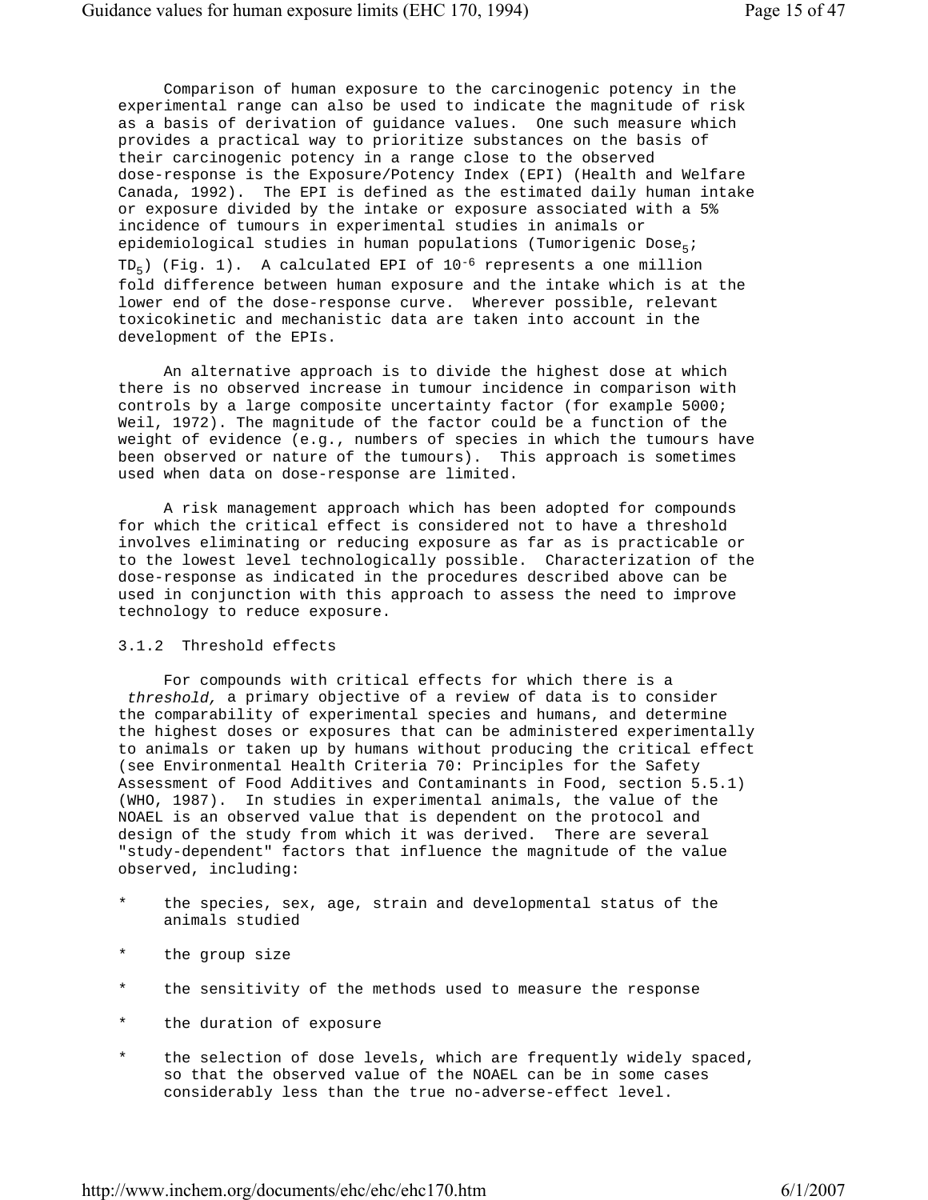Comparison of human exposure to the carcinogenic potency in the experimental range can also be used to indicate the magnitude of risk as a basis of derivation of guidance values. One such measure which provides a practical way to prioritize substances on the basis of their carcinogenic potency in a range close to the observed dose-response is the Exposure/Potency Index (EPI) (Health and Welfare Canada, 1992). The EPI is defined as the estimated daily human intake or exposure divided by the intake or exposure associated with a 5% incidence of tumours in experimental studies in animals or epidemiological studies in human populations (Tumorigenic Dose$_5$; TD$_5$) (Fig. 1). A calculated EPI of $10^{-6}$ represents a one million fold difference between human exposure and the intake which is at the lower end of the dose-response curve. Wherever possible, relevant toxicokinetic and mechanistic data are taken into account in the development of the EPIs.

An alternative approach is to divide the highest dose at which there is no observed increase in tumour incidence in comparison with controls by a large composite uncertainty factor (for example 5000; Weil, 1972). The magnitude of the factor could be a function of the weight of evidence (e.g., numbers of species in which the tumours have been observed or nature of the tumours). This approach is sometimes used when data on dose-response are limited.

A risk management approach which has been adopted for compounds for which the critical effect is considered not to have a threshold involves eliminating or reducing exposure as far as is practicable or to the lowest level technologically possible. Characterization of the dose-response as indicated in the procedures described above can be used in conjunction with this approach to assess the need to improve technology to reduce exposure.

### 3.1.2 Threshold effects

For compounds with critical effects for which there is a *threshold,* a primary objective of a review of data is to consider the comparability of experimental species and humans, and determine the highest doses or exposures that can be administered experimentally to animals or taken up by humans without producing the critical effect (see Environmental Health Criteria 70: Principles for the Safety Assessment of Food Additives and Contaminants in Food, section 5.5.1) (WHO, 1987). In studies in experimental animals, the value of the NOAEL is an observed value that is dependent on the protocol and design of the study from which it was derived. There are several "study-dependent" factors that influence the magnitude of the value observed, including:

* the species, sex, age, strain and developmental status of the animals studied
* the group size
* the sensitivity of the methods used to measure the response
* the duration of exposure
* the selection of dose levels, which are frequently widely spaced, so that the observed value of the NOAEL can be in some cases considerably less than the true no-adverse-effect level.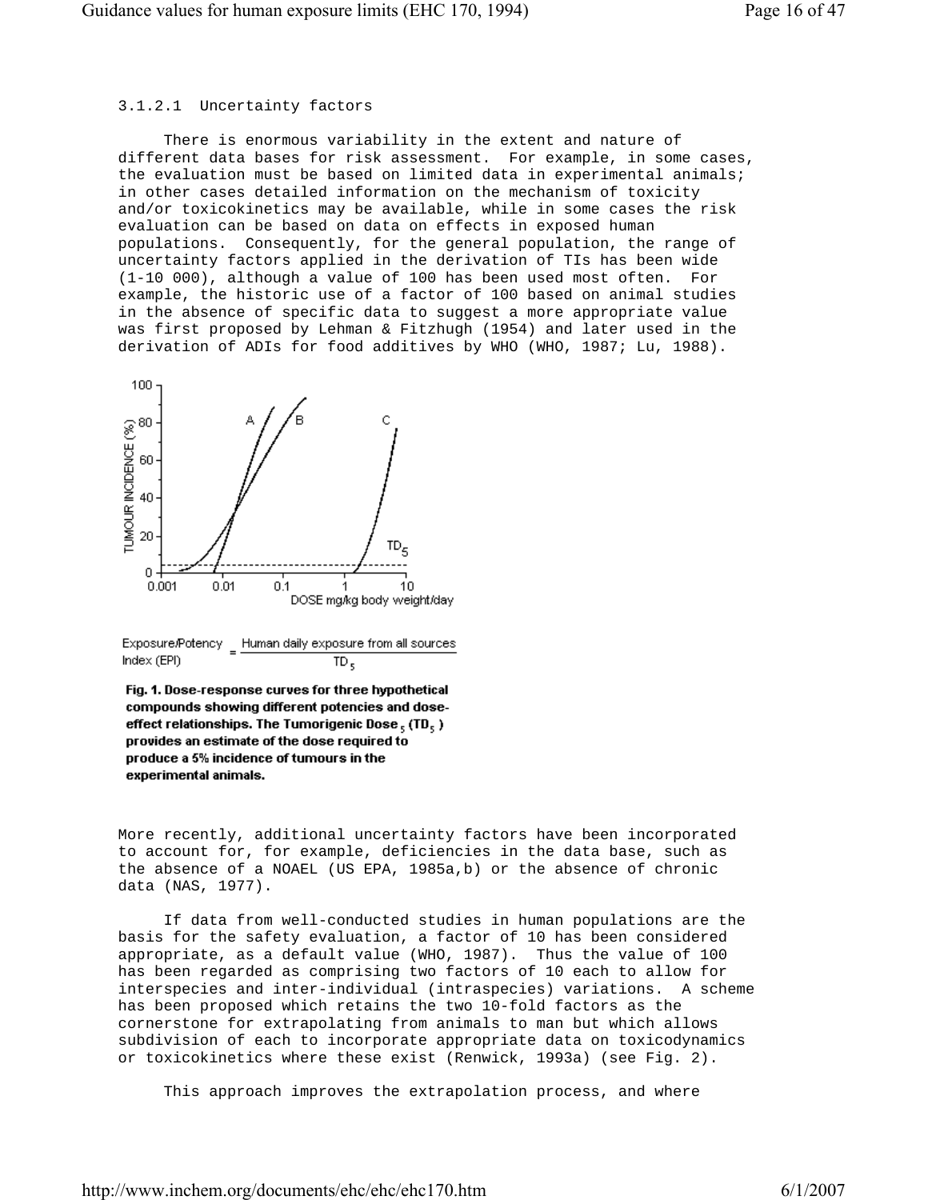### 3.1.2.1 Uncertainty factors

There is enormous variability in the extent and nature of different data bases for risk assessment. For example, in some cases, the evaluation must be based on limited data in experimental animals; in other cases detailed information on the mechanism of toxicity and/or toxicokinetics may be available, while in some cases the risk evaluation can be based on data on effects in exposed human populations. Consequently, for the general population, the range of uncertainty factors applied in the derivation of TIs has been wide (1-10 000), although a value of 100 has been used most often. For example, the historic use of a factor of 100 based on animal studies in the absence of specific data to suggest a more appropriate value was first proposed by Lehman & Fitzhugh (1954) and later used in the derivation of ADIs for food additives by WHO (WHO, 1987; Lu, 1988).

$$\text{Exposure/Potency Index (EPI)} = \frac{\text{Human daily exposure from all sources}}{TD_5}$$

**Fig. 1. Dose-response curves for three hypothetical compounds showing different potencies and dose-effect relationships. The Tumorigenic Dose$_5$ ($TD_5$) provides an estimate of the dose required to produce a 5% incidence of tumours in the experimental animals.**

More recently, additional uncertainty factors have been incorporated to account for, for example, deficiencies in the data base, such as the absence of a NOAEL (US EPA, 1985a,b) or the absence of chronic data (NAS, 1977).

If data from well-conducted studies in human populations are the basis for the safety evaluation, a factor of 10 has been considered appropriate, as a default value (WHO, 1987). Thus the value of 100 has been regarded as comprising two factors of 10 each to allow for interspecies and inter-individual (intraspecies) variations. A scheme has been proposed which retains the two 10-fold factors as the cornerstone for extrapolating from animals to man but which allows subdivision of each to incorporate appropriate data on toxicodynamics or toxicokinetics where these exist (Renwick, 1993a) (see Fig. 2).

This approach improves the extrapolation process, and where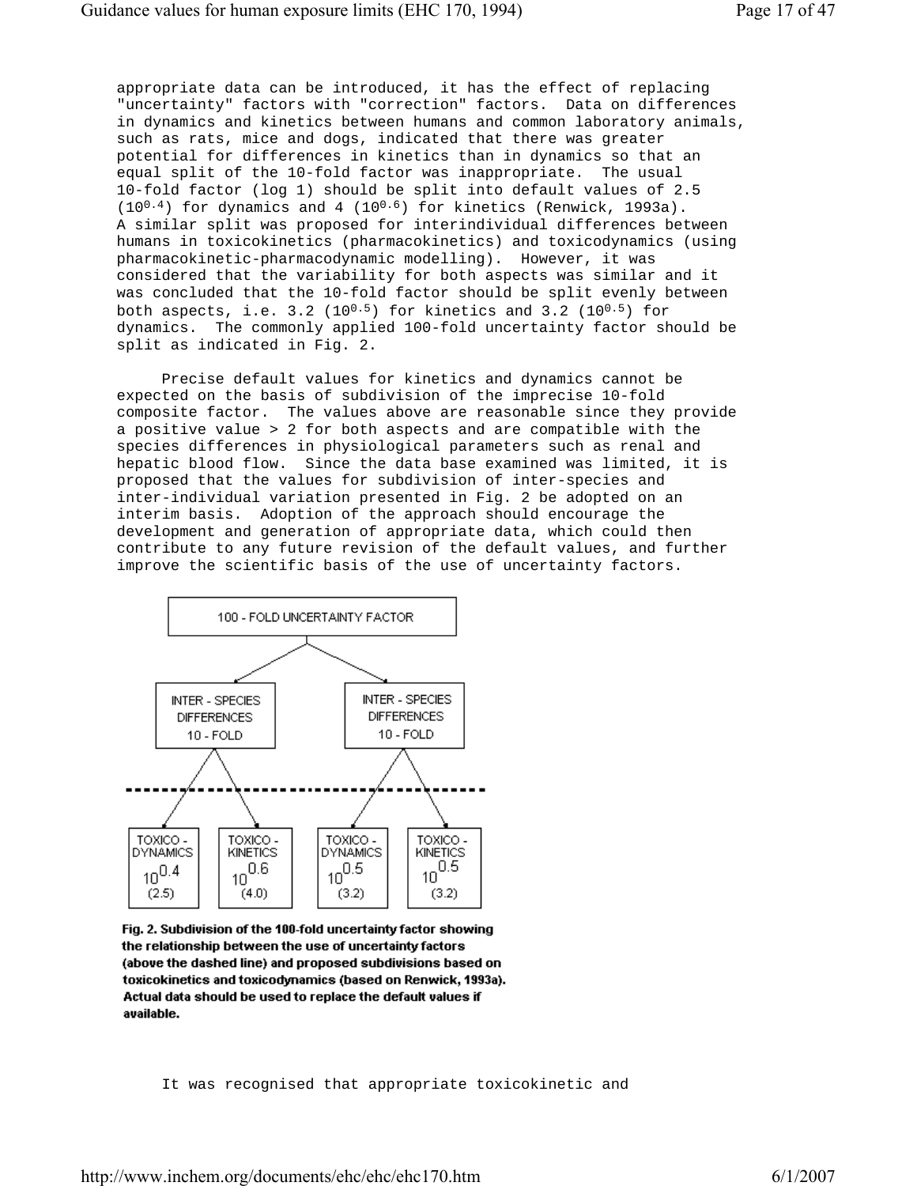appropriate data can be introduced, it has the effect of replacing "uncertainty" factors with "correction" factors. Data on differences in dynamics and kinetics between humans and common laboratory animals, such as rats, mice and dogs, indicated that there was greater potential for differences in kinetics than in dynamics so that an equal split of the 10-fold factor was inappropriate. The usual 10-fold factor (log 1) should be split into default values of 2.5 ($10^{0.4}$) for dynamics and 4 ($10^{0.6}$) for kinetics (Renwick, 1993a). A similar split was proposed for interindividual differences between humans in toxicokinetics (pharmacokinetics) and toxicodynamics (using pharmacokinetic-pharmacodynamic modelling). However, it was considered that the variability for both aspects was similar and it was concluded that the 10-fold factor should be split evenly between both aspects, i.e. 3.2 ($10^{0.5}$) for kinetics and 3.2 ($10^{0.5}$) for dynamics. The commonly applied 100-fold uncertainty factor should be split as indicated in Fig. 2.

Precise default values for kinetics and dynamics cannot be expected on the basis of subdivision of the imprecise 10-fold composite factor. The values above are reasonable since they provide a positive value > 2 for both aspects and are compatible with the species differences in physiological parameters such as renal and hepatic blood flow. Since the data base examined was limited, it is proposed that the values for subdivision of inter-species and inter-individual variation presented in Fig. 2 be adopted on an interim basis. Adoption of the approach should encourage the development and generation of appropriate data, which could then contribute to any future revision of the default values, and further improve the scientific basis of the use of uncertainty factors.

100 - FOLD UNCERTAINTY FACTOR

| INTER - SPECIES DIFFERENCES 10 - FOLD | | INTER - SPECIES DIFFERENCES 10 - FOLD | |
|---|---|---|---|
| TOXICO - DYNAMICS $10^{0.4}$ (2.5) | TOXICO - KINETICS $10^{0.6}$ (4.0) | TOXICO - DYNAMICS $10^{0.5}$ (3.2) | TOXICO - KINETICS $10^{0.5}$ (3.2) |

**Fig. 2. Subdivision of the 100-fold uncertainty factor showing the relationship between the use of uncertainty factors (above the dashed line) and proposed subdivisions based on toxicokinetics and toxicodynamics (based on Renwick, 1993a). Actual data should be used to replace the default values if available.**

It was recognised that appropriate toxicokinetic and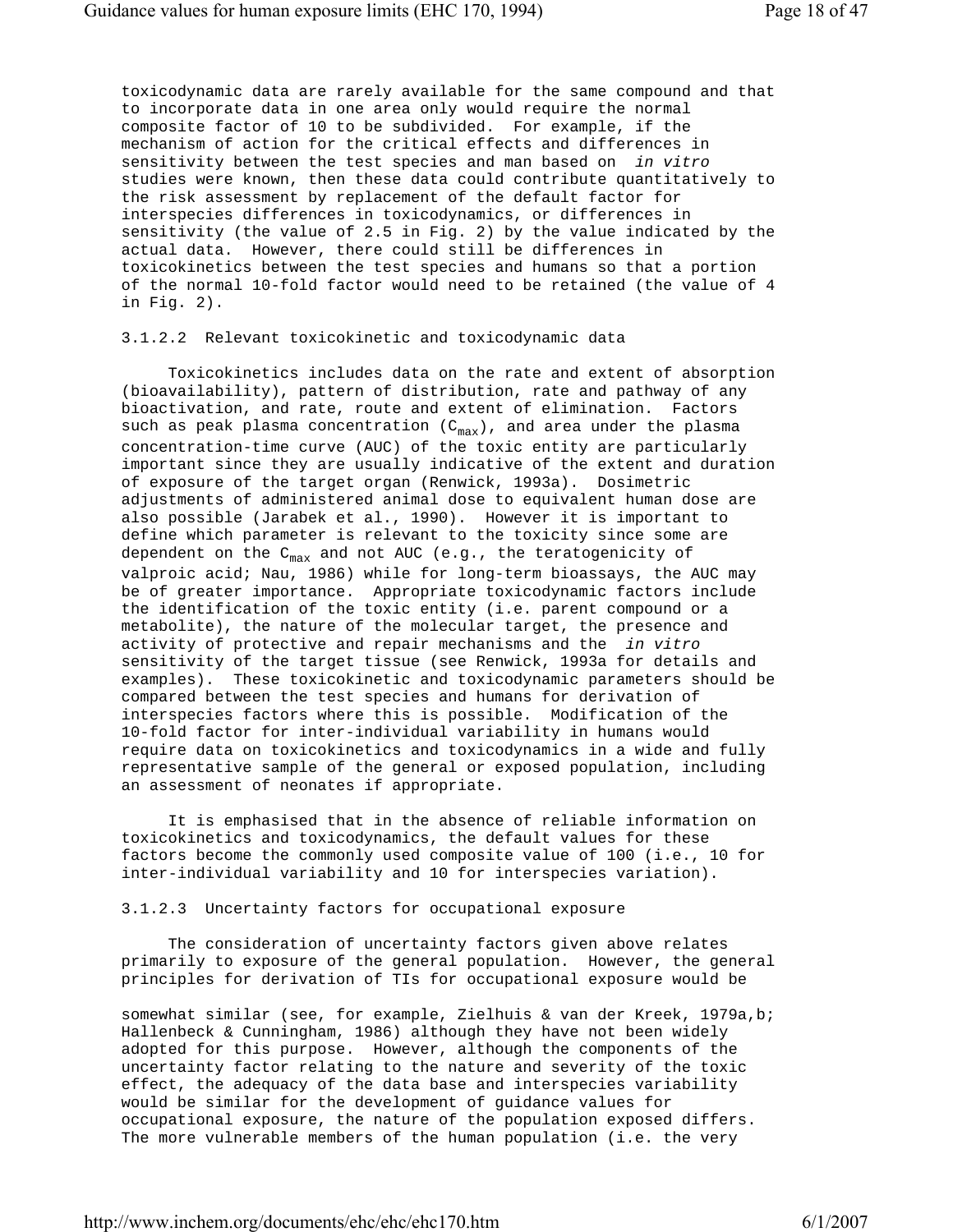toxicodynamic data are rarely available for the same compound and that to incorporate data in one area only would require the normal composite factor of 10 to be subdivided. For example, if the mechanism of action for the critical effects and differences in sensitivity between the test species and man based on *in vitro* studies were known, then these data could contribute quantitatively to the risk assessment by replacement of the default factor for interspecies differences in toxicodynamics, or differences in sensitivity (the value of 2.5 in Fig. 2) by the value indicated by the actual data. However, there could still be differences in toxicokinetics between the test species and humans so that a portion of the normal 10-fold factor would need to be retained (the value of 4 in Fig. 2).

#### 3.1.2.2 Relevant toxicokinetic and toxicodynamic data

Toxicokinetics includes data on the rate and extent of absorption (bioavailability), pattern of distribution, rate and pathway of any bioactivation, and rate, route and extent of elimination. Factors such as peak plasma concentration ($C_{max}$), and area under the plasma concentration-time curve (AUC) of the toxic entity are particularly important since they are usually indicative of the extent and duration of exposure of the target organ (Renwick, 1993a). Dosimetric adjustments of administered animal dose to equivalent human dose are also possible (Jarabek et al., 1990). However it is important to define which parameter is relevant to the toxicity since some are dependent on the $C_{max}$ and not AUC (e.g., the teratogenicity of valproic acid; Nau, 1986) while for long-term bioassays, the AUC may be of greater importance. Appropriate toxicodynamic factors include the identification of the toxic entity (i.e. parent compound or a metabolite), the nature of the molecular target, the presence and activity of protective and repair mechanisms and the *in vitro* sensitivity of the target tissue (see Renwick, 1993a for details and examples). These toxicokinetic and toxicodynamic parameters should be compared between the test species and humans for derivation of interspecies factors where this is possible. Modification of the 10-fold factor for inter-individual variability in humans would require data on toxicokinetics and toxicodynamics in a wide and fully representative sample of the general or exposed population, including an assessment of neonates if appropriate.

It is emphasised that in the absence of reliable information on toxicokinetics and toxicodynamics, the default values for these factors become the commonly used composite value of 100 (i.e., 10 for inter-individual variability and 10 for interspecies variation).

#### 3.1.2.3 Uncertainty factors for occupational exposure

The consideration of uncertainty factors given above relates primarily to exposure of the general population. However, the general principles for derivation of TIs for occupational exposure would be somewhat similar (see, for example, Zielhuis & van der Kreek, 1979a,b; Hallenbeck & Cunningham, 1986) although they have not been widely adopted for this purpose. However, although the components of the uncertainty factor relating to the nature and severity of the toxic effect, the adequacy of the data base and interspecies variability would be similar for the development of guidance values for occupational exposure, the nature of the population exposed differs. The more vulnerable members of the human population (i.e. the very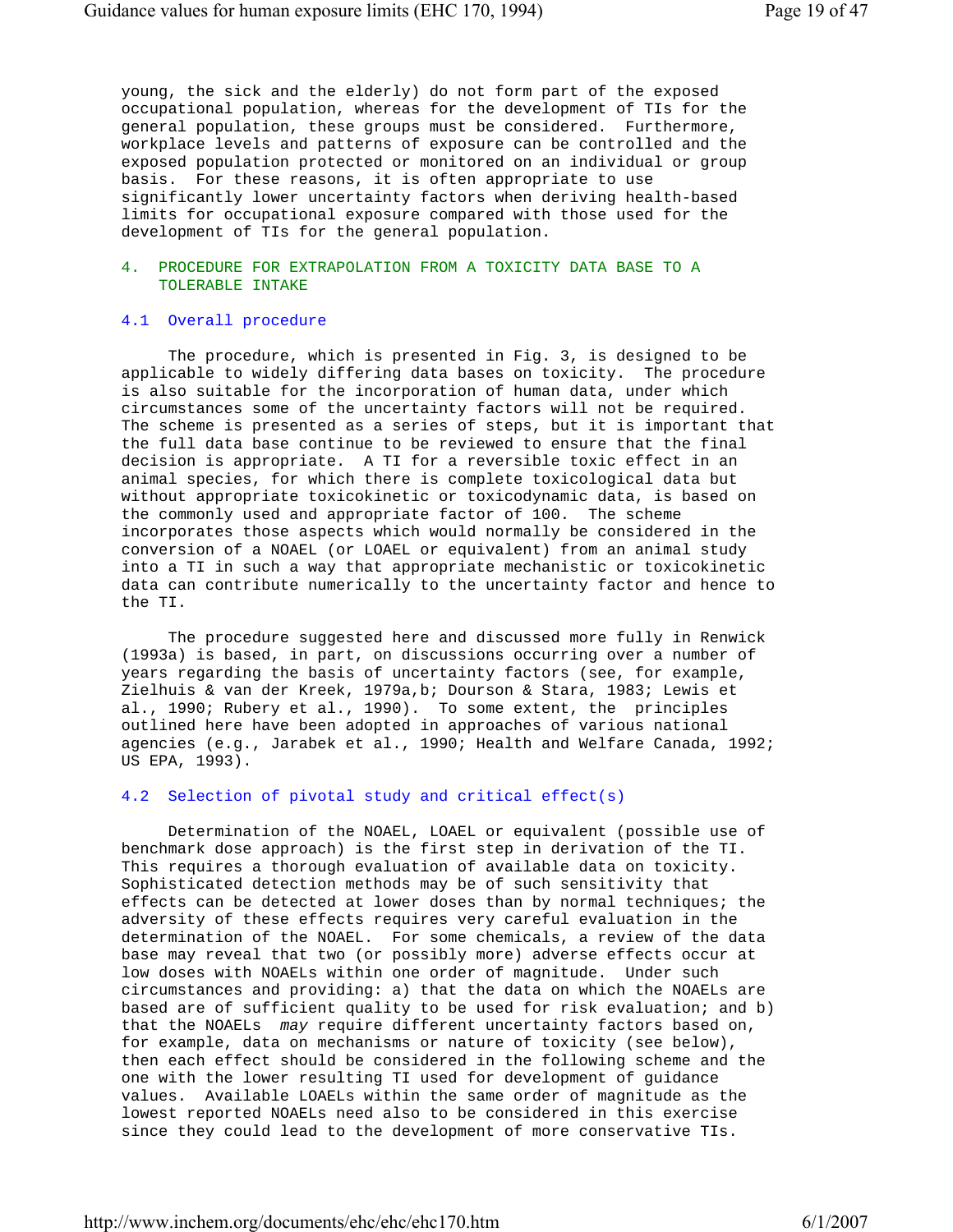young, the sick and the elderly) do not form part of the exposed occupational population, whereas for the development of TIs for the general population, these groups must be considered. Furthermore, workplace levels and patterns of exposure can be controlled and the exposed population protected or monitored on an individual or group basis. For these reasons, it is often appropriate to use significantly lower uncertainty factors when deriving health-based limits for occupational exposure compared with those used for the development of TIs for the general population.

## 4. PROCEDURE FOR EXTRAPOLATION FROM A TOXICITY DATA BASE TO A TOLERABLE INTAKE

### 4.1 Overall procedure

The procedure, which is presented in Fig. 3, is designed to be applicable to widely differing data bases on toxicity. The procedure is also suitable for the incorporation of human data, under which circumstances some of the uncertainty factors will not be required. The scheme is presented as a series of steps, but it is important that the full data base continue to be reviewed to ensure that the final decision is appropriate. A TI for a reversible toxic effect in an animal species, for which there is complete toxicological data but without appropriate toxicokinetic or toxicodynamic data, is based on the commonly used and appropriate factor of 100. The scheme incorporates those aspects which would normally be considered in the conversion of a NOAEL (or LOAEL or equivalent) from an animal study into a TI in such a way that appropriate mechanistic or toxicokinetic data can contribute numerically to the uncertainty factor and hence to the TI.

The procedure suggested here and discussed more fully in Renwick (1993a) is based, in part, on discussions occurring over a number of years regarding the basis of uncertainty factors (see, for example, Zielhuis & van der Kreek, 1979a,b; Dourson & Stara, 1983; Lewis et al., 1990; Rubery et al., 1990). To some extent, the principles outlined here have been adopted in approaches of various national agencies (e.g., Jarabek et al., 1990; Health and Welfare Canada, 1992; US EPA, 1993).

### 4.2 Selection of pivotal study and critical effect(s)

Determination of the NOAEL, LOAEL or equivalent (possible use of benchmark dose approach) is the first step in derivation of the TI. This requires a thorough evaluation of available data on toxicity. Sophisticated detection methods may be of such sensitivity that effects can be detected at lower doses than by normal techniques; the adversity of these effects requires very careful evaluation in the determination of the NOAEL. For some chemicals, a review of the data base may reveal that two (or possibly more) adverse effects occur at low doses with NOAELs within one order of magnitude. Under such circumstances and providing: a) that the data on which the NOAELs are based are of sufficient quality to be used for risk evaluation; and b) that the NOAELs *may* require different uncertainty factors based on, for example, data on mechanisms or nature of toxicity (see below), then each effect should be considered in the following scheme and the one with the lower resulting TI used for development of guidance values. Available LOAELs within the same order of magnitude as the lowest reported NOAELs need also to be considered in this exercise since they could lead to the development of more conservative TIs.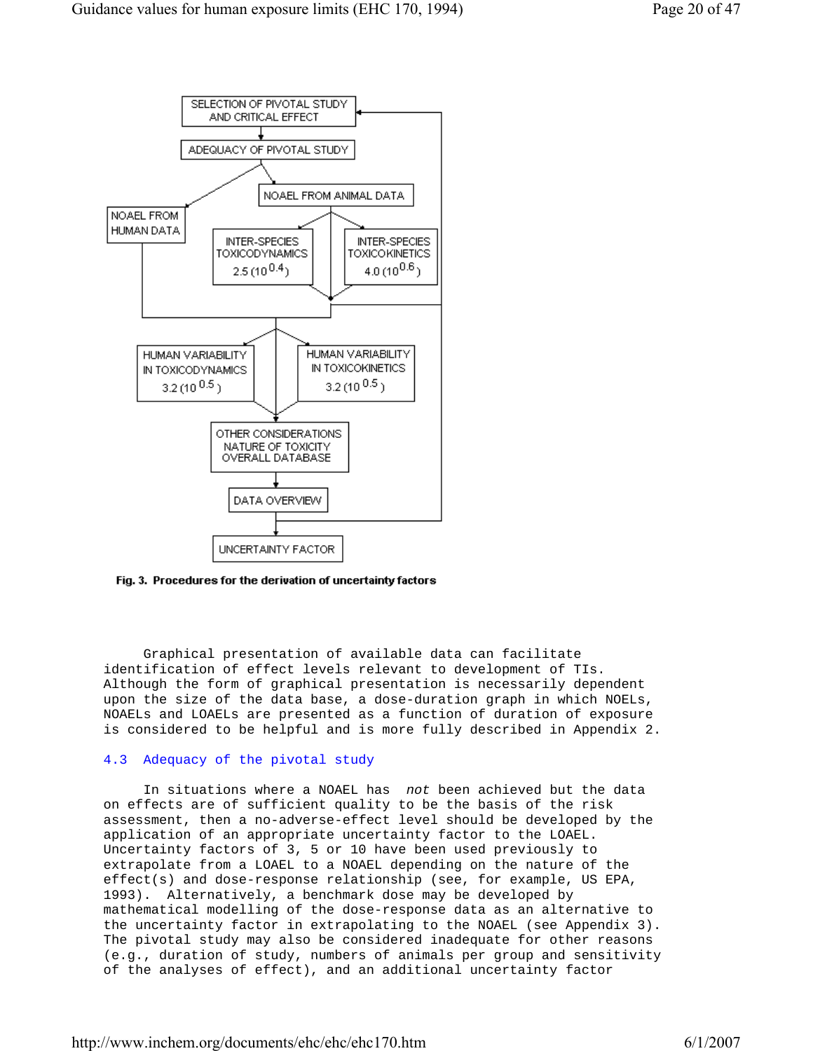SELECTION OF PIVOTAL STUDY AND CRITICAL EFFECT

ADEQUACY OF PIVOTAL STUDY

NOAEL FROM HUMAN DATA

NOAEL FROM ANIMAL DATA

INTER-SPECIES TOXICODYNAMICS 2.5 ($10^{0.4}$)

INTER-SPECIES TOXICOKINETICS 4.0 ($10^{0.6}$)

HUMAN VARIABILITY IN TOXICODYNAMICS 3.2 ($10^{0.5}$)

HUMAN VARIABILITY IN TOXICOKINETICS 3.2 ($10^{0.5}$)

OTHER CONSIDERATIONS NATURE OF TOXICITY OVERALL DATABASE

DATA OVERVIEW

UNCERTAINTY FACTOR

**Fig. 3. Procedures for the derivation of uncertainty factors**

Graphical presentation of available data can facilitate identification of effect levels relevant to development of TIs. Although the form of graphical presentation is necessarily dependent upon the size of the data base, a dose-duration graph in which NOELs, NOAELs and LOAELs are presented as a function of duration of exposure is considered to be helpful and is more fully described in Appendix 2.

### 4.3 Adequacy of the pivotal study

In situations where a NOAEL has *not* been achieved but the data on effects are of sufficient quality to be the basis of the risk assessment, then a no-adverse-effect level should be developed by the application of an appropriate uncertainty factor to the LOAEL. Uncertainty factors of 3, 5 or 10 have been used previously to extrapolate from a LOAEL to a NOAEL depending on the nature of the effect(s) and dose-response relationship (see, for example, US EPA, 1993). Alternatively, a benchmark dose may be developed by mathematical modelling of the dose-response data as an alternative to the uncertainty factor in extrapolating to the NOAEL (see Appendix 3). The pivotal study may also be considered inadequate for other reasons (e.g., duration of study, numbers of animals per group and sensitivity of the analyses of effect), and an additional uncertainty factor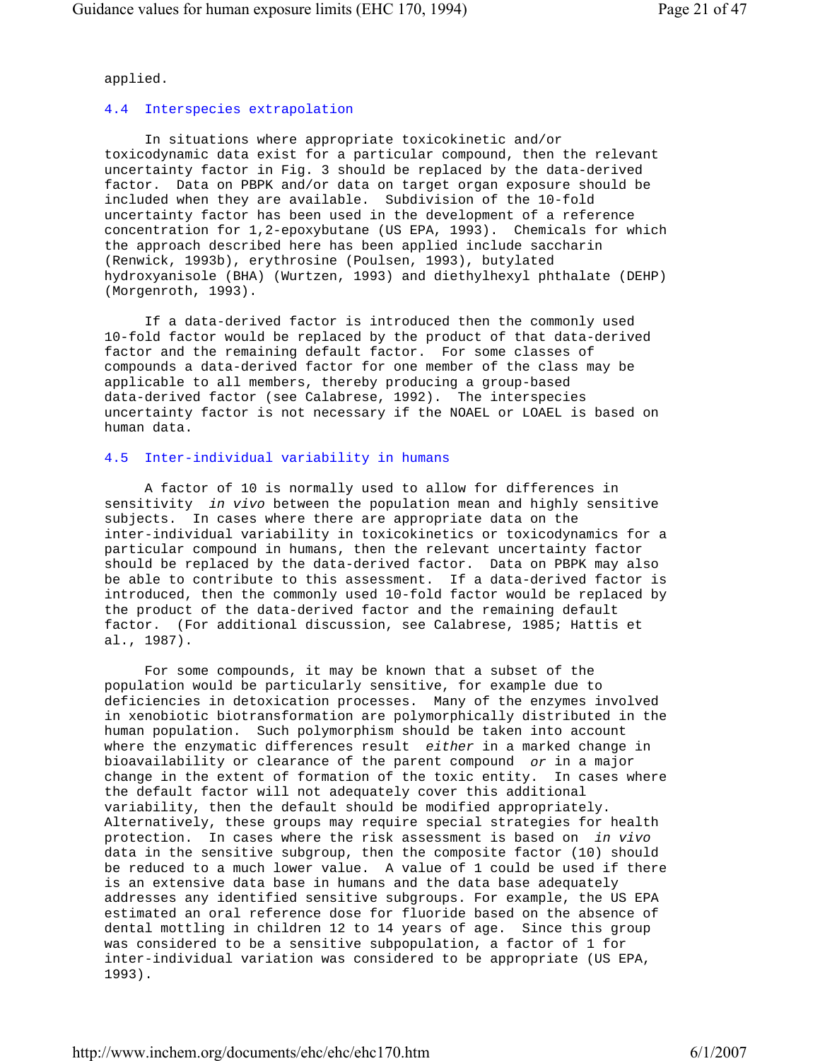applied.

### 4.4 Interspecies extrapolation

In situations where appropriate toxicokinetic and/or toxicodynamic data exist for a particular compound, then the relevant uncertainty factor in Fig. 3 should be replaced by the data-derived factor. Data on PBPK and/or data on target organ exposure should be included when they are available. Subdivision of the 10-fold uncertainty factor has been used in the development of a reference concentration for 1,2-epoxybutane (US EPA, 1993). Chemicals for which the approach described here has been applied include saccharin (Renwick, 1993b), erythrosine (Poulsen, 1993), butylated hydroxyanisole (BHA) (Wurtzen, 1993) and diethylhexyl phthalate (DEHP) (Morgenroth, 1993).

If a data-derived factor is introduced then the commonly used 10-fold factor would be replaced by the product of that data-derived factor and the remaining default factor. For some classes of compounds a data-derived factor for one member of the class may be applicable to all members, thereby producing a group-based data-derived factor (see Calabrese, 1992). The interspecies uncertainty factor is not necessary if the NOAEL or LOAEL is based on human data.

### 4.5 Inter-individual variability in humans

A factor of 10 is normally used to allow for differences in sensitivity *in vivo* between the population mean and highly sensitive subjects. In cases where there are appropriate data on the inter-individual variability in toxicokinetics or toxicodynamics for a particular compound in humans, then the relevant uncertainty factor should be replaced by the data-derived factor. Data on PBPK may also be able to contribute to this assessment. If a data-derived factor is introduced, then the commonly used 10-fold factor would be replaced by the product of the data-derived factor and the remaining default factor. (For additional discussion, see Calabrese, 1985; Hattis et al., 1987).

For some compounds, it may be known that a subset of the population would be particularly sensitive, for example due to deficiencies in detoxication processes. Many of the enzymes involved in xenobiotic biotransformation are polymorphically distributed in the human population. Such polymorphism should be taken into account where the enzymatic differences result *either* in a marked change in bioavailability or clearance of the parent compound *or* in a major change in the extent of formation of the toxic entity. In cases where the default factor will not adequately cover this additional variability, then the default should be modified appropriately. Alternatively, these groups may require special strategies for health protection. In cases where the risk assessment is based on *in vivo* data in the sensitive subgroup, then the composite factor (10) should be reduced to a much lower value. A value of 1 could be used if there is an extensive data base in humans and the data base adequately addresses any identified sensitive subgroups. For example, the US EPA estimated an oral reference dose for fluoride based on the absence of dental mottling in children 12 to 14 years of age. Since this group was considered to be a sensitive subpopulation, a factor of 1 for inter-individual variation was considered to be appropriate (US EPA, 1993).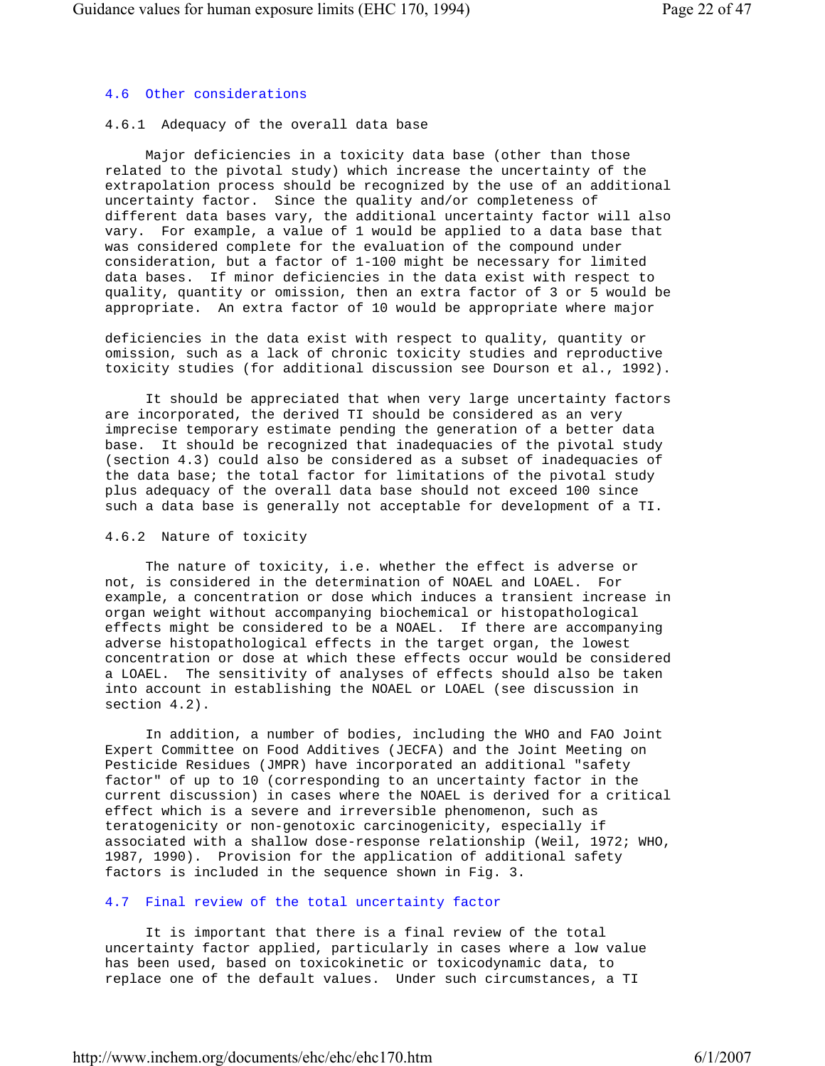### 4.6 Other considerations

#### 4.6.1 Adequacy of the overall data base

Major deficiencies in a toxicity data base (other than those related to the pivotal study) which increase the uncertainty of the extrapolation process should be recognized by the use of an additional uncertainty factor. Since the quality and/or completeness of different data bases vary, the additional uncertainty factor will also vary. For example, a value of 1 would be applied to a data base that was considered complete for the evaluation of the compound under consideration, but a factor of 1-100 might be necessary for limited data bases. If minor deficiencies in the data exist with respect to quality, quantity or omission, then an extra factor of 3 or 5 would be appropriate. An extra factor of 10 would be appropriate where major deficiencies in the data exist with respect to quality, quantity or omission, such as a lack of chronic toxicity studies and reproductive toxicity studies (for additional discussion see Dourson et al., 1992).

It should be appreciated that when very large uncertainty factors are incorporated, the derived TI should be considered as an very imprecise temporary estimate pending the generation of a better data base. It should be recognized that inadequacies of the pivotal study (section 4.3) could also be considered as a subset of inadequacies of the data base; the total factor for limitations of the pivotal study plus adequacy of the overall data base should not exceed 100 since such a data base is generally not acceptable for development of a TI.

#### 4.6.2 Nature of toxicity

The nature of toxicity, i.e. whether the effect is adverse or not, is considered in the determination of NOAEL and LOAEL. For example, a concentration or dose which induces a transient increase in organ weight without accompanying biochemical or histopathological effects might be considered to be a NOAEL. If there are accompanying adverse histopathological effects in the target organ, the lowest concentration or dose at which these effects occur would be considered a LOAEL. The sensitivity of analyses of effects should also be taken into account in establishing the NOAEL or LOAEL (see discussion in section 4.2).

In addition, a number of bodies, including the WHO and FAO Joint Expert Committee on Food Additives (JECFA) and the Joint Meeting on Pesticide Residues (JMPR) have incorporated an additional "safety factor" of up to 10 (corresponding to an uncertainty factor in the current discussion) in cases where the NOAEL is derived for a critical effect which is a severe and irreversible phenomenon, such as teratogenicity or non-genotoxic carcinogenicity, especially if associated with a shallow dose-response relationship (Weil, 1972; WHO, 1987, 1990). Provision for the application of additional safety factors is included in the sequence shown in Fig. 3.

### 4.7 Final review of the total uncertainty factor

It is important that there is a final review of the total uncertainty factor applied, particularly in cases where a low value has been used, based on toxicokinetic or toxicodynamic data, to replace one of the default values. Under such circumstances, a TI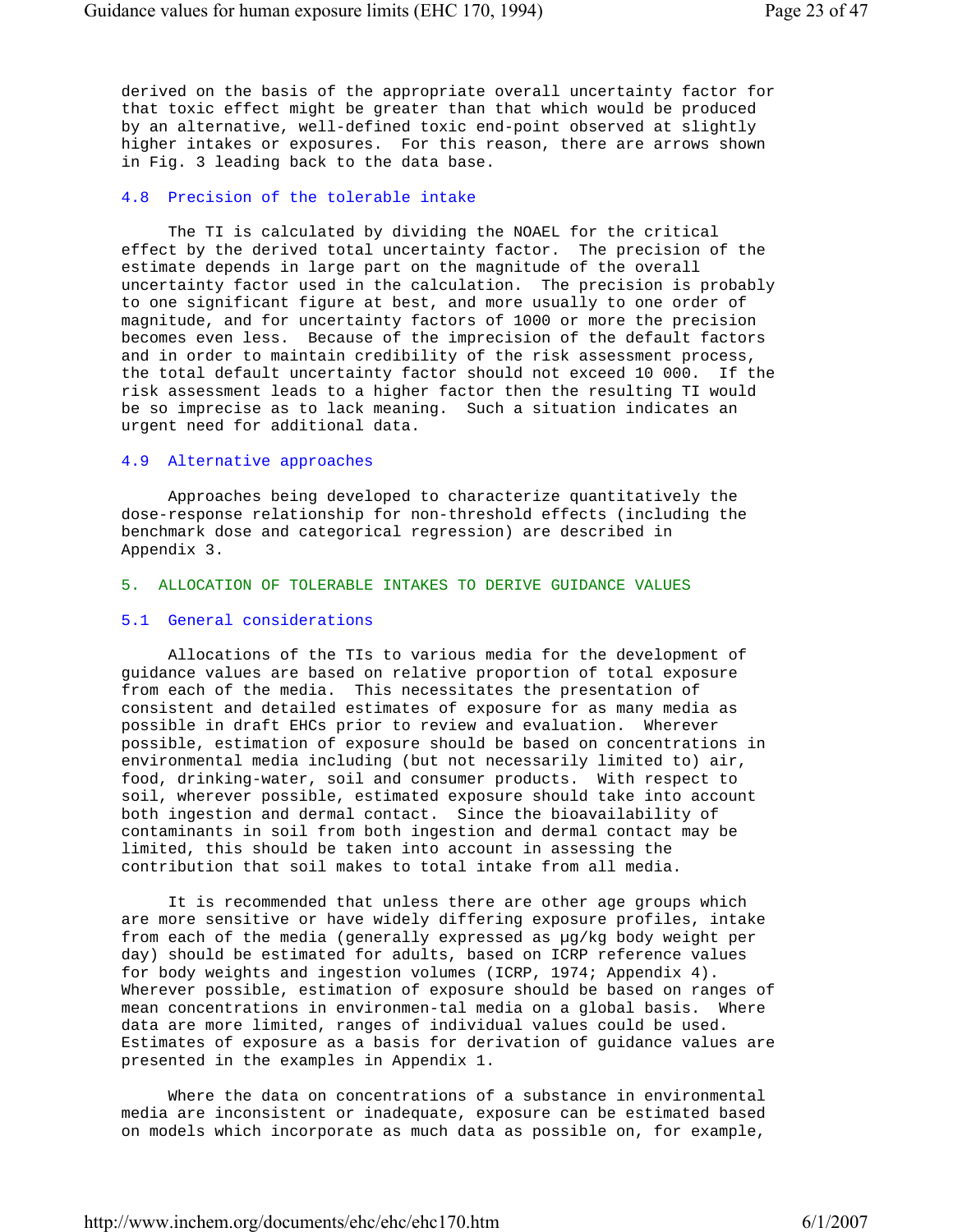derived on the basis of the appropriate overall uncertainty factor for that toxic effect might be greater than that which would be produced by an alternative, well-defined toxic end-point observed at slightly higher intakes or exposures. For this reason, there are arrows shown in Fig. 3 leading back to the data base.

### 4.8 Precision of the tolerable intake

The TI is calculated by dividing the NOAEL for the critical effect by the derived total uncertainty factor. The precision of the estimate depends in large part on the magnitude of the overall uncertainty factor used in the calculation. The precision is probably to one significant figure at best, and more usually to one order of magnitude, and for uncertainty factors of 1000 or more the precision becomes even less. Because of the imprecision of the default factors and in order to maintain credibility of the risk assessment process, the total default uncertainty factor should not exceed 10 000. If the risk assessment leads to a higher factor then the resulting TI would be so imprecise as to lack meaning. Such a situation indicates an urgent need for additional data.

### 4.9 Alternative approaches

Approaches being developed to characterize quantitatively the dose-response relationship for non-threshold effects (including the benchmark dose and categorical regression) are described in Appendix 3.

## 5. ALLOCATION OF TOLERABLE INTAKES TO DERIVE GUIDANCE VALUES

### 5.1 General considerations

Allocations of the TIs to various media for the development of guidance values are based on relative proportion of total exposure from each of the media. This necessitates the presentation of consistent and detailed estimates of exposure for as many media as possible in draft EHCs prior to review and evaluation. Wherever possible, estimation of exposure should be based on concentrations in environmental media including (but not necessarily limited to) air, food, drinking-water, soil and consumer products. With respect to soil, wherever possible, estimated exposure should take into account both ingestion and dermal contact. Since the bioavailability of contaminants in soil from both ingestion and dermal contact may be limited, this should be taken into account in assessing the contribution that soil makes to total intake from all media.

It is recommended that unless there are other age groups which are more sensitive or have widely differing exposure profiles, intake from each of the media (generally expressed as µg/kg body weight per day) should be estimated for adults, based on ICRP reference values for body weights and ingestion volumes (ICRP, 1974; Appendix 4). Wherever possible, estimation of exposure should be based on ranges of mean concentrations in environmen-tal media on a global basis. Where data are more limited, ranges of individual values could be used. Estimates of exposure as a basis for derivation of guidance values are presented in the examples in Appendix 1.

Where the data on concentrations of a substance in environmental media are inconsistent or inadequate, exposure can be estimated based on models which incorporate as much data as possible on, for example,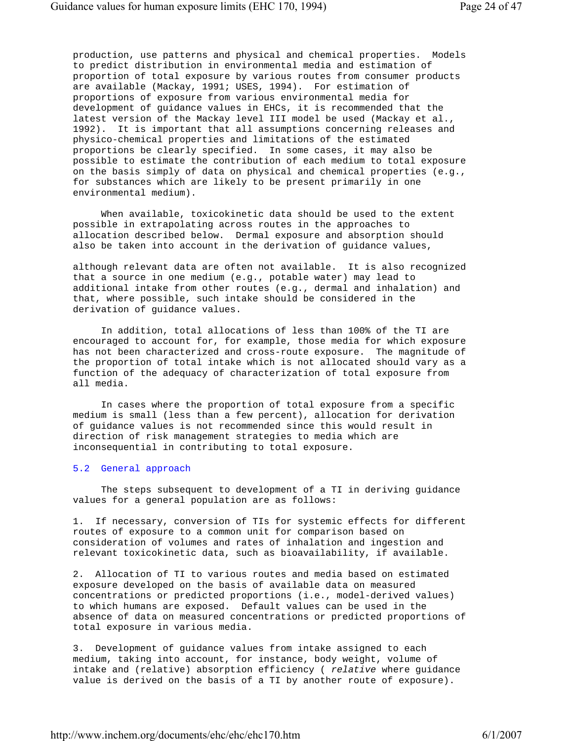production, use patterns and physical and chemical properties. Models to predict distribution in environmental media and estimation of proportion of total exposure by various routes from consumer products are available (Mackay, 1991; USES, 1994). For estimation of proportions of exposure from various environmental media for development of guidance values in EHCs, it is recommended that the latest version of the Mackay level III model be used (Mackay et al., 1992). It is important that all assumptions concerning releases and physico-chemical properties and limitations of the estimated proportions be clearly specified. In some cases, it may also be possible to estimate the contribution of each medium to total exposure on the basis simply of data on physical and chemical properties (e.g., for substances which are likely to be present primarily in one environmental medium).

When available, toxicokinetic data should be used to the extent possible in extrapolating across routes in the approaches to allocation described below. Dermal exposure and absorption should also be taken into account in the derivation of guidance values, although relevant data are often not available. It is also recognized that a source in one medium (e.g., potable water) may lead to additional intake from other routes (e.g., dermal and inhalation) and that, where possible, such intake should be considered in the derivation of guidance values.

In addition, total allocations of less than 100% of the TI are encouraged to account for, for example, those media for which exposure has not been characterized and cross-route exposure. The magnitude of the proportion of total intake which is not allocated should vary as a function of the adequacy of characterization of total exposure from all media.

In cases where the proportion of total exposure from a specific medium is small (less than a few percent), allocation for derivation of guidance values is not recommended since this would result in direction of risk management strategies to media which are inconsequential in contributing to total exposure.

## 5.2 General approach

The steps subsequent to development of a TI in deriving guidance values for a general population are as follows:

1. If necessary, conversion of TIs for systemic effects for different routes of exposure to a common unit for comparison based on consideration of volumes and rates of inhalation and ingestion and relevant toxicokinetic data, such as bioavailability, if available.

2. Allocation of TI to various routes and media based on estimated exposure developed on the basis of available data on measured concentrations or predicted proportions (i.e., model-derived values) to which humans are exposed. Default values can be used in the absence of data on measured concentrations or predicted proportions of total exposure in various media.

3. Development of guidance values from intake assigned to each medium, taking into account, for instance, body weight, volume of intake and (relative) absorption efficiency ( *relative* where guidance value is derived on the basis of a TI by another route of exposure).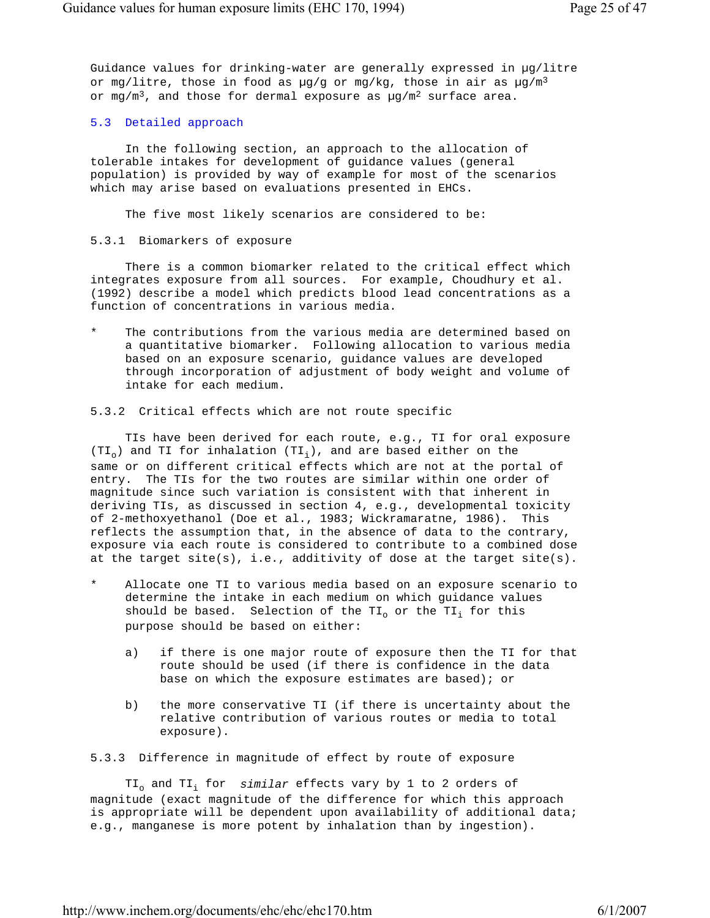Guidance values for drinking-water are generally expressed in µg/litre or mg/litre, those in food as µg/g or mg/kg, those in air as µg/$m^3$ or mg/$m^3$, and those for dermal exposure as µg/$m^2$ surface area.

### 5.3 Detailed approach

In the following section, an approach to the allocation of tolerable intakes for development of guidance values (general population) is provided by way of example for most of the scenarios which may arise based on evaluations presented in EHCs.

The five most likely scenarios are considered to be:

#### 5.3.1 Biomarkers of exposure

There is a common biomarker related to the critical effect which integrates exposure from all sources. For example, Choudhury et al. (1992) describe a model which predicts blood lead concentrations as a function of concentrations in various media.

* The contributions from the various media are determined based on a quantitative biomarker. Following allocation to various media based on an exposure scenario, guidance values are developed through incorporation of adjustment of body weight and volume of intake for each medium.

#### 5.3.2 Critical effects which are not route specific

TIs have been derived for each route, e.g., TI for oral exposure ($TI_o$) and TI for inhalation ($TI_i$), and are based either on the same or on different critical effects which are not at the portal of entry. The TIs for the two routes are similar within one order of magnitude since such variation is consistent with that inherent in deriving TIs, as discussed in section 4, e.g., developmental toxicity of 2-methoxyethanol (Doe et al., 1983; Wickramaratne, 1986). This reflects the assumption that, in the absence of data to the contrary, exposure via each route is considered to contribute to a combined dose at the target site(s), i.e., additivity of dose at the target site(s).

* Allocate one TI to various media based on an exposure scenario to determine the intake in each medium on which guidance values should be based. Selection of the $TI_o$ or the $TI_i$ for this purpose should be based on either:

    a) if there is one major route of exposure then the TI for that route should be used (if there is confidence in the data base on which the exposure estimates are based); or

    b) the more conservative TI (if there is uncertainty about the relative contribution of various routes or media to total exposure).

#### 5.3.3 Difference in magnitude of effect by route of exposure

$TI_o$ and $TI_i$ for *similar* effects vary by 1 to 2 orders of magnitude (exact magnitude of the difference for which this approach is appropriate will be dependent upon availability of additional data; e.g., manganese is more potent by inhalation than by ingestion).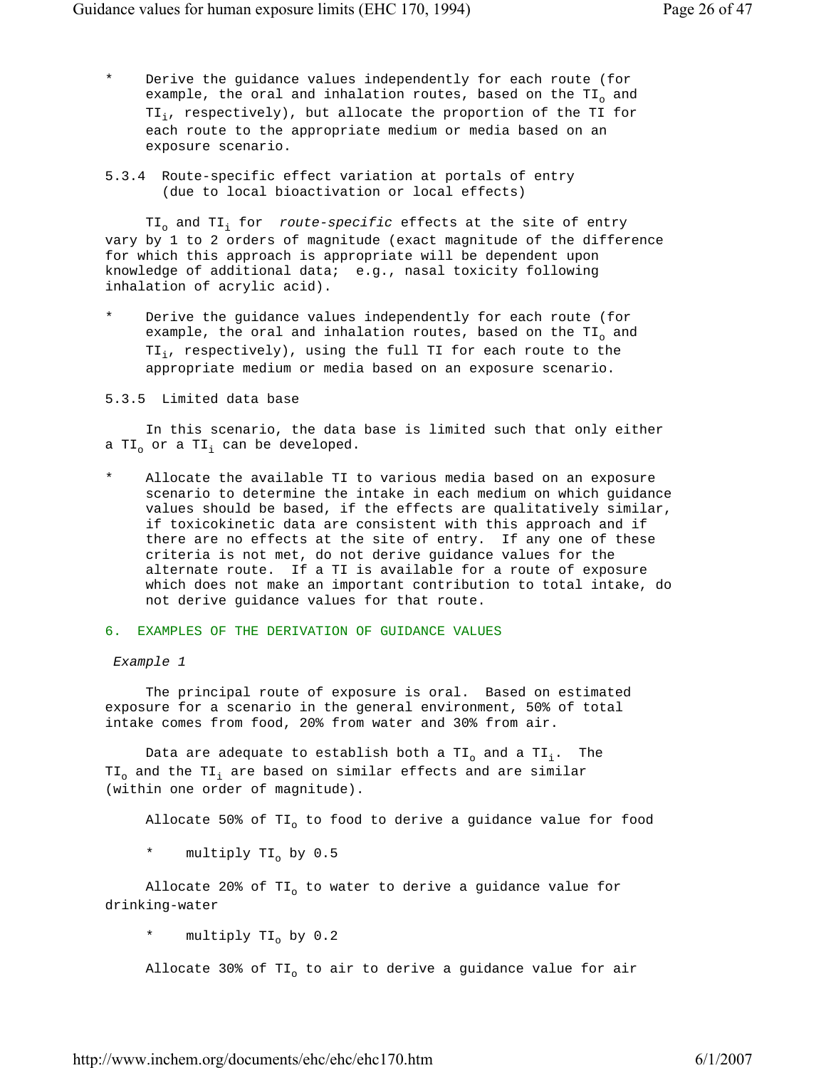* Derive the guidance values independently for each route (for example, the oral and inhalation routes, based on the $TI_o$ and $TI_i$, respectively), but allocate the proportion of the TI for each route to the appropriate medium or media based on an exposure scenario.

### 5.3.4 Route-specific effect variation at portals of entry (due to local bioactivation or local effects)

$TI_o$ and $TI_i$ for *route-specific* effects at the site of entry vary by 1 to 2 orders of magnitude (exact magnitude of the difference for which this approach is appropriate will be dependent upon knowledge of additional data; e.g., nasal toxicity following inhalation of acrylic acid).

* Derive the guidance values independently for each route (for example, the oral and inhalation routes, based on the $TI_o$ and $TI_i$, respectively), using the full TI for each route to the appropriate medium or media based on an exposure scenario.

### 5.3.5 Limited data base

In this scenario, the data base is limited such that only either a $TI_o$ or a $TI_i$ can be developed.

* Allocate the available TI to various media based on an exposure scenario to determine the intake in each medium on which guidance values should be based, if the effects are qualitatively similar, if toxicokinetic data are consistent with this approach and if there are no effects at the site of entry. If any one of these criteria is not met, do not derive guidance values for the alternate route. If a TI is available for a route of exposure which does not make an important contribution to total intake, do not derive guidance values for that route.

## 6. EXAMPLES OF THE DERIVATION OF GUIDANCE VALUES

*Example 1*

The principal route of exposure is oral. Based on estimated exposure for a scenario in the general environment, 50% of total intake comes from food, 20% from water and 30% from air.

Data are adequate to establish both a $TI_o$ and a $TI_i$. The $TI_o$ and the $TI_i$ are based on similar effects and are similar (within one order of magnitude).

Allocate 50% of $TI_o$ to food to derive a guidance value for food

* multiply $TI_o$ by 0.5

Allocate 20% of $TI_o$ to water to derive a guidance value for drinking-water

* multiply $TI_o$ by 0.2

Allocate 30% of $TI_o$ to air to derive a guidance value for air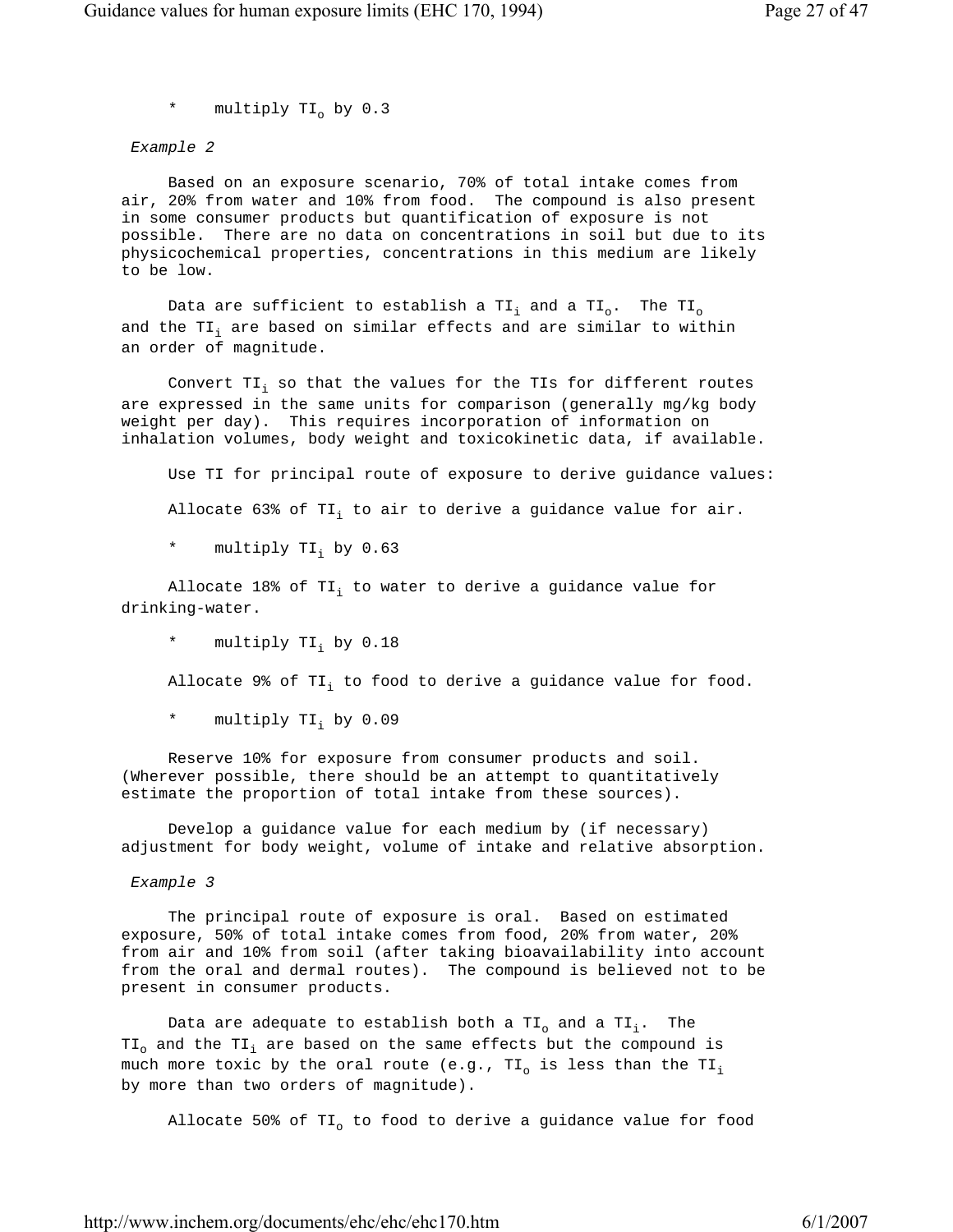* multiply $TI_o$ by 0.3

*Example 2*

Based on an exposure scenario, 70% of total intake comes from air, 20% from water and 10% from food. The compound is also present in some consumer products but quantification of exposure is not possible. There are no data on concentrations in soil but due to its physicochemical properties, concentrations in this medium are likely to be low.

Data are sufficient to establish a $TI_i$ and a $TI_o$. The $TI_o$ and the $TI_i$ are based on similar effects and are similar to within an order of magnitude.

Convert $TI_i$ so that the values for the TIs for different routes are expressed in the same units for comparison (generally mg/kg body weight per day). This requires incorporation of information on inhalation volumes, body weight and toxicokinetic data, if available.

Use TI for principal route of exposure to derive guidance values:

Allocate 63% of $TI_i$ to air to derive a guidance value for air.

* multiply $TI_i$ by 0.63

Allocate 18% of $TI_i$ to water to derive a guidance value for drinking-water.

* multiply $TI_i$ by 0.18

Allocate 9% of $TI_i$ to food to derive a guidance value for food.

* multiply $TI_i$ by 0.09

Reserve 10% for exposure from consumer products and soil. (Wherever possible, there should be an attempt to quantitatively estimate the proportion of total intake from these sources).

Develop a guidance value for each medium by (if necessary) adjustment for body weight, volume of intake and relative absorption.

*Example 3*

The principal route of exposure is oral. Based on estimated exposure, 50% of total intake comes from food, 20% from water, 20% from air and 10% from soil (after taking bioavailability into account from the oral and dermal routes). The compound is believed not to be present in consumer products.

Data are adequate to establish both a $TI_o$ and a $TI_i$. The $TI_o$ and the $TI_i$ are based on the same effects but the compound is much more toxic by the oral route (e.g., $TI_o$ is less than the $TI_i$ by more than two orders of magnitude).

Allocate 50% of $TI_o$ to food to derive a guidance value for food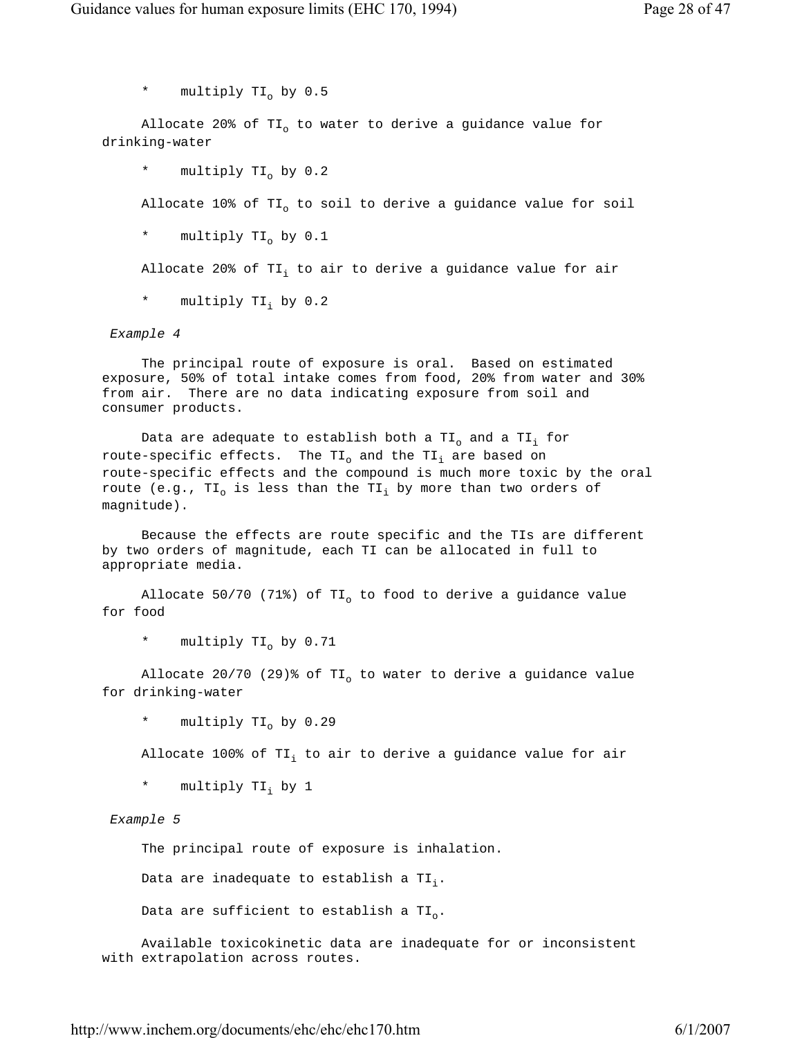* multiply $TI_o$ by 0.5

Allocate 20% of $TI_o$ to water to derive a guidance value for drinking-water

* multiply $TI_o$ by 0.2

Allocate 10% of $TI_o$ to soil to derive a guidance value for soil

* multiply $TI_o$ by 0.1

Allocate 20% of $TI_i$ to air to derive a guidance value for air

* multiply $TI_i$ by 0.2

*Example 4*

The principal route of exposure is oral. Based on estimated exposure, 50% of total intake comes from food, 20% from water and 30% from air. There are no data indicating exposure from soil and consumer products.

Data are adequate to establish both a $TI_o$ and a $TI_i$ for route-specific effects. The $TI_o$ and the $TI_i$ are based on route-specific effects and the compound is much more toxic by the oral route (e.g., $TI_o$ is less than the $TI_i$ by more than two orders of magnitude).

Because the effects are route specific and the TIs are different by two orders of magnitude, each TI can be allocated in full to appropriate media.

Allocate 50/70 (71%) of $TI_o$ to food to derive a guidance value for food

* multiply $TI_o$ by 0.71

Allocate 20/70 (29)% of $TI_o$ to water to derive a guidance value for drinking-water

* multiply $TI_o$ by 0.29

Allocate 100% of $TI_i$ to air to derive a guidance value for air

* multiply $TI_i$ by 1

*Example 5*

The principal route of exposure is inhalation.

Data are inadequate to establish a $TI_i$.

Data are sufficient to establish a $TI_o$.

Available toxicokinetic data are inadequate for or inconsistent with extrapolation across routes.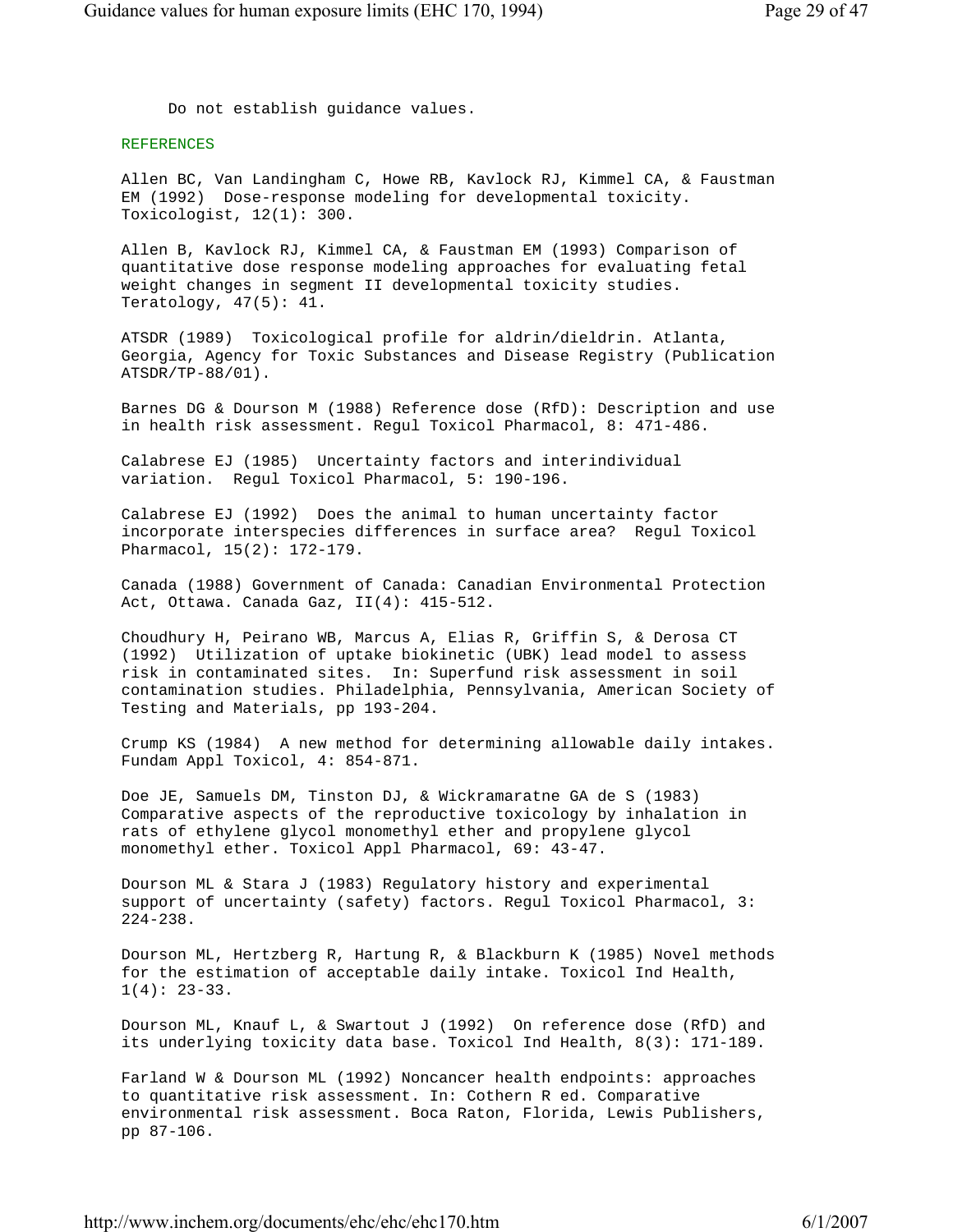Do not establish guidance values.

## REFERENCES

Allen BC, Van Landingham C, Howe RB, Kavlock RJ, Kimmel CA, & Faustman EM (1992) Dose-response modeling for developmental toxicity. Toxicologist, 12(1): 300.

Allen B, Kavlock RJ, Kimmel CA, & Faustman EM (1993) Comparison of quantitative dose response modeling approaches for evaluating fetal weight changes in segment II developmental toxicity studies. Teratology, 47(5): 41.

ATSDR (1989) Toxicological profile for aldrin/dieldrin. Atlanta, Georgia, Agency for Toxic Substances and Disease Registry (Publication ATSDR/TP-88/01).

Barnes DG & Dourson M (1988) Reference dose (RfD): Description and use in health risk assessment. Regul Toxicol Pharmacol, 8: 471-486.

Calabrese EJ (1985) Uncertainty factors and interindividual variation. Regul Toxicol Pharmacol, 5: 190-196.

Calabrese EJ (1992) Does the animal to human uncertainty factor incorporate interspecies differences in surface area? Regul Toxicol Pharmacol, 15(2): 172-179.

Canada (1988) Government of Canada: Canadian Environmental Protection Act, Ottawa. Canada Gaz, II(4): 415-512.

Choudhury H, Peirano WB, Marcus A, Elias R, Griffin S, & Derosa CT (1992) Utilization of uptake biokinetic (UBK) lead model to assess risk in contaminated sites. In: Superfund risk assessment in soil contamination studies. Philadelphia, Pennsylvania, American Society of Testing and Materials, pp 193-204.

Crump KS (1984) A new method for determining allowable daily intakes. Fundam Appl Toxicol, 4: 854-871.

Doe JE, Samuels DM, Tinston DJ, & Wickramaratne GA de S (1983) Comparative aspects of the reproductive toxicology by inhalation in rats of ethylene glycol monomethyl ether and propylene glycol monomethyl ether. Toxicol Appl Pharmacol, 69: 43-47.

Dourson ML & Stara J (1983) Regulatory history and experimental support of uncertainty (safety) factors. Regul Toxicol Pharmacol, 3: 224-238.

Dourson ML, Hertzberg R, Hartung R, & Blackburn K (1985) Novel methods for the estimation of acceptable daily intake. Toxicol Ind Health, 1(4): 23-33.

Dourson ML, Knauf L, & Swartout J (1992) On reference dose (RfD) and its underlying toxicity data base. Toxicol Ind Health, 8(3): 171-189.

Farland W & Dourson ML (1992) Noncancer health endpoints: approaches to quantitative risk assessment. In: Cothern R ed. Comparative environmental risk assessment. Boca Raton, Florida, Lewis Publishers, pp 87-106.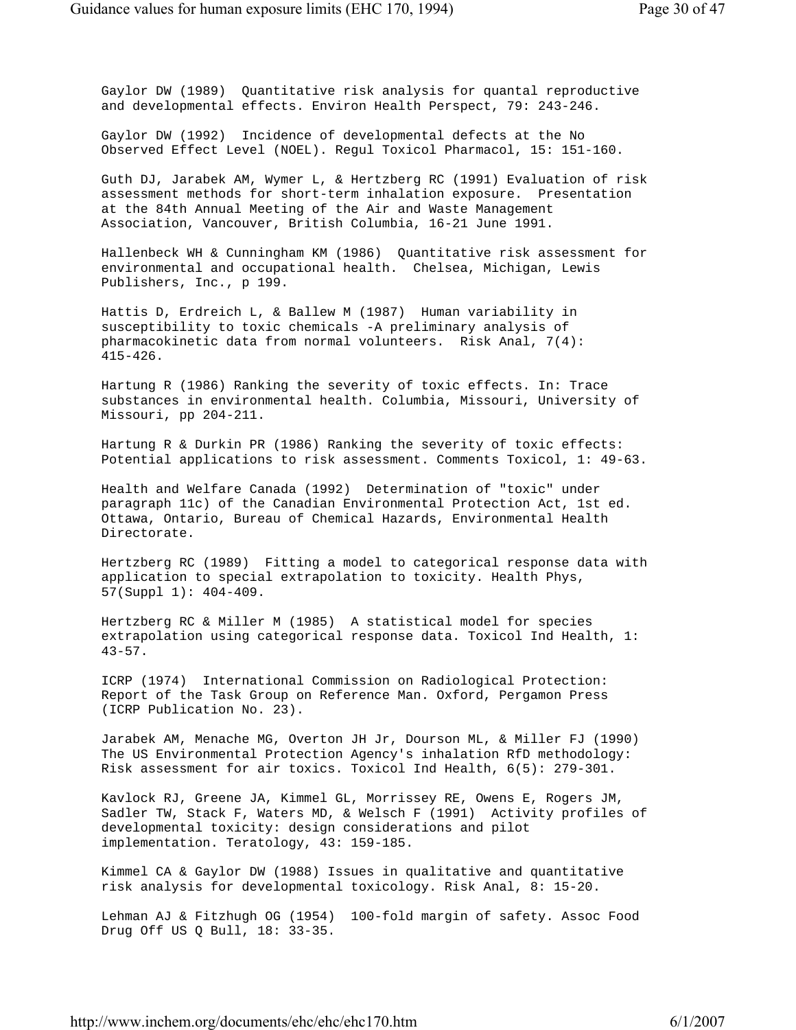Gaylor DW (1989) Quantitative risk analysis for quantal reproductive and developmental effects. Environ Health Perspect, 79: 243-246.

Gaylor DW (1992) Incidence of developmental defects at the No Observed Effect Level (NOEL). Regul Toxicol Pharmacol, 15: 151-160.

Guth DJ, Jarabek AM, Wymer L, & Hertzberg RC (1991) Evaluation of risk assessment methods for short-term inhalation exposure. Presentation at the 84th Annual Meeting of the Air and Waste Management Association, Vancouver, British Columbia, 16-21 June 1991.

Hallenbeck WH & Cunningham KM (1986) Quantitative risk assessment for environmental and occupational health. Chelsea, Michigan, Lewis Publishers, Inc., p 199.

Hattis D, Erdreich L, & Ballew M (1987) Human variability in susceptibility to toxic chemicals -A preliminary analysis of pharmacokinetic data from normal volunteers. Risk Anal, 7(4): 415-426.

Hartung R (1986) Ranking the severity of toxic effects. In: Trace substances in environmental health. Columbia, Missouri, University of Missouri, pp 204-211.

Hartung R & Durkin PR (1986) Ranking the severity of toxic effects: Potential applications to risk assessment. Comments Toxicol, 1: 49-63.

Health and Welfare Canada (1992) Determination of "toxic" under paragraph 11c) of the Canadian Environmental Protection Act, 1st ed. Ottawa, Ontario, Bureau of Chemical Hazards, Environmental Health Directorate.

Hertzberg RC (1989) Fitting a model to categorical response data with application to special extrapolation to toxicity. Health Phys, 57(Suppl 1): 404-409.

Hertzberg RC & Miller M (1985) A statistical model for species extrapolation using categorical response data. Toxicol Ind Health, 1: 43-57.

ICRP (1974) International Commission on Radiological Protection: Report of the Task Group on Reference Man. Oxford, Pergamon Press (ICRP Publication No. 23).

Jarabek AM, Menache MG, Overton JH Jr, Dourson ML, & Miller FJ (1990) The US Environmental Protection Agency's inhalation RfD methodology: Risk assessment for air toxics. Toxicol Ind Health, 6(5): 279-301.

Kavlock RJ, Greene JA, Kimmel GL, Morrissey RE, Owens E, Rogers JM, Sadler TW, Stack F, Waters MD, & Welsch F (1991) Activity profiles of developmental toxicity: design considerations and pilot implementation. Teratology, 43: 159-185.

Kimmel CA & Gaylor DW (1988) Issues in qualitative and quantitative risk analysis for developmental toxicology. Risk Anal, 8: 15-20.

Lehman AJ & Fitzhugh OG (1954) 100-fold margin of safety. Assoc Food Drug Off US Q Bull, 18: 33-35.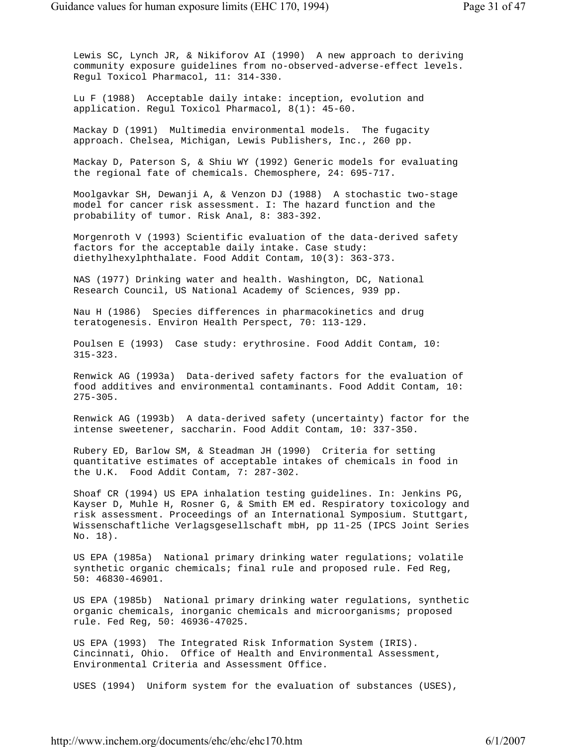Lewis SC, Lynch JR, & Nikiforov AI (1990) A new approach to deriving community exposure guidelines from no-observed-adverse-effect levels. Regul Toxicol Pharmacol, 11: 314-330.

Lu F (1988) Acceptable daily intake: inception, evolution and application. Regul Toxicol Pharmacol, 8(1): 45-60.

Mackay D (1991) Multimedia environmental models. The fugacity approach. Chelsea, Michigan, Lewis Publishers, Inc., 260 pp.

Mackay D, Paterson S, & Shiu WY (1992) Generic models for evaluating the regional fate of chemicals. Chemosphere, 24: 695-717.

Moolgavkar SH, Dewanji A, & Venzon DJ (1988) A stochastic two-stage model for cancer risk assessment. I: The hazard function and the probability of tumor. Risk Anal, 8: 383-392.

Morgenroth V (1993) Scientific evaluation of the data-derived safety factors for the acceptable daily intake. Case study: diethylhexylphthalate. Food Addit Contam, 10(3): 363-373.

NAS (1977) Drinking water and health. Washington, DC, National Research Council, US National Academy of Sciences, 939 pp.

Nau H (1986) Species differences in pharmacokinetics and drug teratogenesis. Environ Health Perspect, 70: 113-129.

Poulsen E (1993) Case study: erythrosine. Food Addit Contam, 10: 315-323.

Renwick AG (1993a) Data-derived safety factors for the evaluation of food additives and environmental contaminants. Food Addit Contam, 10: 275-305.

Renwick AG (1993b) A data-derived safety (uncertainty) factor for the intense sweetener, saccharin. Food Addit Contam, 10: 337-350.

Rubery ED, Barlow SM, & Steadman JH (1990) Criteria for setting quantitative estimates of acceptable intakes of chemicals in food in the U.K. Food Addit Contam, 7: 287-302.

Shoaf CR (1994) US EPA inhalation testing guidelines. In: Jenkins PG, Kayser D, Muhle H, Rosner G, & Smith EM ed. Respiratory toxicology and risk assessment. Proceedings of an International Symposium. Stuttgart, Wissenschaftliche Verlagsgesellschaft mbH, pp 11-25 (IPCS Joint Series No. 18).

US EPA (1985a) National primary drinking water regulations; volatile synthetic organic chemicals; final rule and proposed rule. Fed Reg, 50: 46830-46901.

US EPA (1985b) National primary drinking water regulations, synthetic organic chemicals, inorganic chemicals and microorganisms; proposed rule. Fed Reg, 50: 46936-47025.

US EPA (1993) The Integrated Risk Information System (IRIS). Cincinnati, Ohio. Office of Health and Environmental Assessment, Environmental Criteria and Assessment Office.

USES (1994) Uniform system for the evaluation of substances (USES),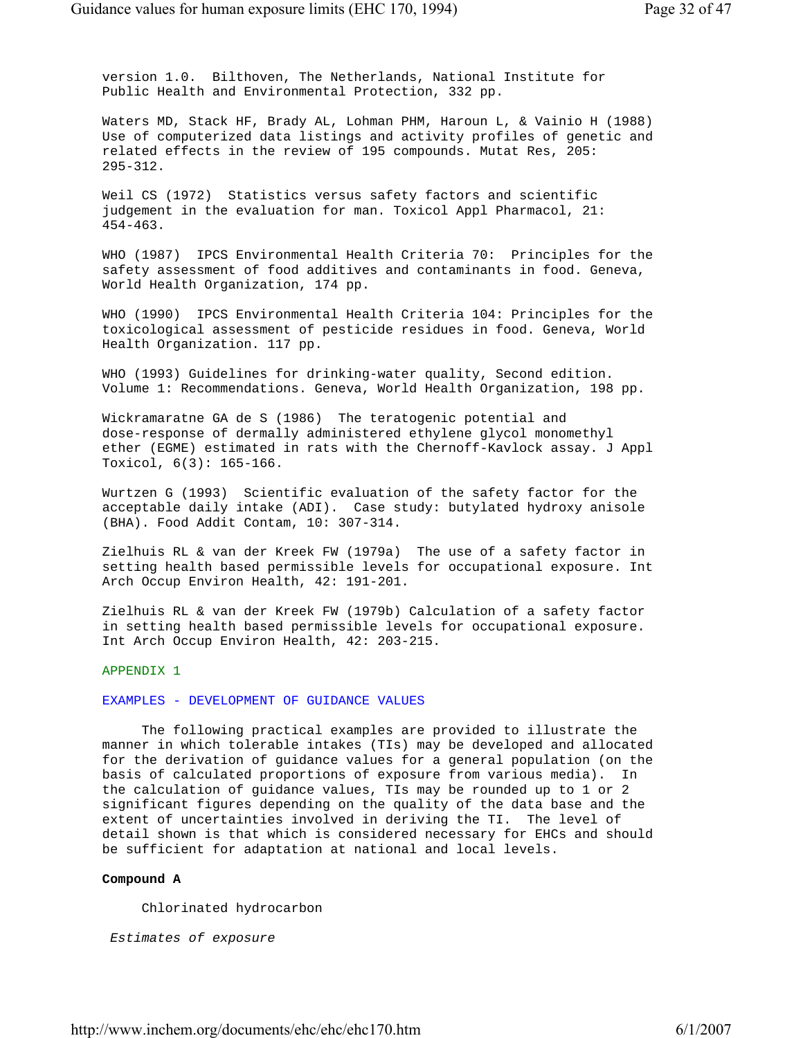version 1.0. Bilthoven, The Netherlands, National Institute for Public Health and Environmental Protection, 332 pp.

Waters MD, Stack HF, Brady AL, Lohman PHM, Haroun L, & Vainio H (1988) Use of computerized data listings and activity profiles of genetic and related effects in the review of 195 compounds. Mutat Res, 205: 295-312.

Weil CS (1972) Statistics versus safety factors and scientific judgement in the evaluation for man. Toxicol Appl Pharmacol, 21: 454-463.

WHO (1987) IPCS Environmental Health Criteria 70: Principles for the safety assessment of food additives and contaminants in food. Geneva, World Health Organization, 174 pp.

WHO (1990) IPCS Environmental Health Criteria 104: Principles for the toxicological assessment of pesticide residues in food. Geneva, World Health Organization. 117 pp.

WHO (1993) Guidelines for drinking-water quality, Second edition. Volume 1: Recommendations. Geneva, World Health Organization, 198 pp.

Wickramaratne GA de S (1986) The teratogenic potential and dose-response of dermally administered ethylene glycol monomethyl ether (EGME) estimated in rats with the Chernoff-Kavlock assay. J Appl Toxicol, 6(3): 165-166.

Wurtzen G (1993) Scientific evaluation of the safety factor for the acceptable daily intake (ADI). Case study: butylated hydroxy anisole (BHA). Food Addit Contam, 10: 307-314.

Zielhuis RL & van der Kreek FW (1979a) The use of a safety factor in setting health based permissible levels for occupational exposure. Int Arch Occup Environ Health, 42: 191-201.

Zielhuis RL & van der Kreek FW (1979b) Calculation of a safety factor in setting health based permissible levels for occupational exposure. Int Arch Occup Environ Health, 42: 203-215.

## APPENDIX 1

## EXAMPLES - DEVELOPMENT OF GUIDANCE VALUES

The following practical examples are provided to illustrate the manner in which tolerable intakes (TIs) may be developed and allocated for the derivation of guidance values for a general population (on the basis of calculated proportions of exposure from various media). In the calculation of guidance values, TIs may be rounded up to 1 or 2 significant figures depending on the quality of the data base and the extent of uncertainties involved in deriving the TI. The level of detail shown is that which is considered necessary for EHCs and should be sufficient for adaptation at national and local levels.

### Compound A

Chlorinated hydrocarbon

*Estimates of exposure*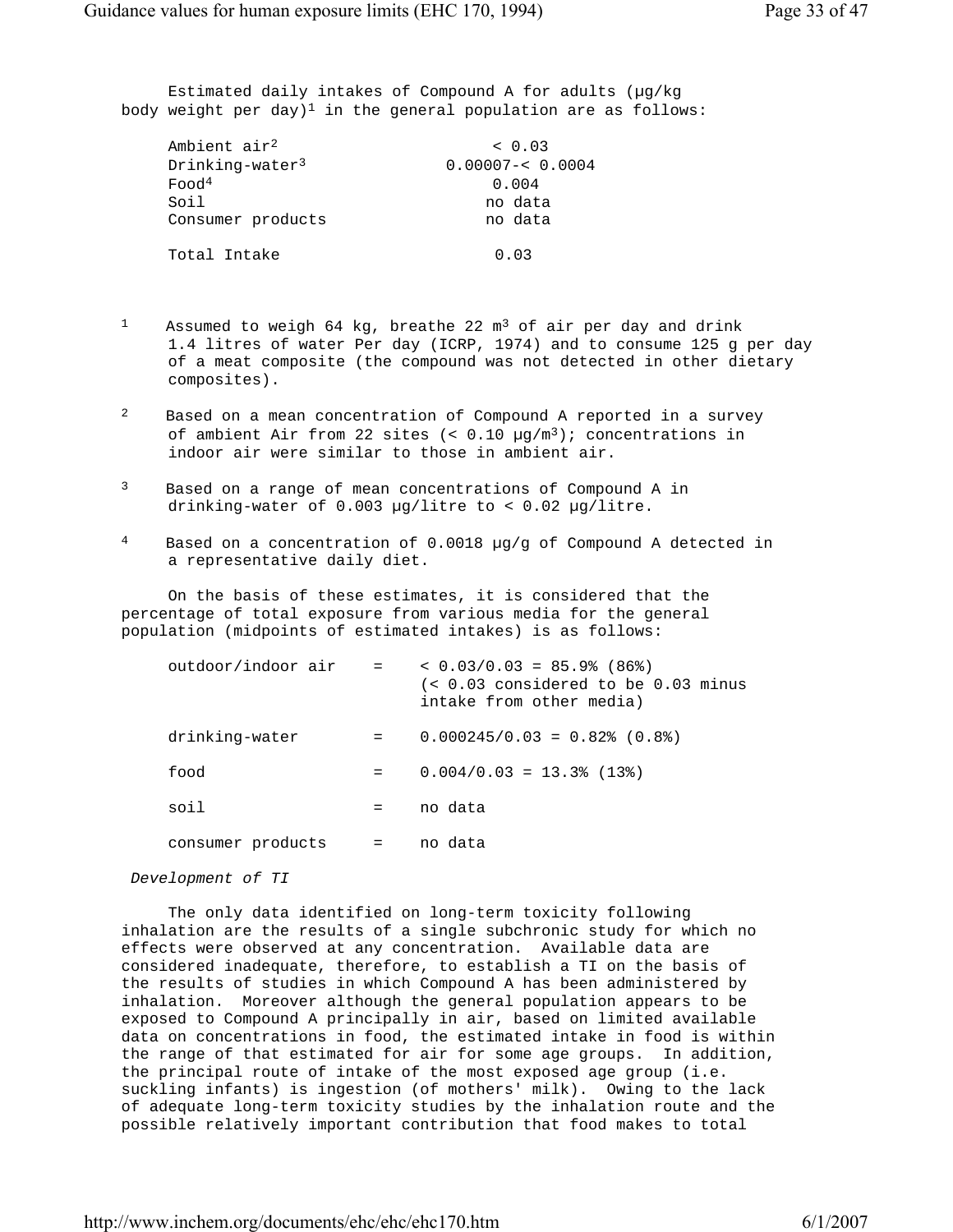Estimated daily intakes of Compound A for adults (μg/kg body weight per day)[1] in the general population are as follows:

| | |
|---|---|
| Ambient air[2] | < 0.03 |
| Drinking-water[3] | 0.00007-< 0.0004 |
| Food[4] | 0.004 |
| Soil | no data |
| Consumer products | no data |
| Total Intake | 0.03 |

[1] Assumed to weigh 64 kg, breathe 22 $m^3$ of air per day and drink 1.4 litres of water Per day (ICRP, 1974) and to consume 125 g per day of a meat composite (the compound was not detected in other dietary composites).

[2] Based on a mean concentration of Compound A reported in a survey of ambient Air from 22 sites (< 0.10 μg/$m^3$); concentrations in indoor air were similar to those in ambient air.

[3] Based on a range of mean concentrations of Compound A in drinking-water of 0.003 μg/litre to < 0.02 μg/litre.

[4] Based on a concentration of 0.0018 μg/g of Compound A detected in a representative daily diet.

On the basis of these estimates, it is considered that the percentage of total exposure from various media for the general population (midpoints of estimated intakes) is as follows:

| | | |
|---|---|---|
| outdoor/indoor air | = | < 0.03/0.03 = 85.9% (86%) (< 0.03 considered to be 0.03 minus intake from other media) |
| drinking-water | = | 0.000245/0.03 = 0.82% (0.8%) |
| food | = | 0.004/0.03 = 13.3% (13%) |
| soil | = | no data |
| consumer products | = | no data |

*Development of TI*

The only data identified on long-term toxicity following inhalation are the results of a single subchronic study for which no effects were observed at any concentration. Available data are considered inadequate, therefore, to establish a TI on the basis of the results of studies in which Compound A has been administered by inhalation. Moreover although the general population appears to be exposed to Compound A principally in air, based on limited available data on concentrations in food, the estimated intake in food is within the range of that estimated for air for some age groups. In addition, the principal route of intake of the most exposed age group (i.e. suckling infants) is ingestion (of mothers' milk). Owing to the lack of adequate long-term toxicity studies by the inhalation route and the possible relatively important contribution that food makes to total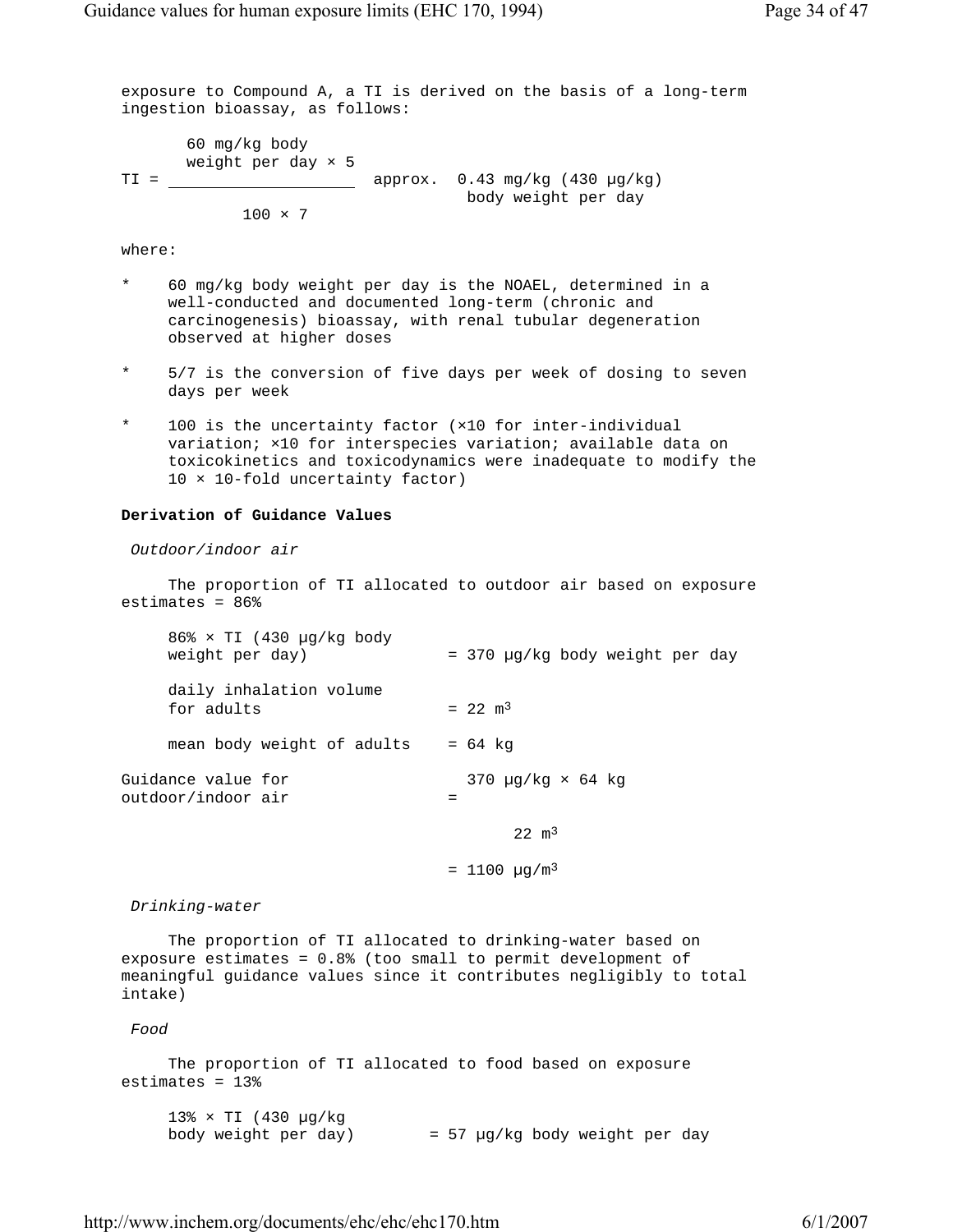exposure to Compound A, a TI is derived on the basis of a long-term ingestion bioassay, as follows:

$$TI = \frac{60 \text{ mg/kg body weight per day} \times 5}{100 \times 7} \quad \text{approx. } 0.43 \text{ mg/kg } (430\ \mu g/kg) \text{ body weight per day}$$

where:

- 60 mg/kg body weight per day is the NOAEL, determined in a well-conducted and documented long-term (chronic and carcinogenesis) bioassay, with renal tubular degeneration observed at higher doses
- 5/7 is the conversion of five days per week of dosing to seven days per week
- 100 is the uncertainty factor (×10 for inter-individual variation; ×10 for interspecies variation; available data on toxicokinetics and toxicodynamics were inadequate to modify the 10 × 10-fold uncertainty factor)

**Derivation of Guidance Values**

*Outdoor/indoor air*

The proportion of TI allocated to outdoor air based on exposure estimates = 86%

86% × TI (430 µg/kg body weight per day) = 370 µg/kg body weight per day

daily inhalation volume for adults = 22 $m^3$

mean body weight of adults = 64 kg

$$\text{Guidance value for outdoor/indoor air} = \frac{370\ \mu g/kg \times 64 \text{ kg}}{22\ m^3} = 1100\ \mu g/m^3$$

*Drinking-water*

The proportion of TI allocated to drinking-water based on exposure estimates = 0.8% (too small to permit development of meaningful guidance values since it contributes negligibly to total intake)

*Food*

The proportion of TI allocated to food based on exposure estimates = 13%

13% × TI (430 µg/kg body weight per day) = 57 µg/kg body weight per day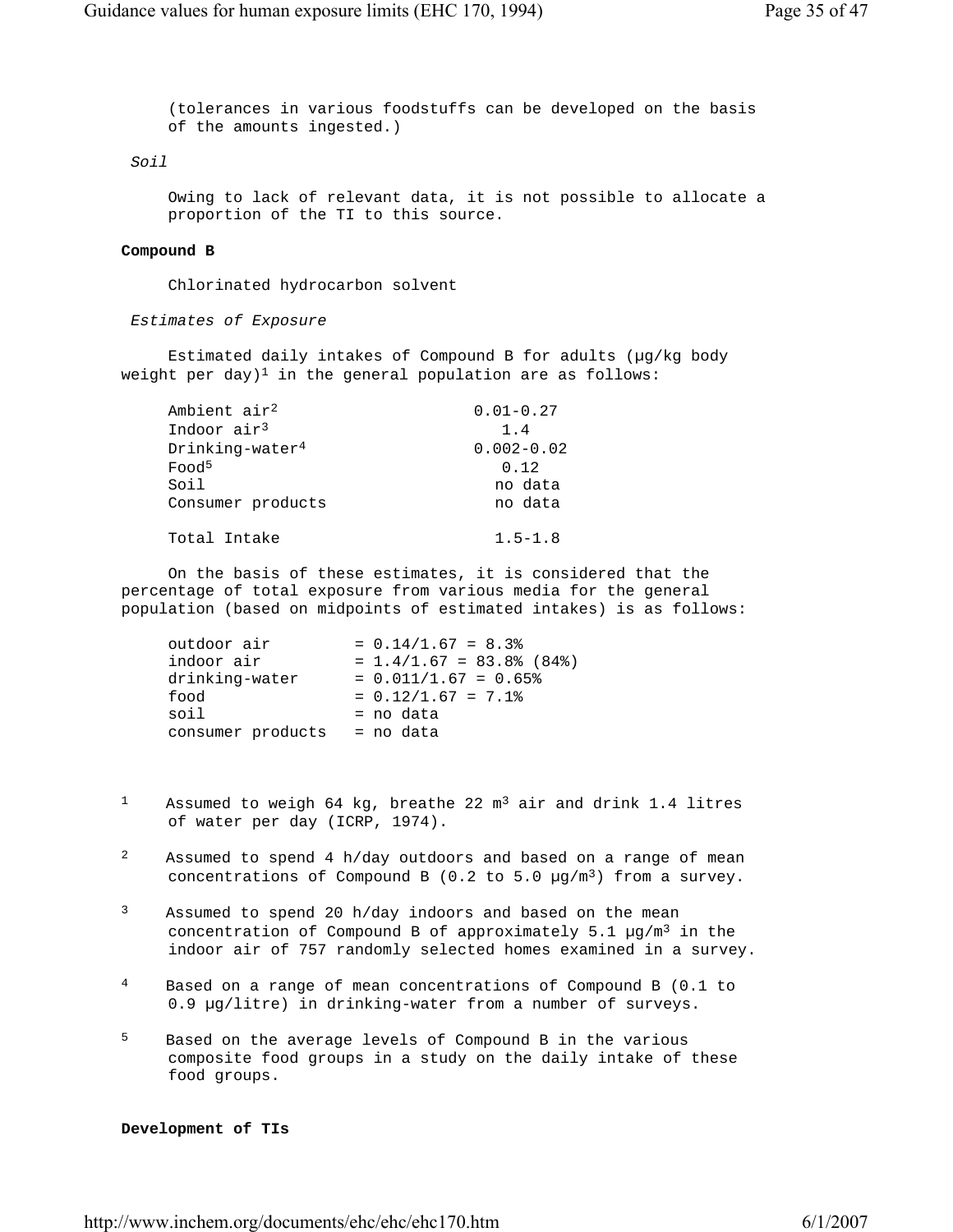(tolerances in various foodstuffs can be developed on the basis of the amounts ingested.)

*Soil*

Owing to lack of relevant data, it is not possible to allocate a proportion of the TI to this source.

**Compound B**

Chlorinated hydrocarbon solvent

*Estimates of Exposure*

Estimated daily intakes of Compound B for adults (µg/kg body weight per day)[1] in the general population are as follows:

| | |
|---|---|
| Ambient air[2] | 0.01-0.27 |
| Indoor air[3] | 1.4 |
| Drinking-water[4] | 0.002-0.02 |
| Food[5] | 0.12 |
| Soil | no data |
| Consumer products | no data |
| Total Intake | 1.5-1.8 |

On the basis of these estimates, it is considered that the percentage of total exposure from various media for the general population (based on midpoints of estimated intakes) is as follows:

| | |
|---|---|
| outdoor air | = 0.14/1.67 = 8.3% |
| indoor air | = 1.4/1.67 = 83.8% (84%) |
| drinking-water | = 0.011/1.67 = 0.65% |
| food | = 0.12/1.67 = 7.1% |
| soil | = no data |
| consumer products | = no data |

[1] Assumed to weigh 64 kg, breathe 22 $m^3$ air and drink 1.4 litres of water per day (ICRP, 1974).

[2] Assumed to spend 4 h/day outdoors and based on a range of mean concentrations of Compound B (0.2 to 5.0 µg/$m^3$) from a survey.

[3] Assumed to spend 20 h/day indoors and based on the mean concentration of Compound B of approximately 5.1 µg/$m^3$ in the indoor air of 757 randomly selected homes examined in a survey.

[4] Based on a range of mean concentrations of Compound B (0.1 to 0.9 µg/litre) in drinking-water from a number of surveys.

[5] Based on the average levels of Compound B in the various composite food groups in a study on the daily intake of these food groups.

**Development of TIs**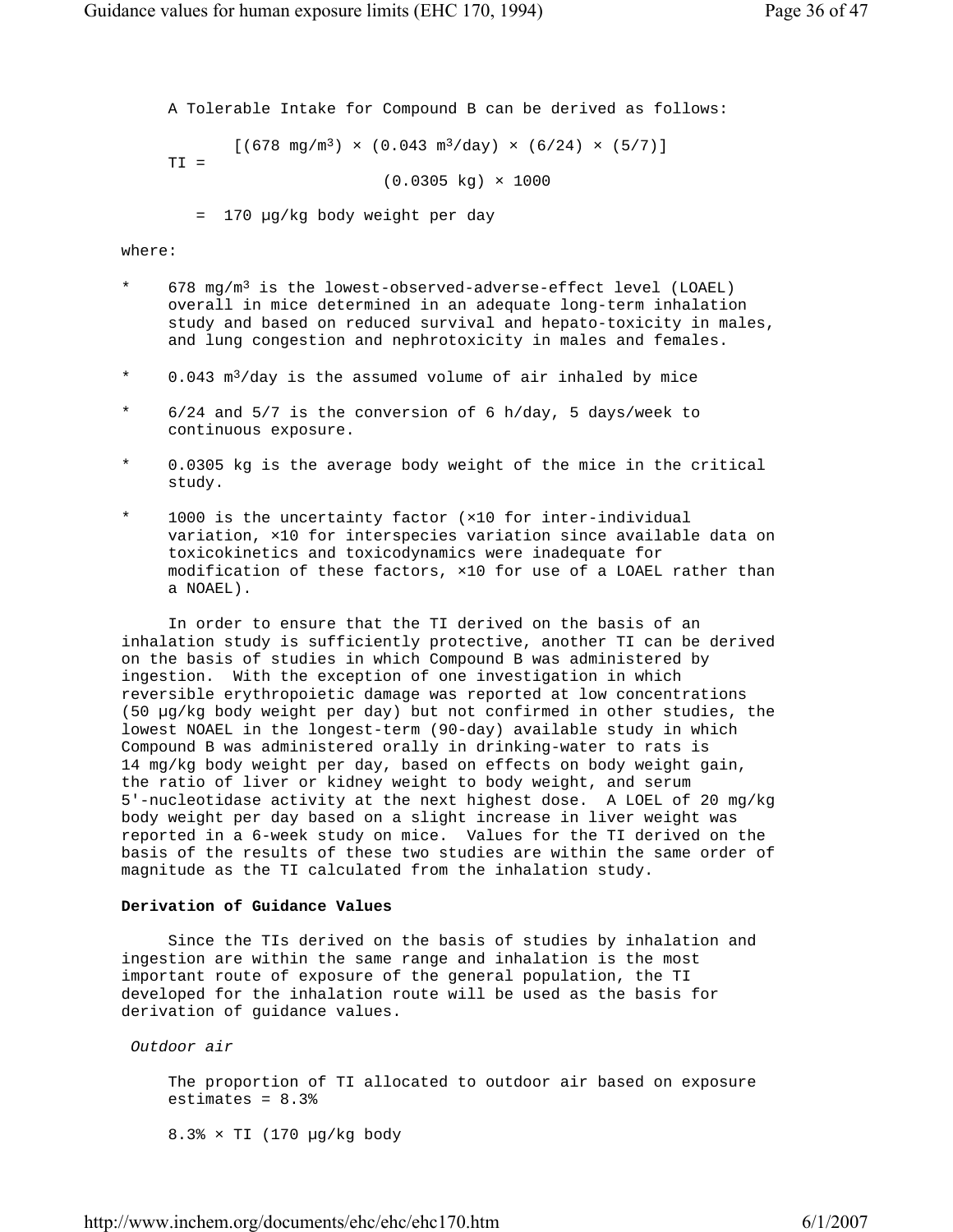A Tolerable Intake for Compound B can be derived as follows:

$$TI = \frac{[(678\ mg/m^3) \times (0.043\ m^3/day) \times (6/24) \times (5/7)]}{(0.0305\ kg) \times 1000}$$

$$= 170\ \mu g/kg\ \text{body weight per day}$$

where:

* $678\ mg/m^3$ is the lowest-observed-adverse-effect level (LOAEL) overall in mice determined in an adequate long-term inhalation study and based on reduced survival and hepato-toxicity in males, and lung congestion and nephrotoxicity in males and females.
* $0.043\ m^3/day$ is the assumed volume of air inhaled by mice
* 6/24 and 5/7 is the conversion of 6 h/day, 5 days/week to continuous exposure.
* 0.0305 kg is the average body weight of the mice in the critical study.
* 1000 is the uncertainty factor (×10 for inter-individual variation, ×10 for interspecies variation since available data on toxicokinetics and toxicodynamics were inadequate for modification of these factors, ×10 for use of a LOAEL rather than a NOAEL).

In order to ensure that the TI derived on the basis of an inhalation study is sufficiently protective, another TI can be derived on the basis of studies in which Compound B was administered by ingestion. With the exception of one investigation in which reversible erythropoietic damage was reported at low concentrations (50 µg/kg body weight per day) but not confirmed in other studies, the lowest NOAEL in the longest-term (90-day) available study in which Compound B was administered orally in drinking-water to rats is 14 mg/kg body weight per day, based on effects on body weight gain, the ratio of liver or kidney weight to body weight, and serum 5'-nucleotidase activity at the next highest dose. A LOEL of 20 mg/kg body weight per day based on a slight increase in liver weight was reported in a 6-week study on mice. Values for the TI derived on the basis of the results of these two studies are within the same order of magnitude as the TI calculated from the inhalation study.

**Derivation of Guidance Values**

Since the TIs derived on the basis of studies by inhalation and ingestion are within the same range and inhalation is the most important route of exposure of the general population, the TI developed for the inhalation route will be used as the basis for derivation of guidance values.

*Outdoor air*

The proportion of TI allocated to outdoor air based on exposure estimates = 8.3%

8.3% × TI (170 µg/kg body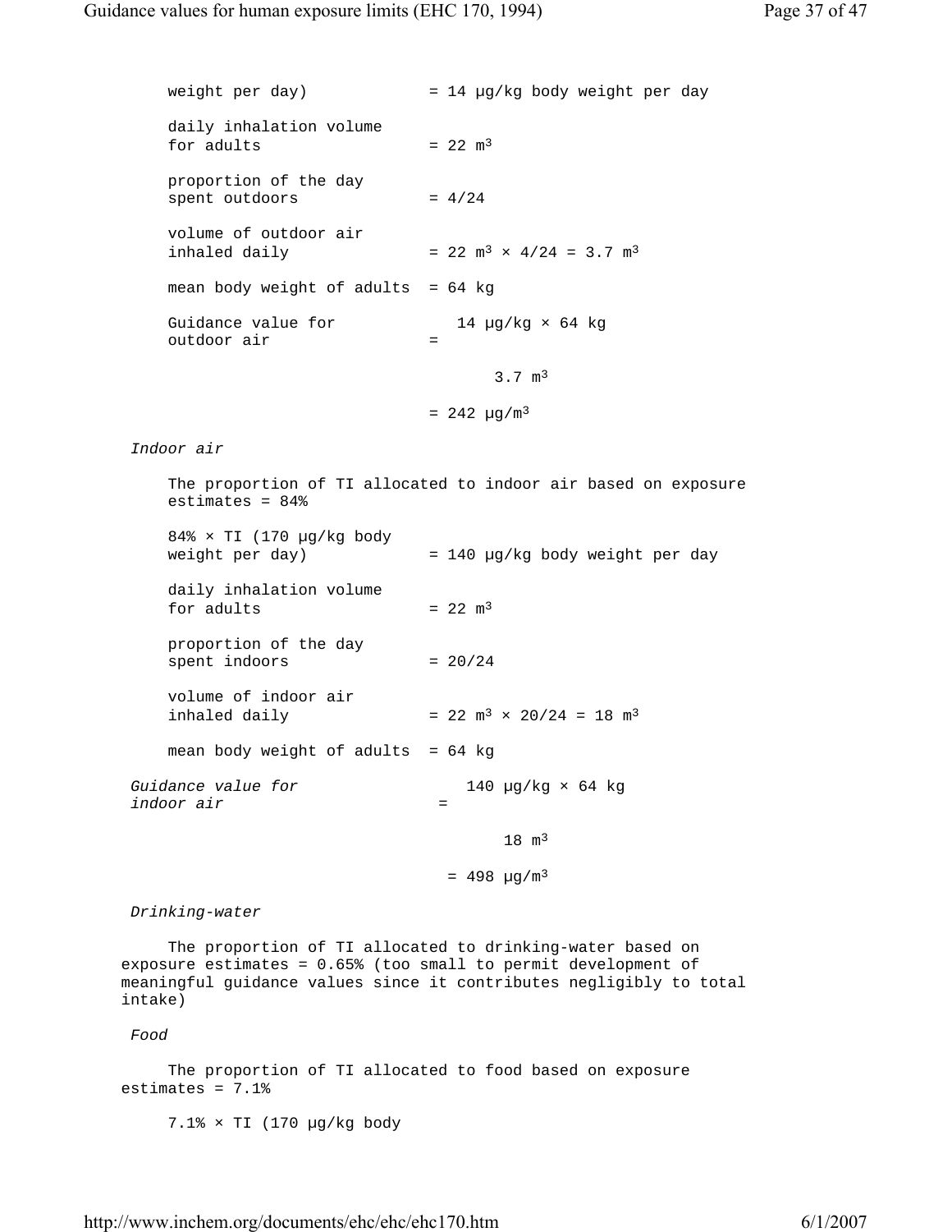weight per day) = 14 µg/kg body weight per day

daily inhalation volume for adults = 22 $m^3$

proportion of the day spent outdoors = 4/24

volume of outdoor air inhaled daily = 22 $m^3$ × 4/24 = 3.7 $m^3$

mean body weight of adults = 64 kg

Guidance value for outdoor air = 

$$\frac{14\ \mu g/kg \times 64\ kg}{3.7\ m^3}$$

= 242 µg/$m^3$

*Indoor air*

The proportion of TI allocated to indoor air based on exposure estimates = 84%

84% × TI (170 µg/kg body weight per day) = 140 µg/kg body weight per day

daily inhalation volume for adults = 22 $m^3$

proportion of the day spent indoors = 20/24

volume of indoor air inhaled daily = 22 $m^3$ × 20/24 = 18 $m^3$

mean body weight of adults = 64 kg

*Guidance value for indoor air* = 

$$\frac{140\ \mu g/kg \times 64\ kg}{18\ m^3}$$

= 498 µg/$m^3$

*Drinking-water*

The proportion of TI allocated to drinking-water based on exposure estimates = 0.65% (too small to permit development of meaningful guidance values since it contributes negligibly to total intake)

*Food*

The proportion of TI allocated to food based on exposure estimates = 7.1%

7.1% × TI (170 µg/kg body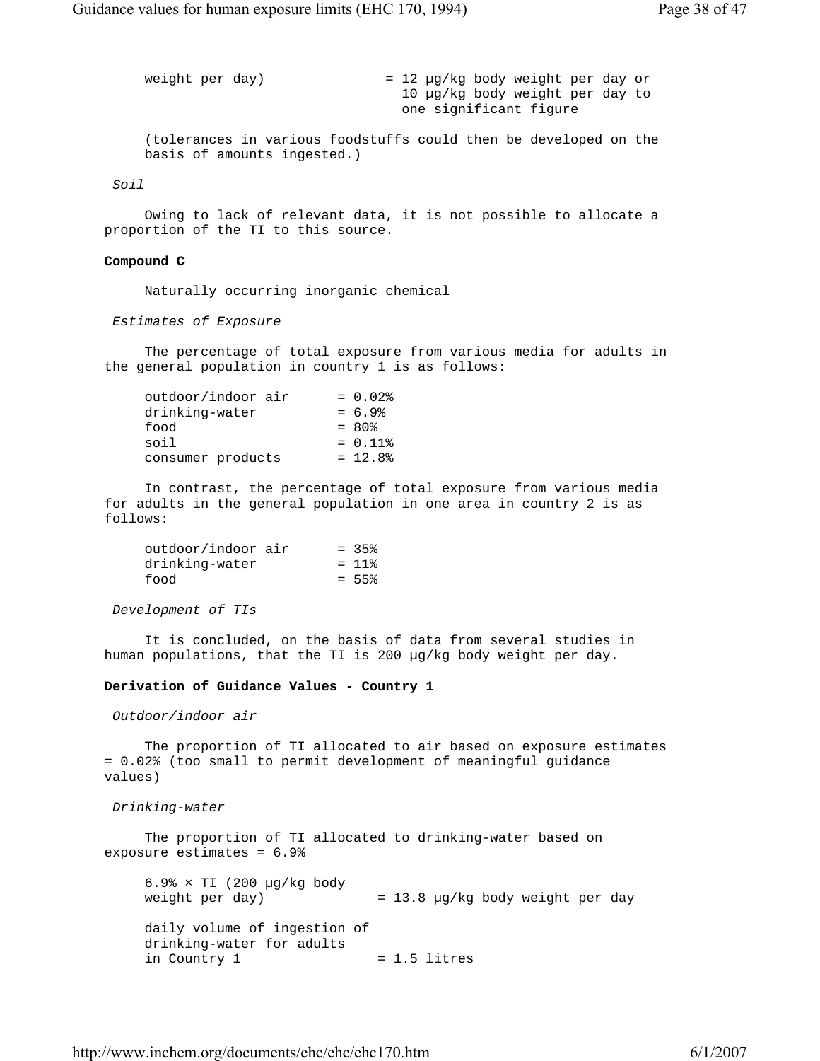weight per day) = 12 µg/kg body weight per day or 10 µg/kg body weight per day to one significant figure

(tolerances in various foodstuffs could then be developed on the basis of amounts ingested.)

*Soil*

Owing to lack of relevant data, it is not possible to allocate a proportion of the TI to this source.

**Compound C**

Naturally occurring inorganic chemical

*Estimates of Exposure*

The percentage of total exposure from various media for adults in the general population in country 1 is as follows:

```
outdoor/indoor air      = 0.02%
drinking-water          = 6.9%
food                    = 80%
soil                    = 0.11%
consumer products       = 12.8%
```

In contrast, the percentage of total exposure from various media for adults in the general population in one area in country 2 is as follows:

```
outdoor/indoor air      = 35%
drinking-water          = 11%
food                    = 55%
```

*Development of TIs*

It is concluded, on the basis of data from several studies in human populations, that the TI is 200 µg/kg body weight per day.

**Derivation of Guidance Values - Country 1**

*Outdoor/indoor air*

The proportion of TI allocated to air based on exposure estimates = 0.02% (too small to permit development of meaningful guidance values)

*Drinking-water*

The proportion of TI allocated to drinking-water based on exposure estimates = 6.9%

```
6.9% × TI (200 µg/kg body
weight per day)             = 13.8 µg/kg body weight per day

daily volume of ingestion of
drinking-water for adults
in Country 1                = 1.5 litres
```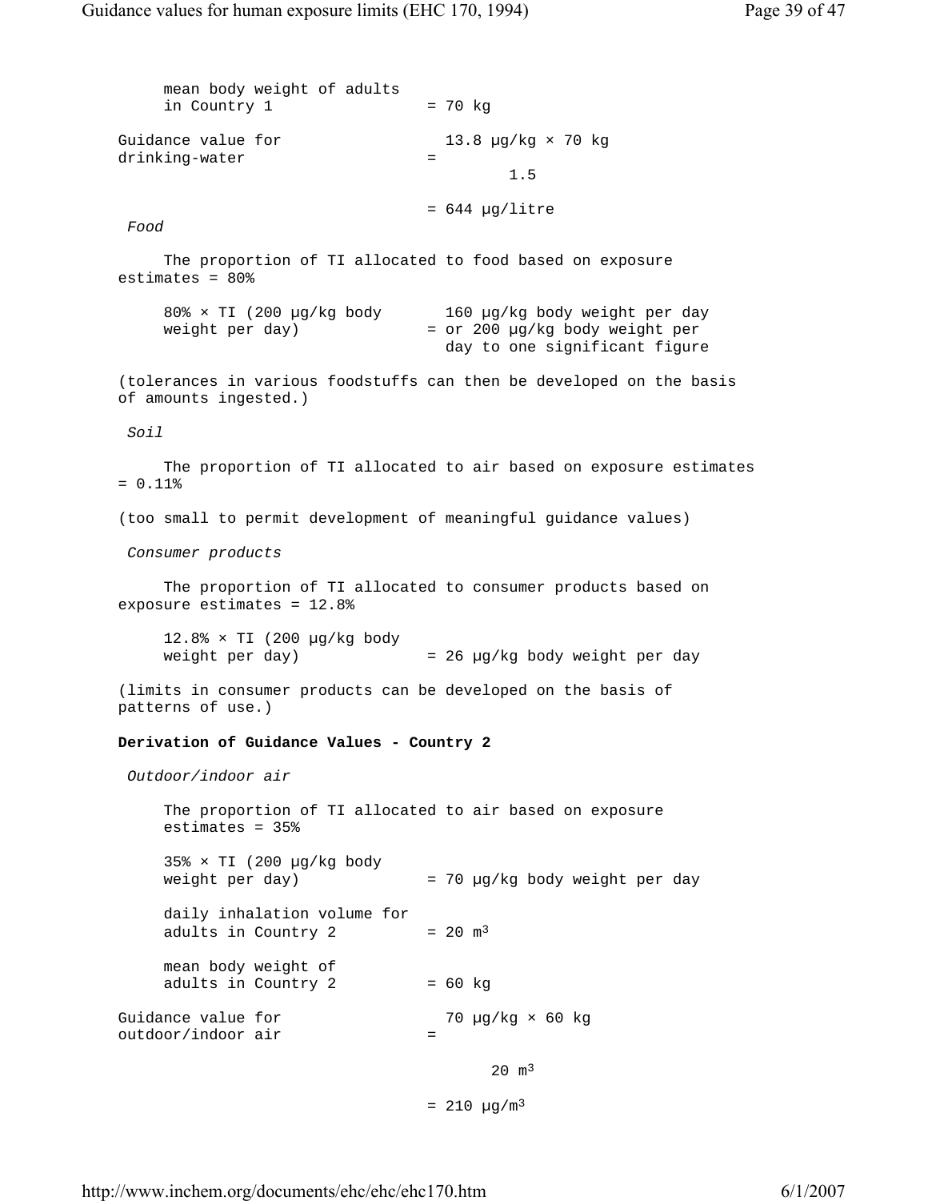mean body weight of adults in Country 1 = 70 kg

Guidance value for drinking-water =

$$\frac{13.8\ \mu g/kg \times 70\ kg}{1.5}$$

= 644 µg/litre

*Food*

The proportion of TI allocated to food based on exposure estimates = 80%

80% × TI (200 µg/kg body weight per day) = 160 µg/kg body weight per day or 200 µg/kg body weight per day to one significant figure

(tolerances in various foodstuffs can then be developed on the basis of amounts ingested.)

*Soil*

The proportion of TI allocated to air based on exposure estimates = 0.11%

(too small to permit development of meaningful guidance values)

*Consumer products*

The proportion of TI allocated to consumer products based on exposure estimates = 12.8%

12.8% × TI (200 µg/kg body weight per day) = 26 µg/kg body weight per day

(limits in consumer products can be developed on the basis of patterns of use.)

**Derivation of Guidance Values - Country 2**

*Outdoor/indoor air*

The proportion of TI allocated to air based on exposure estimates = 35%

35% × TI (200 µg/kg body weight per day) = 70 µg/kg body weight per day

daily inhalation volume for adults in Country 2 = 20 $m^3$

mean body weight of adults in Country 2 = 60 kg

Guidance value for outdoor/indoor air =

$$\frac{70\ \mu g/kg \times 60\ kg}{20\ m^3}$$

= 210 $\mu g/m^3$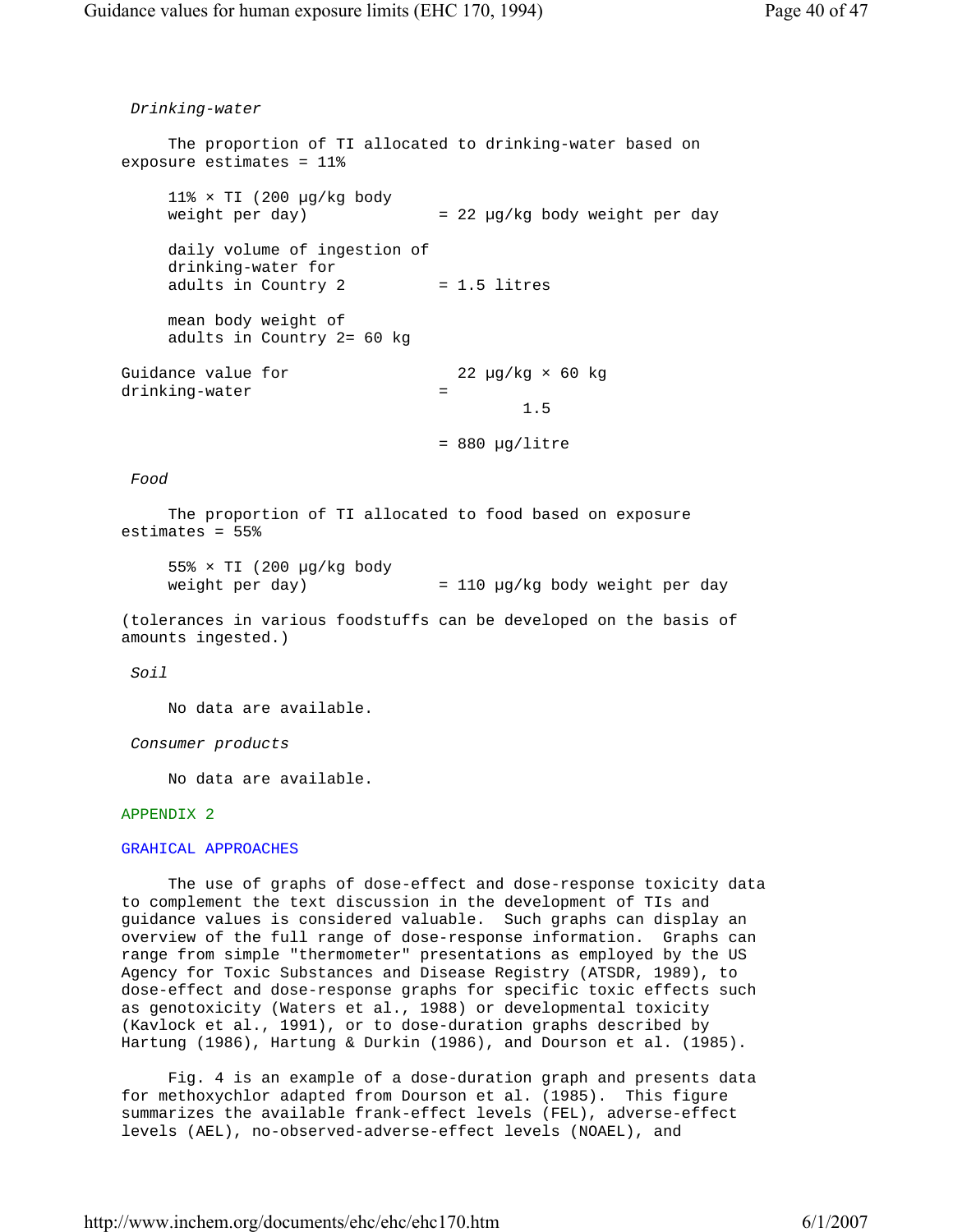*Drinking-water*

The proportion of TI allocated to drinking-water based on exposure estimates = 11%

11% × TI (200 µg/kg body weight per day) = 22 µg/kg body weight per day

daily volume of ingestion of drinking-water for adults in Country 2 = 1.5 litres

mean body weight of adults in Country 2= 60 kg

$$\text{Guidance value for drinking-water} = \frac{22\ \mu g/kg \times 60\ kg}{1.5}$$

= 880 µg/litre

*Food*

The proportion of TI allocated to food based on exposure estimates = 55%

55% × TI (200 µg/kg body weight per day) = 110 µg/kg body weight per day

(tolerances in various foodstuffs can be developed on the basis of amounts ingested.)

*Soil*

No data are available.

*Consumer products*

No data are available.

## APPENDIX 2

## GRAHICAL APPROACHES

The use of graphs of dose-effect and dose-response toxicity data to complement the text discussion in the development of TIs and guidance values is considered valuable. Such graphs can display an overview of the full range of dose-response information. Graphs can range from simple "thermometer" presentations as employed by the US Agency for Toxic Substances and Disease Registry (ATSDR, 1989), to dose-effect and dose-response graphs for specific toxic effects such as genotoxicity (Waters et al., 1988) or developmental toxicity (Kavlock et al., 1991), or to dose-duration graphs described by Hartung (1986), Hartung & Durkin (1986), and Dourson et al. (1985).

Fig. 4 is an example of a dose-duration graph and presents data for methoxychlor adapted from Dourson et al. (1985). This figure summarizes the available frank-effect levels (FEL), adverse-effect levels (AEL), no-observed-adverse-effect levels (NOAEL), and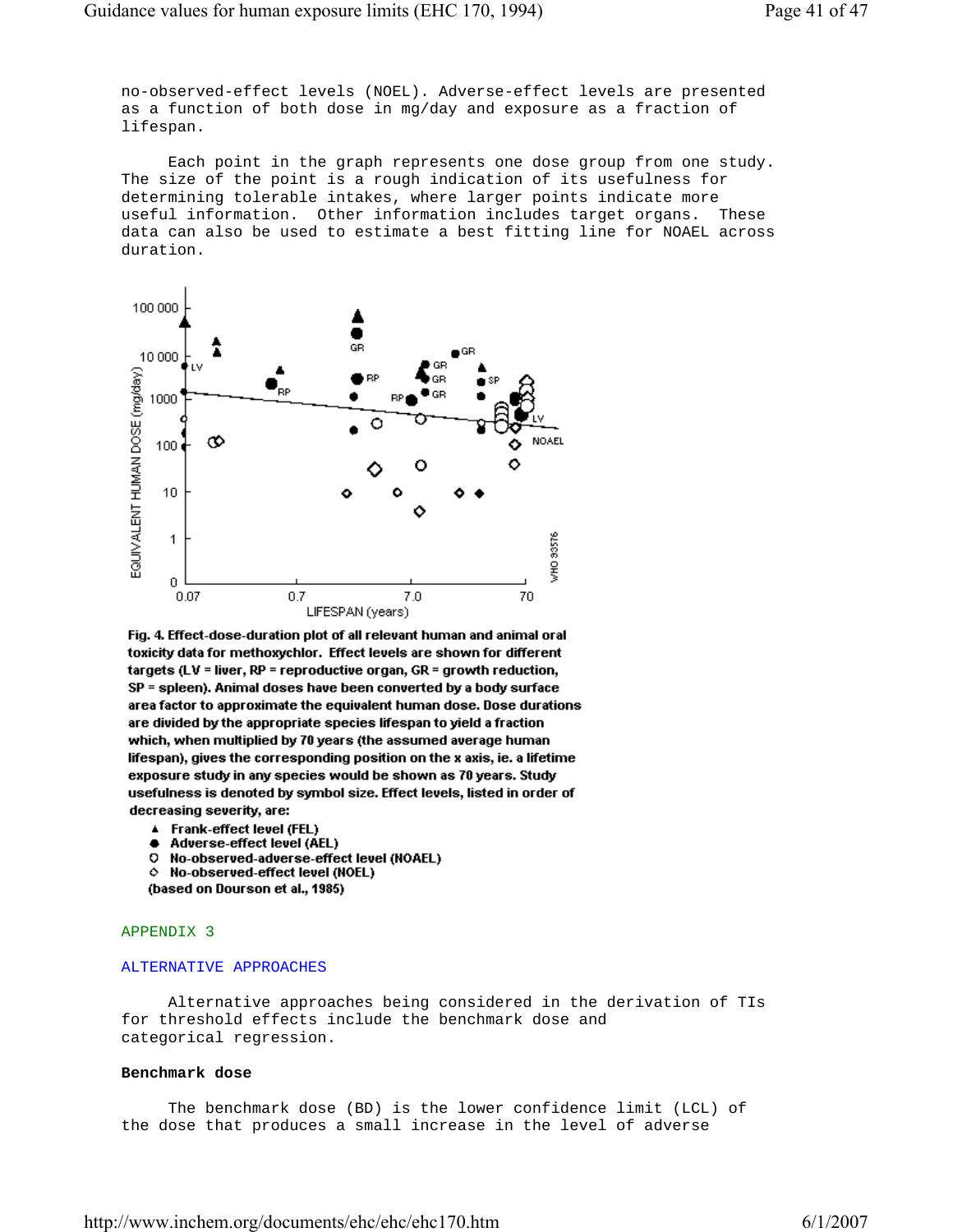no-observed-effect levels (NOEL). Adverse-effect levels are presented as a function of both dose in mg/day and exposure as a fraction of lifespan.

Each point in the graph represents one dose group from one study. The size of the point is a rough indication of its usefulness for determining tolerable intakes, where larger points indicate more useful information. Other information includes target organs. These data can also be used to estimate a best fitting line for NOAEL across duration.

Fig. 4. Effect-dose-duration plot of all relevant human and animal oral toxicity data for methoxychlor. Effect levels are shown for different targets (LV = liver, RP = reproductive organ, GR = growth reduction, SP = spleen). Animal doses have been converted by a body surface area factor to approximate the equivalent human dose. Dose durations are divided by the appropriate species lifespan to yield a fraction which, when multiplied by 70 years (the assumed average human lifespan), gives the corresponding position on the x axis, ie. a lifetime exposure study in any species would be shown as 70 years. Study usefulness is denoted by symbol size. Effect levels, listed in order of decreasing severity, are:

- ▲ Frank-effect level (FEL)
- ● Adverse-effect level (AEL)
- O No-observed-adverse-effect level (NOAEL)
- ◇ No-observed-effect level (NOEL)

(based on Dourson et al., 1985)

## APPENDIX 3

## ALTERNATIVE APPROACHES

Alternative approaches being considered in the derivation of TIs for threshold effects include the benchmark dose and categorical regression.

### Benchmark dose

The benchmark dose (BD) is the lower confidence limit (LCL) of the dose that produces a small increase in the level of adverse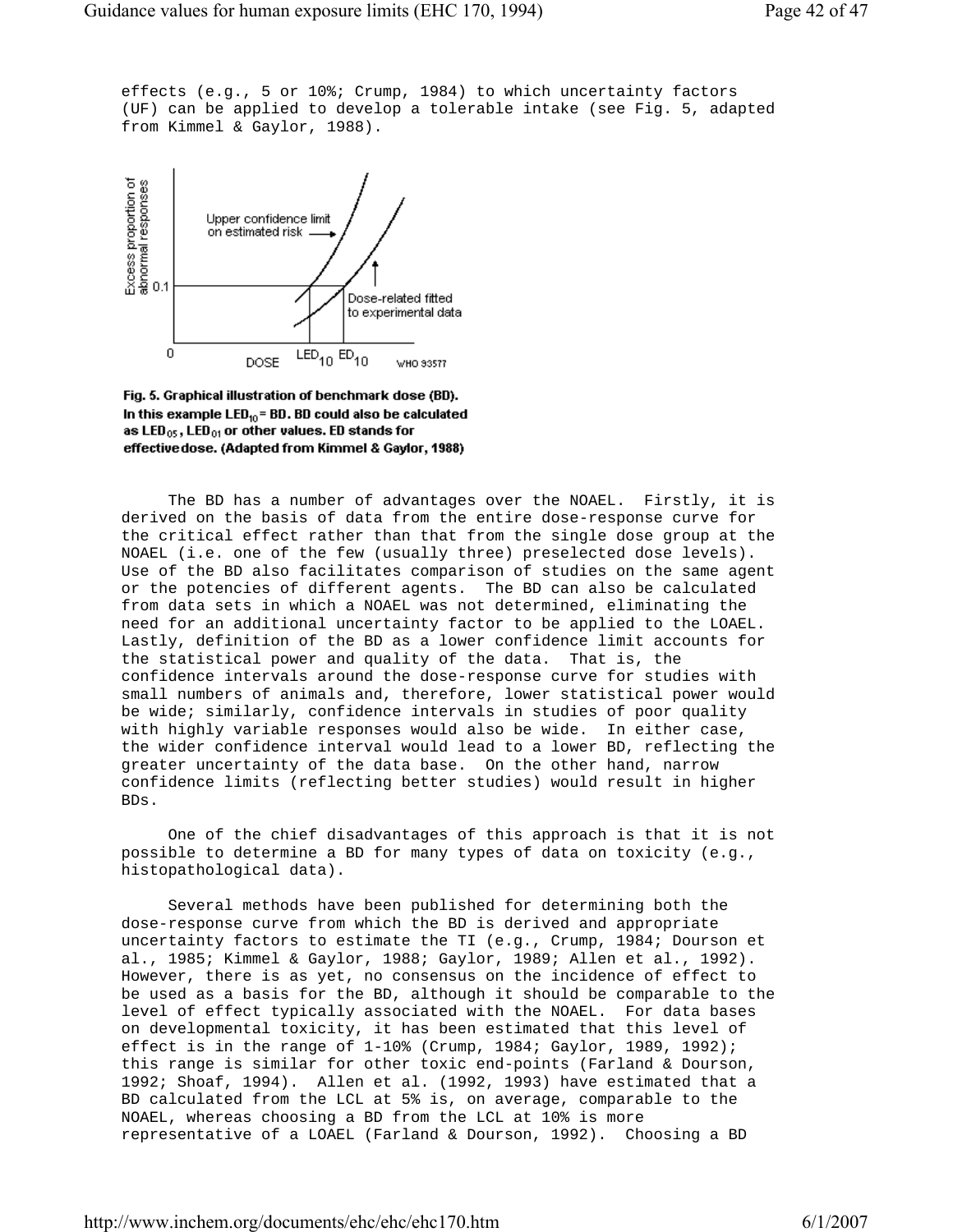effects (e.g., 5 or 10%; Crump, 1984) to which uncertainty factors (UF) can be applied to develop a tolerable intake (see Fig. 5, adapted from Kimmel & Gaylor, 1988).

**Fig. 5. Graphical illustration of benchmark dose (BD). In this example $LED_{10}$ = BD. BD could also be calculated as $LED_{05}$, $LED_{01}$ or other values. ED stands for effective dose. (Adapted from Kimmel & Gaylor, 1988)**

The BD has a number of advantages over the NOAEL. Firstly, it is derived on the basis of data from the entire dose-response curve for the critical effect rather than that from the single dose group at the NOAEL (i.e. one of the few (usually three) preselected dose levels). Use of the BD also facilitates comparison of studies on the same agent or the potencies of different agents. The BD can also be calculated from data sets in which a NOAEL was not determined, eliminating the need for an additional uncertainty factor to be applied to the LOAEL. Lastly, definition of the BD as a lower confidence limit accounts for the statistical power and quality of the data. That is, the confidence intervals around the dose-response curve for studies with small numbers of animals and, therefore, lower statistical power would be wide; similarly, confidence intervals in studies of poor quality with highly variable responses would also be wide. In either case, the wider confidence interval would lead to a lower BD, reflecting the greater uncertainty of the data base. On the other hand, narrow confidence limits (reflecting better studies) would result in higher BDs.

One of the chief disadvantages of this approach is that it is not possible to determine a BD for many types of data on toxicity (e.g., histopathological data).

Several methods have been published for determining both the dose-response curve from which the BD is derived and appropriate uncertainty factors to estimate the TI (e.g., Crump, 1984; Dourson et al., 1985; Kimmel & Gaylor, 1988; Gaylor, 1989; Allen et al., 1992). However, there is as yet, no consensus on the incidence of effect to be used as a basis for the BD, although it should be comparable to the level of effect typically associated with the NOAEL. For data bases on developmental toxicity, it has been estimated that this level of effect is in the range of 1-10% (Crump, 1984; Gaylor, 1989, 1992); this range is similar for other toxic end-points (Farland & Dourson, 1992; Shoaf, 1994). Allen et al. (1992, 1993) have estimated that a BD calculated from the LCL at 5% is, on average, comparable to the NOAEL, whereas choosing a BD from the LCL at 10% is more representative of a LOAEL (Farland & Dourson, 1992). Choosing a BD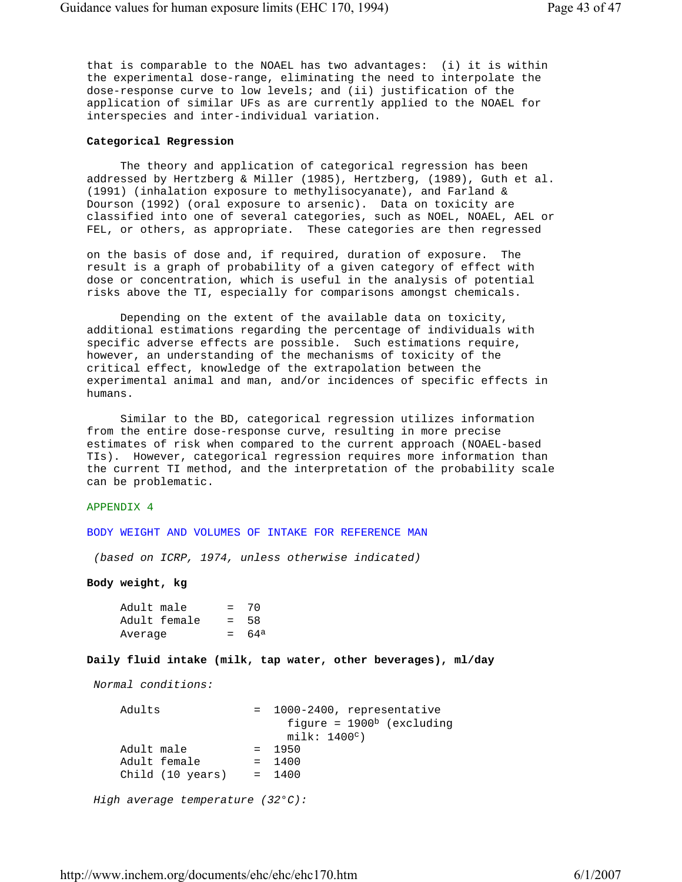that is comparable to the NOAEL has two advantages: (i) it is within the experimental dose-range, eliminating the need to interpolate the dose-response curve to low levels; and (ii) justification of the application of similar UFs as are currently applied to the NOAEL for interspecies and inter-individual variation.

**Categorical Regression**

The theory and application of categorical regression has been addressed by Hertzberg & Miller (1985), Hertzberg, (1989), Guth et al. (1991) (inhalation exposure to methylisocyanate), and Farland & Dourson (1992) (oral exposure to arsenic). Data on toxicity are classified into one of several categories, such as NOEL, NOAEL, AEL or FEL, or others, as appropriate. These categories are then regressed on the basis of dose and, if required, duration of exposure. The result is a graph of probability of a given category of effect with dose or concentration, which is useful in the analysis of potential risks above the TI, especially for comparisons amongst chemicals.

Depending on the extent of the available data on toxicity, additional estimations regarding the percentage of individuals with specific adverse effects are possible. Such estimations require, however, an understanding of the mechanisms of toxicity of the critical effect, knowledge of the extrapolation between the experimental animal and man, and/or incidences of specific effects in humans.

Similar to the BD, categorical regression utilizes information from the entire dose-response curve, resulting in more precise estimates of risk when compared to the current approach (NOAEL-based TIs). However, categorical regression requires more information than the current TI method, and the interpretation of the probability scale can be problematic.

## APPENDIX 4

## BODY WEIGHT AND VOLUMES OF INTAKE FOR REFERENCE MAN

*(based on ICRP, 1974, unless otherwise indicated)*

**Body weight, kg**

```
Adult male      =  70
Adult female    =  58
Average         =  64[a]
```

**Daily fluid intake (milk, tap water, other beverages), ml/day**

*Normal conditions:*

```
Adults              =  1000-2400, representative
                         figure = 1900[b] (excluding
                         milk: 1400[c])
Adult male          =  1950
Adult female        =  1400
Child (10 years)    =  1400
```

*High average temperature (32°C):*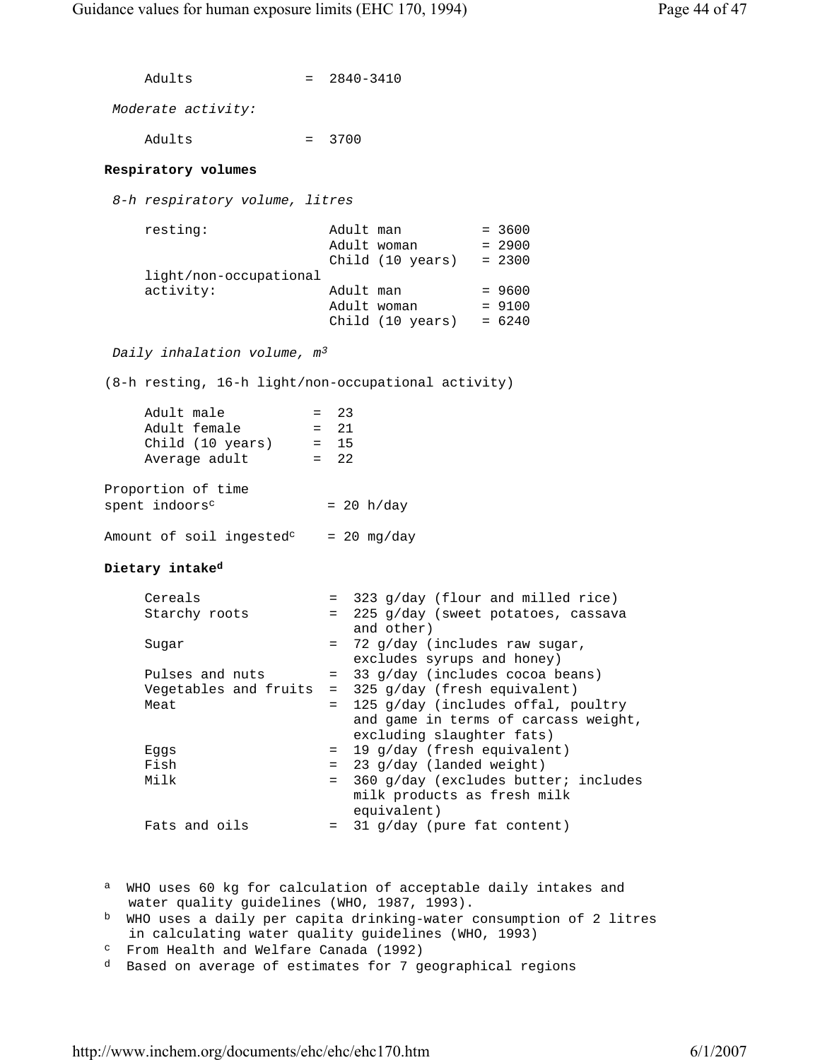Adults = 2840-3410

*Moderate activity:*

Adults = 3700

**Respiratory volumes**

*8-h respiratory volume, litres*

| | | |
|---|---|---|
| resting: | Adult man | = 3600 |
| | Adult woman | = 2900 |
| | Child (10 years) | = 2300 |
| light/non-occupational activity: | Adult man | = 9600 |
| | Adult woman | = 9100 |
| | Child (10 years) | = 6240 |

*Daily inhalation volume, $m^3$*

(8-h resting, 16-h light/non-occupational activity)

| | |
|---|---|
| Adult male | = 23 |
| Adult female | = 21 |
| Child (10 years) | = 15 |
| Average adult | = 22 |

Proportion of time spent indoors[c] = 20 h/day

Amount of soil ingested[c] = 20 mg/day

**Dietary intake[d]**

| | |
|---|---|
| Cereals | = 323 g/day (flour and milled rice) |
| Starchy roots | = 225 g/day (sweet potatoes, cassava and other) |
| Sugar | = 72 g/day (includes raw sugar, excludes syrups and honey) |
| Pulses and nuts | = 33 g/day (includes cocoa beans) |
| Vegetables and fruits | = 325 g/day (fresh equivalent) |
| Meat | = 125 g/day (includes offal, poultry and game in terms of carcass weight, excluding slaughter fats) |
| Eggs | = 19 g/day (fresh equivalent) |
| Fish | = 23 g/day (landed weight) |
| Milk | = 360 g/day (excludes butter; includes milk products as fresh milk equivalent) |
| Fats and oils | = 31 g/day (pure fat content) |

[a] WHO uses 60 kg for calculation of acceptable daily intakes and water quality guidelines (WHO, 1987, 1993).

[b] WHO uses a daily per capita drinking-water consumption of 2 litres in calculating water quality guidelines (WHO, 1993)

[c] From Health and Welfare Canada (1992)

[d] Based on average of estimates for 7 geographical regions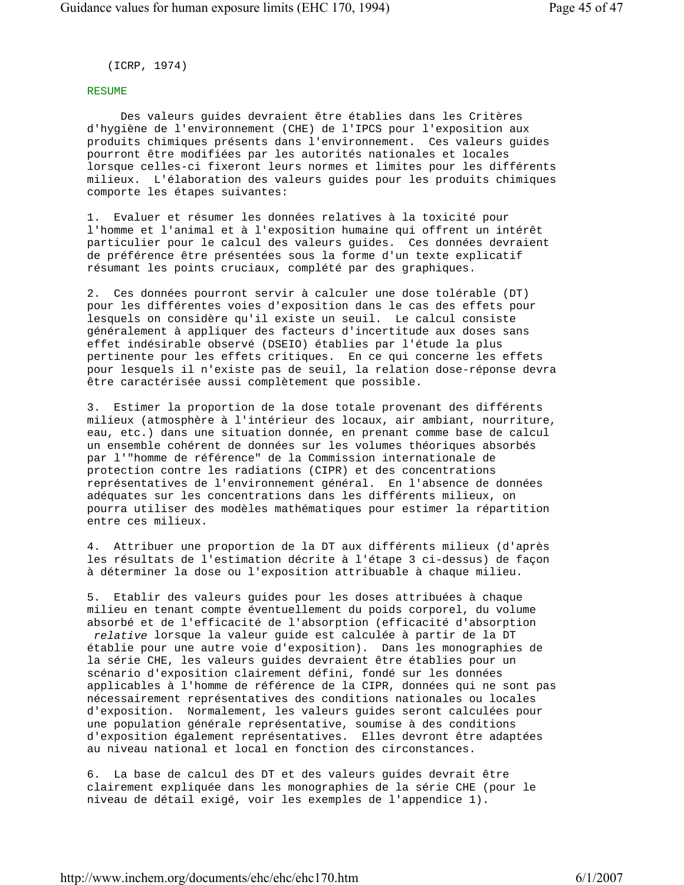(ICRP, 1974)

## RESUME

Des valeurs guides devraient être établies dans les Critères d'hygiène de l'environnement (CHE) de l'IPCS pour l'exposition aux produits chimiques présents dans l'environnement. Ces valeurs guides pourront être modifiées par les autorités nationales et locales lorsque celles-ci fixeront leurs normes et limites pour les différents milieux. L'élaboration des valeurs guides pour les produits chimiques comporte les étapes suivantes:

1. Evaluer et résumer les données relatives à la toxicité pour l'homme et l'animal et à l'exposition humaine qui offrent un intérêt particulier pour le calcul des valeurs guides. Ces données devraient de préférence être présentées sous la forme d'un texte explicatif résumant les points cruciaux, complété par des graphiques.

2. Ces données pourront servir à calculer une dose tolérable (DT) pour les différentes voies d'exposition dans le cas des effets pour lesquels on considère qu'il existe un seuil. Le calcul consiste généralement à appliquer des facteurs d'incertitude aux doses sans effet indésirable observé (DSEIO) établies par l'étude la plus pertinente pour les effets critiques. En ce qui concerne les effets pour lesquels il n'existe pas de seuil, la relation dose-réponse devra être caractérisée aussi complètement que possible.

3. Estimer la proportion de la dose totale provenant des différents milieux (atmosphère à l'intérieur des locaux, air ambiant, nourriture, eau, etc.) dans une situation donnée, en prenant comme base de calcul un ensemble cohérent de données sur les volumes théoriques absorbés par l'"homme de référence" de la Commission internationale de protection contre les radiations (CIPR) et des concentrations représentatives de l'environnement général. En l'absence de données adéquates sur les concentrations dans les différents milieux, on pourra utiliser des modèles mathématiques pour estimer la répartition entre ces milieux.

4. Attribuer une proportion de la DT aux différents milieux (d'après les résultats de l'estimation décrite à l'étape 3 ci-dessus) de façon à déterminer la dose ou l'exposition attribuable à chaque milieu.

5. Etablir des valeurs guides pour les doses attribuées à chaque milieu en tenant compte éventuellement du poids corporel, du volume absorbé et de l'efficacité de l'absorption (efficacité d'absorption *relative* lorsque la valeur guide est calculée à partir de la DT établie pour une autre voie d'exposition). Dans les monographies de la série CHE, les valeurs guides devraient être établies pour un scénario d'exposition clairement défini, fondé sur les données applicables à l'homme de référence de la CIPR, données qui ne sont pas nécessairement représentatives des conditions nationales ou locales d'exposition. Normalement, les valeurs guides seront calculées pour une population générale représentative, soumise à des conditions d'exposition également représentatives. Elles devront être adaptées au niveau national et local en fonction des circonstances.

6. La base de calcul des DT et des valeurs guides devrait être clairement expliquée dans les monographies de la série CHE (pour le niveau de détail exigé, voir les exemples de l'appendice 1).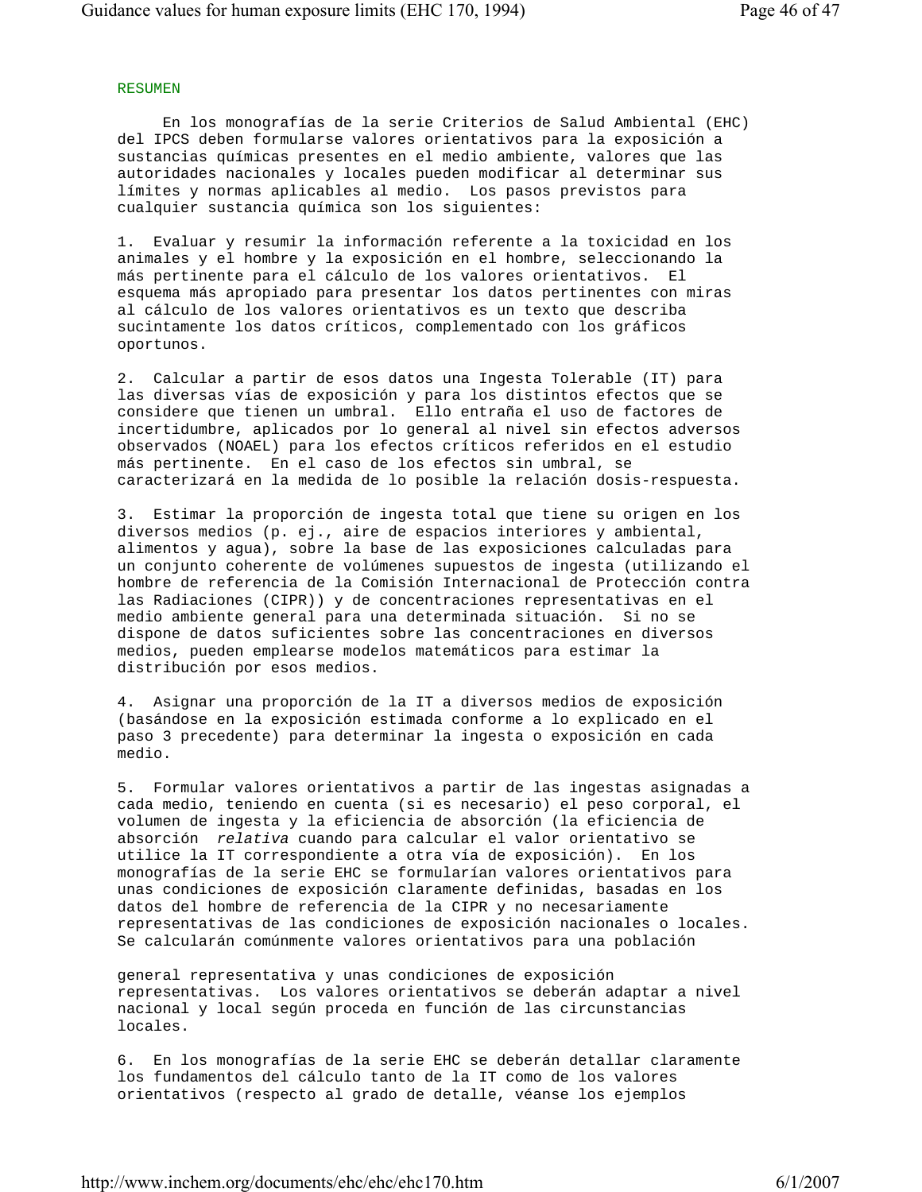## RESUMEN

En los monografías de la serie Criterios de Salud Ambiental (EHC) del IPCS deben formularse valores orientativos para la exposición a sustancias químicas presentes en el medio ambiente, valores que las autoridades nacionales y locales pueden modificar al determinar sus límites y normas aplicables al medio. Los pasos previstos para cualquier sustancia química son los siguientes:

1. Evaluar y resumir la información referente a la toxicidad en los animales y el hombre y la exposición en el hombre, seleccionando la más pertinente para el cálculo de los valores orientativos. El esquema más apropiado para presentar los datos pertinentes con miras al cálculo de los valores orientativos es un texto que describa sucintamente los datos críticos, complementado con los gráficos oportunos.

2. Calcular a partir de esos datos una Ingesta Tolerable (IT) para las diversas vías de exposición y para los distintos efectos que se considere que tienen un umbral. Ello entraña el uso de factores de incertidumbre, aplicados por lo general al nivel sin efectos adversos observados (NOAEL) para los efectos críticos referidos en el estudio más pertinente. En el caso de los efectos sin umbral, se caracterizará en la medida de lo posible la relación dosis-respuesta.

3. Estimar la proporción de ingesta total que tiene su origen en los diversos medios (p. ej., aire de espacios interiores y ambiental, alimentos y agua), sobre la base de las exposiciones calculadas para un conjunto coherente de volúmenes supuestos de ingesta (utilizando el hombre de referencia de la Comisión Internacional de Protección contra las Radiaciones (CIPR)) y de concentraciones representativas en el medio ambiente general para una determinada situación. Si no se dispone de datos suficientes sobre las concentraciones en diversos medios, pueden emplearse modelos matemáticos para estimar la distribución por esos medios.

4. Asignar una proporción de la IT a diversos medios de exposición (basándose en la exposición estimada conforme a lo explicado en el paso 3 precedente) para determinar la ingesta o exposición en cada medio.

5. Formular valores orientativos a partir de las ingestas asignadas a cada medio, teniendo en cuenta (si es necesario) el peso corporal, el volumen de ingesta y la eficiencia de absorción (la eficiencia de absorción *relativa* cuando para calcular el valor orientativo se utilice la IT correspondiente a otra vía de exposición). En los monografías de la serie EHC se formularían valores orientativos para unas condiciones de exposición claramente definidas, basadas en los datos del hombre de referencia de la CIPR y no necesariamente representativas de las condiciones de exposición nacionales o locales. Se calcularán comúnmente valores orientativos para una población general representativa y unas condiciones de exposición representativas. Los valores orientativos se deberán adaptar a nivel nacional y local según proceda en función de las circunstancias locales.

6. En los monografías de la serie EHC se deberán detallar claramente los fundamentos del cálculo tanto de la IT como de los valores orientativos (respecto al grado de detalle, véanse los ejemplos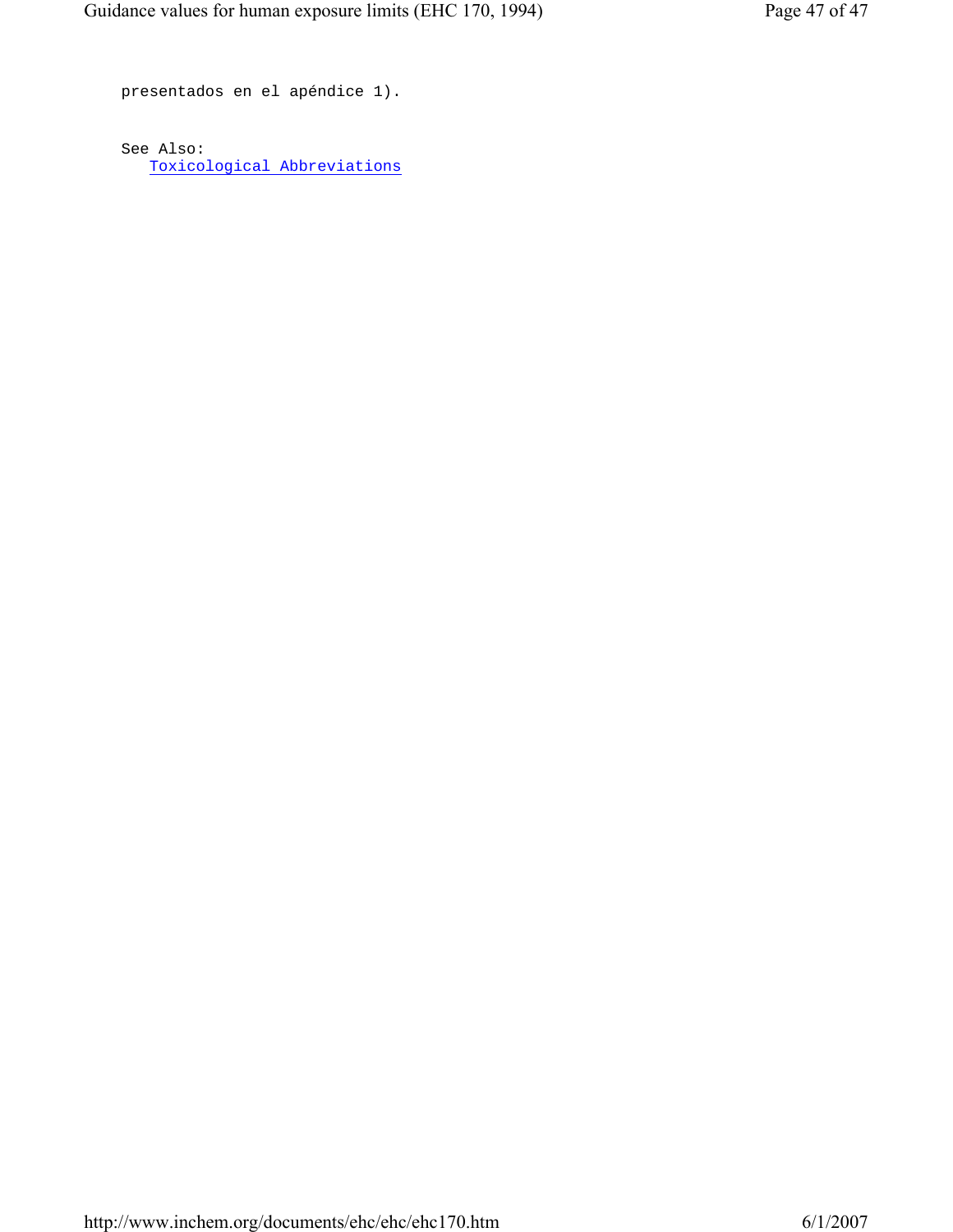presentados en el apéndice 1).

See Also:
Toxicological Abbreviations